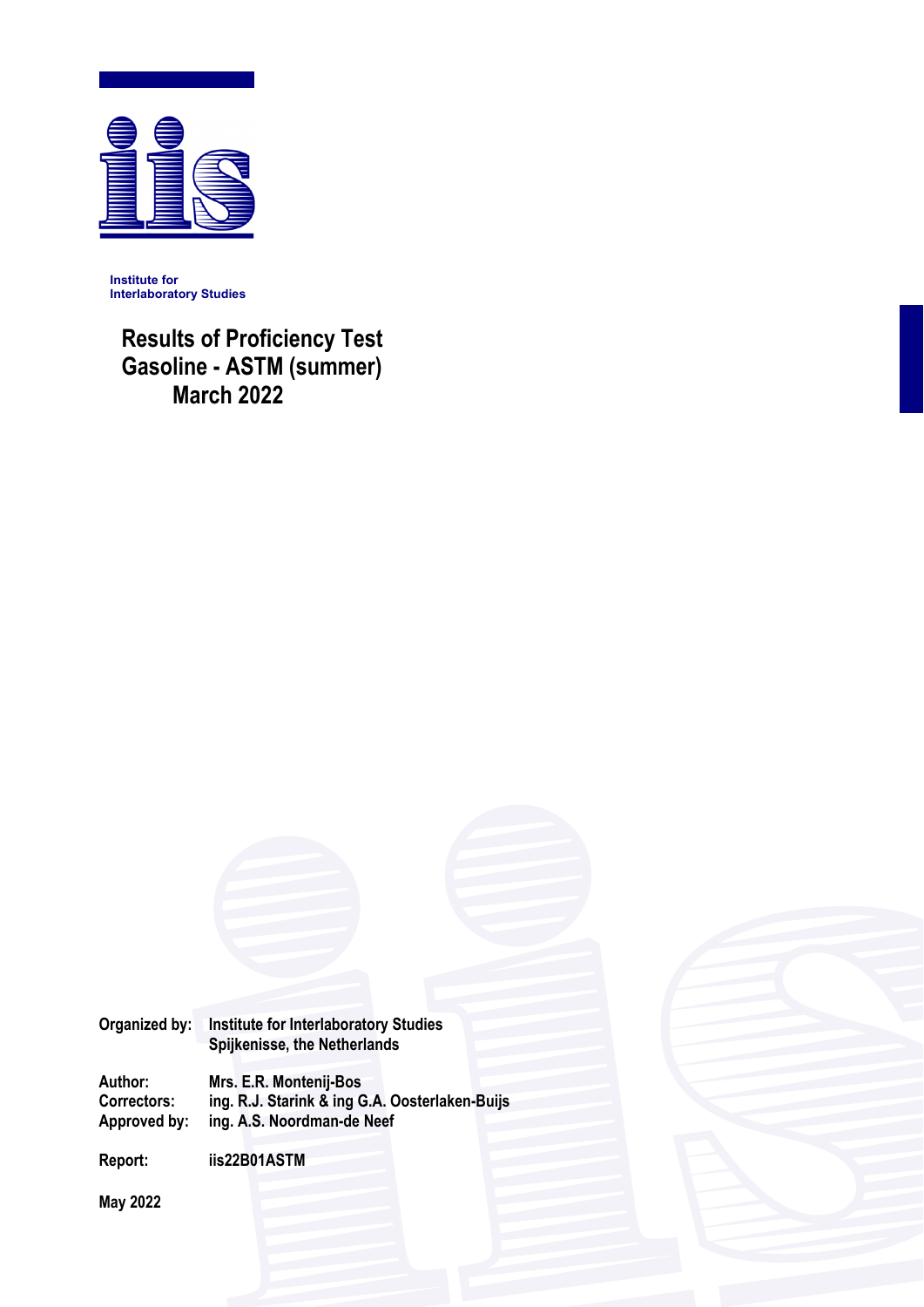Institute for
Interlaboratory Studies

# Results of Proficiency Test Gasoline - ASTM (summer) March 2022

| | |
|---|---|
| **Organized by:** | **Institute for Interlaboratory Studies** |
| | **Spijkenisse, the Netherlands** |
| **Author:** | **Mrs. E.R. Montenij-Bos** |
| **Correctors:** | **ing. R.J. Starink & ing G.A. Oosterlaken-Buijs** |
| **Approved by:** | **ing. A.S. Noordman-de Neef** |
| **Report:** | **iis22B01ASTM** |

**May 2022**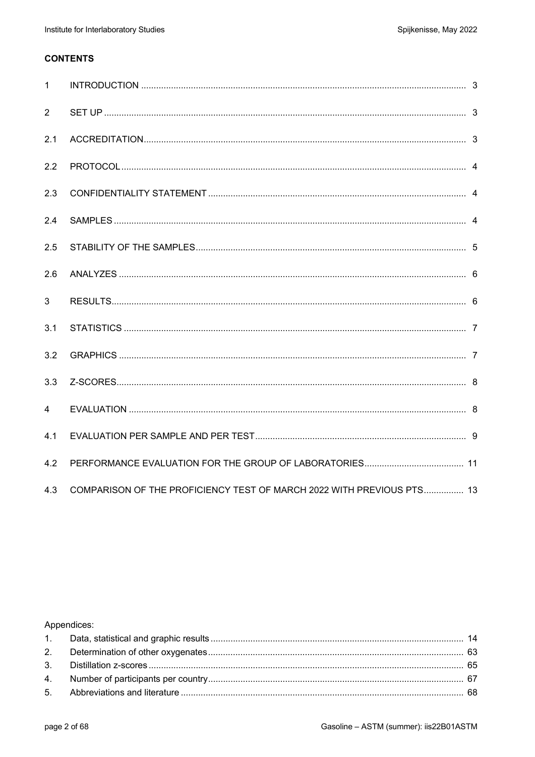**CONTENTS**

| | | |
|---|---|---|
| 1 | INTRODUCTION | 3 |
| 2 | SET UP | 3 |
| 2.1 | ACCREDITATION | 3 |
| 2.2 | PROTOCOL | 4 |
| 2.3 | CONFIDENTIALITY STATEMENT | 4 |
| 2.4 | SAMPLES | 4 |
| 2.5 | STABILITY OF THE SAMPLES | 5 |
| 2.6 | ANALYZES | 6 |
| 3 | RESULTS | 6 |
| 3.1 | STATISTICS | 7 |
| 3.2 | GRAPHICS | 7 |
| 3.3 | Z-SCORES | 8 |
| 4 | EVALUATION | 8 |
| 4.1 | EVALUATION PER SAMPLE AND PER TEST | 9 |
| 4.2 | PERFORMANCE EVALUATION FOR THE GROUP OF LABORATORIES | 11 |
| 4.3 | COMPARISON OF THE PROFICIENCY TEST OF MARCH 2022 WITH PREVIOUS PTS | 13 |

Appendices:

| | | |
|---|---|---|
| 1. | Data, statistical and graphic results | 14 |
| 2. | Determination of other oxygenates | 63 |
| 3. | Distillation z-scores | 65 |
| 4. | Number of participants per country | 67 |
| 5. | Abbreviations and literature | 68 |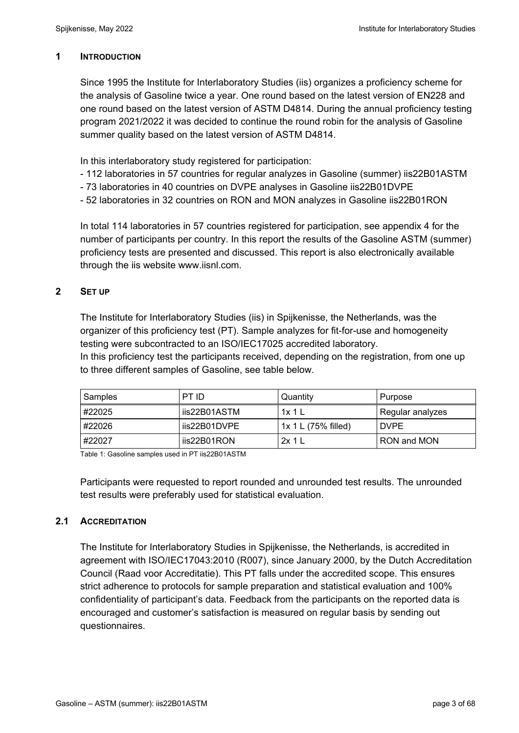## 1 INTRODUCTION

Since 1995 the Institute for Interlaboratory Studies (iis) organizes a proficiency scheme for the analysis of Gasoline twice a year. One round based on the latest version of EN228 and one round based on the latest version of ASTM D4814. During the annual proficiency testing program 2021/2022 it was decided to continue the round robin for the analysis of Gasoline summer quality based on the latest version of ASTM D4814.

In this interlaboratory study registered for participation:

- 112 laboratories in 57 countries for regular analyzes in Gasoline (summer) iis22B01ASTM
- 73 laboratories in 40 countries on DVPE analyses in Gasoline iis22B01DVPE
- 52 laboratories in 32 countries on RON and MON analyzes in Gasoline iis22B01RON

In total 114 laboratories in 57 countries registered for participation, see appendix 4 for the number of participants per country. In this report the results of the Gasoline ASTM (summer) proficiency tests are presented and discussed. This report is also electronically available through the iis website www.iisnl.com.

## 2 SET UP

The Institute for Interlaboratory Studies (iis) in Spijkenisse, the Netherlands, was the organizer of this proficiency test (PT). Sample analyzes for fit-for-use and homogeneity testing were subcontracted to an ISO/IEC17025 accredited laboratory.
In this proficiency test the participants received, depending on the registration, from one up to three different samples of Gasoline, see table below.

| Samples | PT ID | Quantity | Purpose |
|---|---|---|---|
| #22025 | iis22B01ASTM | 1x 1 L | Regular analyzes |
| #22026 | iis22B01DVPE | 1x 1 L (75% filled) | DVPE |
| #22027 | iis22B01RON | 2x 1 L | RON and MON |

Table 1: Gasoline samples used in PT iis22B01ASTM

Participants were requested to report rounded and unrounded test results. The unrounded test results were preferably used for statistical evaluation.

### 2.1 ACCREDITATION

The Institute for Interlaboratory Studies in Spijkenisse, the Netherlands, is accredited in agreement with ISO/IEC17043:2010 (R007), since January 2000, by the Dutch Accreditation Council (Raad voor Accreditatie). This PT falls under the accredited scope. This ensures strict adherence to protocols for sample preparation and statistical evaluation and 100% confidentiality of participant's data. Feedback from the participants on the reported data is encouraged and customer's satisfaction is measured on regular basis by sending out questionnaires.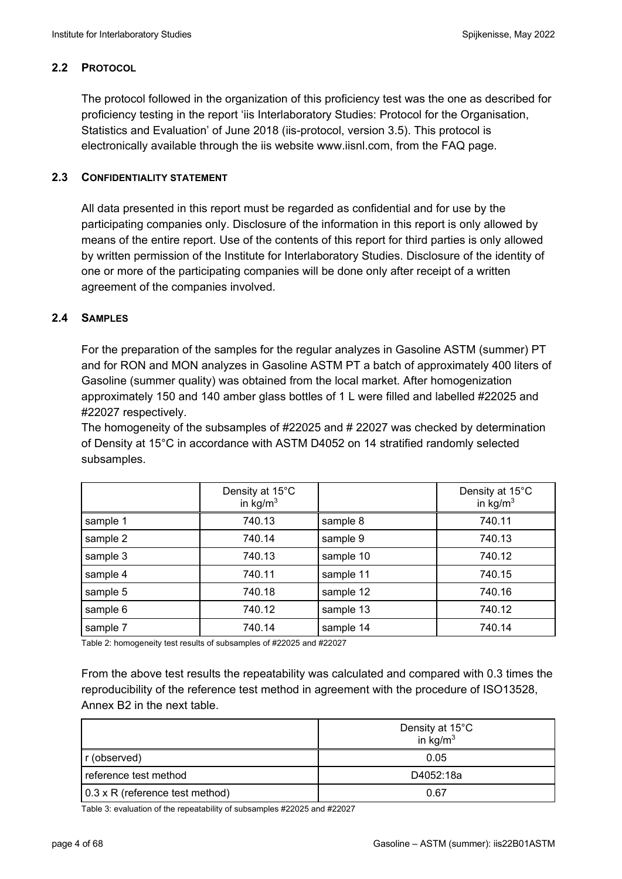### 2.2 PROTOCOL

The protocol followed in the organization of this proficiency test was the one as described for proficiency testing in the report 'iis Interlaboratory Studies: Protocol for the Organisation, Statistics and Evaluation' of June 2018 (iis-protocol, version 3.5). This protocol is electronically available through the iis website www.iisnl.com, from the FAQ page.

### 2.3 CONFIDENTIALITY STATEMENT

All data presented in this report must be regarded as confidential and for use by the participating companies only. Disclosure of the information in this report is only allowed by means of the entire report. Use of the contents of this report for third parties is only allowed by written permission of the Institute for Interlaboratory Studies. Disclosure of the identity of one or more of the participating companies will be done only after receipt of a written agreement of the companies involved.

### 2.4 SAMPLES

For the preparation of the samples for the regular analyzes in Gasoline ASTM (summer) PT and for RON and MON analyzes in Gasoline ASTM PT a batch of approximately 400 liters of Gasoline (summer quality) was obtained from the local market. After homogenization approximately 150 and 140 amber glass bottles of 1 L were filled and labelled #22025 and #22027 respectively.
The homogeneity of the subsamples of #22025 and # 22027 was checked by determination of Density at 15°C in accordance with ASTM D4052 on 14 stratified randomly selected subsamples.

| | Density at 15°C in kg/m$^3$ | | Density at 15°C in kg/m$^3$ |
|---|---|---|---|
| sample 1 | 740.13 | sample 8 | 740.11 |
| sample 2 | 740.14 | sample 9 | 740.13 |
| sample 3 | 740.13 | sample 10 | 740.12 |
| sample 4 | 740.11 | sample 11 | 740.15 |
| sample 5 | 740.18 | sample 12 | 740.16 |
| sample 6 | 740.12 | sample 13 | 740.12 |
| sample 7 | 740.14 | sample 14 | 740.14 |

Table 2: homogeneity test results of subsamples of #22025 and #22027

From the above test results the repeatability was calculated and compared with 0.3 times the reproducibility of the reference test method in agreement with the procedure of ISO13528, Annex B2 in the next table.

| | Density at 15°C in kg/m$^3$ |
|---|---|
| r (observed) | 0.05 |
| reference test method | D4052:18a |
| 0.3 x R (reference test method) | 0.67 |

Table 3: evaluation of the repeatability of subsamples #22025 and #22027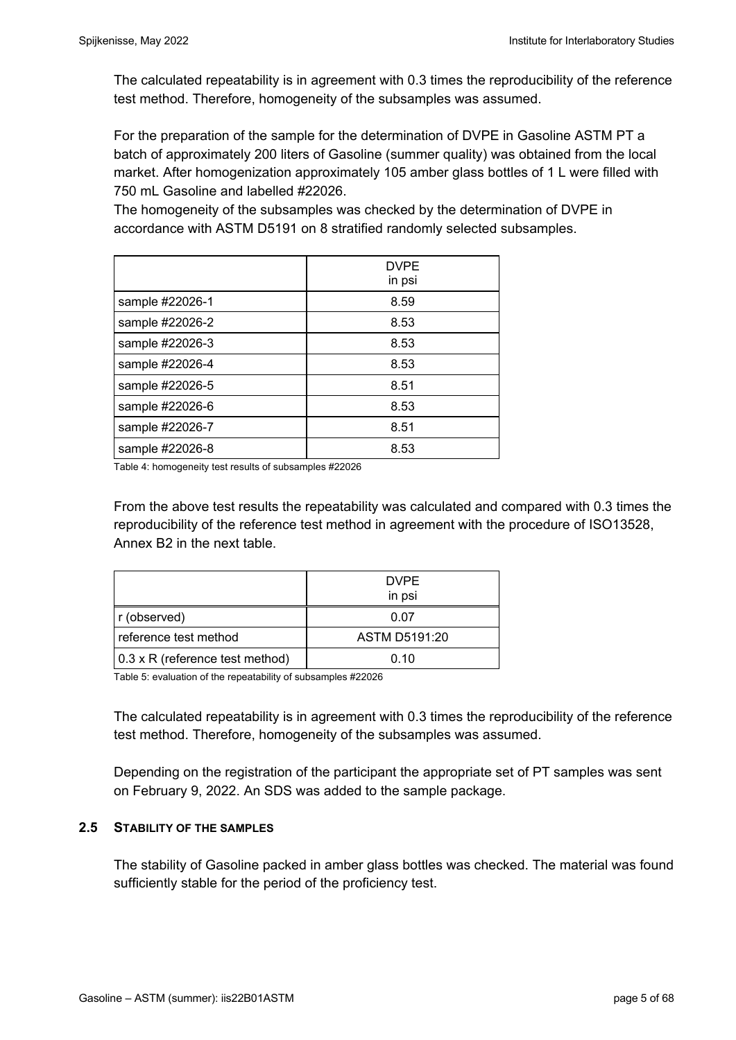The calculated repeatability is in agreement with 0.3 times the reproducibility of the reference test method. Therefore, homogeneity of the subsamples was assumed.

For the preparation of the sample for the determination of DVPE in Gasoline ASTM PT a batch of approximately 200 liters of Gasoline (summer quality) was obtained from the local market. After homogenization approximately 105 amber glass bottles of 1 L were filled with 750 mL Gasoline and labelled #22026.
The homogeneity of the subsamples was checked by the determination of DVPE in accordance with ASTM D5191 on 8 stratified randomly selected subsamples.

| | DVPE in psi |
|---|---|
| sample #22026-1 | 8.59 |
| sample #22026-2 | 8.53 |
| sample #22026-3 | 8.53 |
| sample #22026-4 | 8.53 |
| sample #22026-5 | 8.51 |
| sample #22026-6 | 8.53 |
| sample #22026-7 | 8.51 |
| sample #22026-8 | 8.53 |

Table 4: homogeneity test results of subsamples #22026

From the above test results the repeatability was calculated and compared with 0.3 times the reproducibility of the reference test method in agreement with the procedure of ISO13528, Annex B2 in the next table.

| | DVPE in psi |
|---|---|
| r (observed) | 0.07 |
| reference test method | ASTM D5191:20 |
| 0.3 x R (reference test method) | 0.10 |

Table 5: evaluation of the repeatability of subsamples #22026

The calculated repeatability is in agreement with 0.3 times the reproducibility of the reference test method. Therefore, homogeneity of the subsamples was assumed.

Depending on the registration of the participant the appropriate set of PT samples was sent on February 9, 2022. An SDS was added to the sample package.

### 2.5 STABILITY OF THE SAMPLES

The stability of Gasoline packed in amber glass bottles was checked. The material was found sufficiently stable for the period of the proficiency test.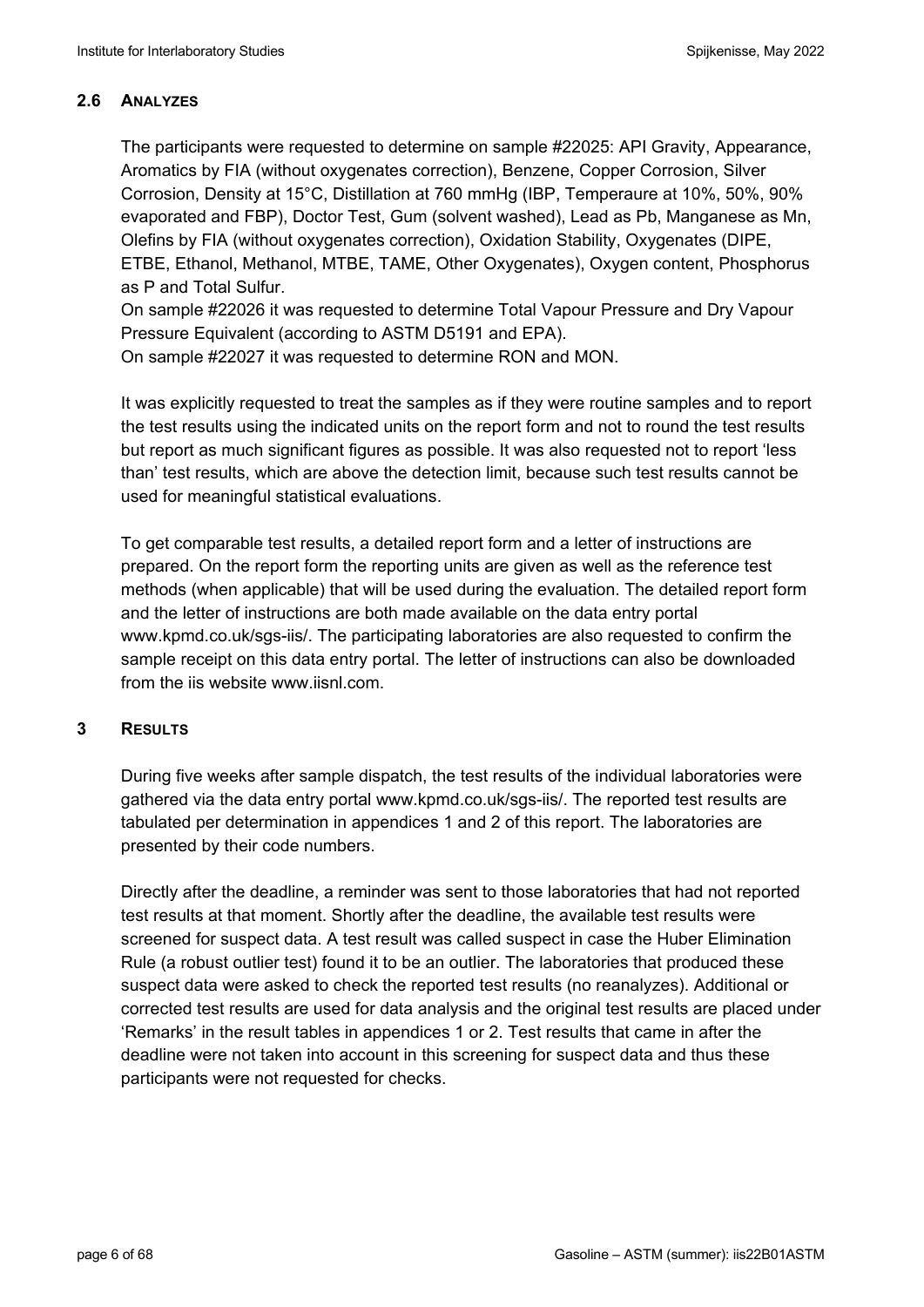## 2.6 ANALYZES

The participants were requested to determine on sample #22025: API Gravity, Appearance, Aromatics by FIA (without oxygenates correction), Benzene, Copper Corrosion, Silver Corrosion, Density at 15°C, Distillation at 760 mmHg (IBP, Temperaure at 10%, 50%, 90% evaporated and FBP), Doctor Test, Gum (solvent washed), Lead as Pb, Manganese as Mn, Olefins by FIA (without oxygenates correction), Oxidation Stability, Oxygenates (DIPE, ETBE, Ethanol, Methanol, MTBE, TAME, Other Oxygenates), Oxygen content, Phosphorus as P and Total Sulfur.
On sample #22026 it was requested to determine Total Vapour Pressure and Dry Vapour Pressure Equivalent (according to ASTM D5191 and EPA).
On sample #22027 it was requested to determine RON and MON.

It was explicitly requested to treat the samples as if they were routine samples and to report the test results using the indicated units on the report form and not to round the test results but report as much significant figures as possible. It was also requested not to report 'less than' test results, which are above the detection limit, because such test results cannot be used for meaningful statistical evaluations.

To get comparable test results, a detailed report form and a letter of instructions are prepared. On the report form the reporting units are given as well as the reference test methods (when applicable) that will be used during the evaluation. The detailed report form and the letter of instructions are both made available on the data entry portal www.kpmd.co.uk/sgs-iis/. The participating laboratories are also requested to confirm the sample receipt on this data entry portal. The letter of instructions can also be downloaded from the iis website www.iisnl.com.

# 3 RESULTS

During five weeks after sample dispatch, the test results of the individual laboratories were gathered via the data entry portal www.kpmd.co.uk/sgs-iis/. The reported test results are tabulated per determination in appendices 1 and 2 of this report. The laboratories are presented by their code numbers.

Directly after the deadline, a reminder was sent to those laboratories that had not reported test results at that moment. Shortly after the deadline, the available test results were screened for suspect data. A test result was called suspect in case the Huber Elimination Rule (a robust outlier test) found it to be an outlier. The laboratories that produced these suspect data were asked to check the reported test results (no reanalyzes). Additional or corrected test results are used for data analysis and the original test results are placed under 'Remarks' in the result tables in appendices 1 or 2. Test results that came in after the deadline were not taken into account in this screening for suspect data and thus these participants were not requested for checks.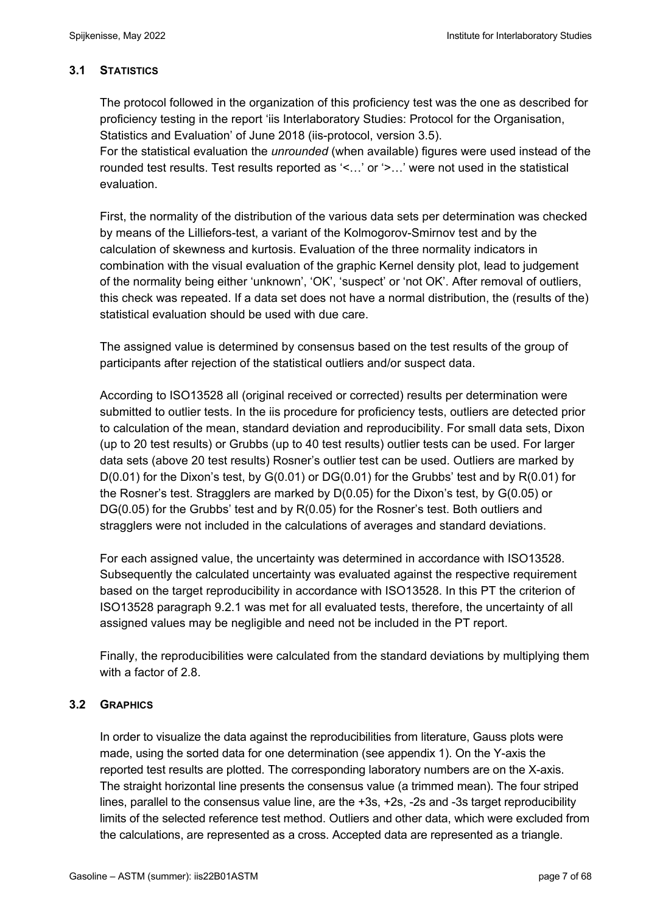### 3.1 STATISTICS

The protocol followed in the organization of this proficiency test was the one as described for proficiency testing in the report 'iis Interlaboratory Studies: Protocol for the Organisation, Statistics and Evaluation' of June 2018 (iis-protocol, version 3.5).
For the statistical evaluation the *unrounded* (when available) figures were used instead of the rounded test results. Test results reported as '<…' or '>…' were not used in the statistical evaluation.

First, the normality of the distribution of the various data sets per determination was checked by means of the Lilliefors-test, a variant of the Kolmogorov-Smirnov test and by the calculation of skewness and kurtosis. Evaluation of the three normality indicators in combination with the visual evaluation of the graphic Kernel density plot, lead to judgement of the normality being either 'unknown', 'OK', 'suspect' or 'not OK'. After removal of outliers, this check was repeated. If a data set does not have a normal distribution, the (results of the) statistical evaluation should be used with due care.

The assigned value is determined by consensus based on the test results of the group of participants after rejection of the statistical outliers and/or suspect data.

According to ISO13528 all (original received or corrected) results per determination were submitted to outlier tests. In the iis procedure for proficiency tests, outliers are detected prior to calculation of the mean, standard deviation and reproducibility. For small data sets, Dixon (up to 20 test results) or Grubbs (up to 40 test results) outlier tests can be used. For larger data sets (above 20 test results) Rosner's outlier test can be used. Outliers are marked by D(0.01) for the Dixon's test, by G(0.01) or DG(0.01) for the Grubbs' test and by R(0.01) for the Rosner's test. Stragglers are marked by D(0.05) for the Dixon's test, by G(0.05) or DG(0.05) for the Grubbs' test and by R(0.05) for the Rosner's test. Both outliers and stragglers were not included in the calculations of averages and standard deviations.

For each assigned value, the uncertainty was determined in accordance with ISO13528. Subsequently the calculated uncertainty was evaluated against the respective requirement based on the target reproducibility in accordance with ISO13528. In this PT the criterion of ISO13528 paragraph 9.2.1 was met for all evaluated tests, therefore, the uncertainty of all assigned values may be negligible and need not be included in the PT report.

Finally, the reproducibilities were calculated from the standard deviations by multiplying them with a factor of 2.8.

### 3.2 GRAPHICS

In order to visualize the data against the reproducibilities from literature, Gauss plots were made, using the sorted data for one determination (see appendix 1). On the Y-axis the reported test results are plotted. The corresponding laboratory numbers are on the X-axis. The straight horizontal line presents the consensus value (a trimmed mean). The four striped lines, parallel to the consensus value line, are the +3s, +2s, -2s and -3s target reproducibility limits of the selected reference test method. Outliers and other data, which were excluded from the calculations, are represented as a cross. Accepted data are represented as a triangle.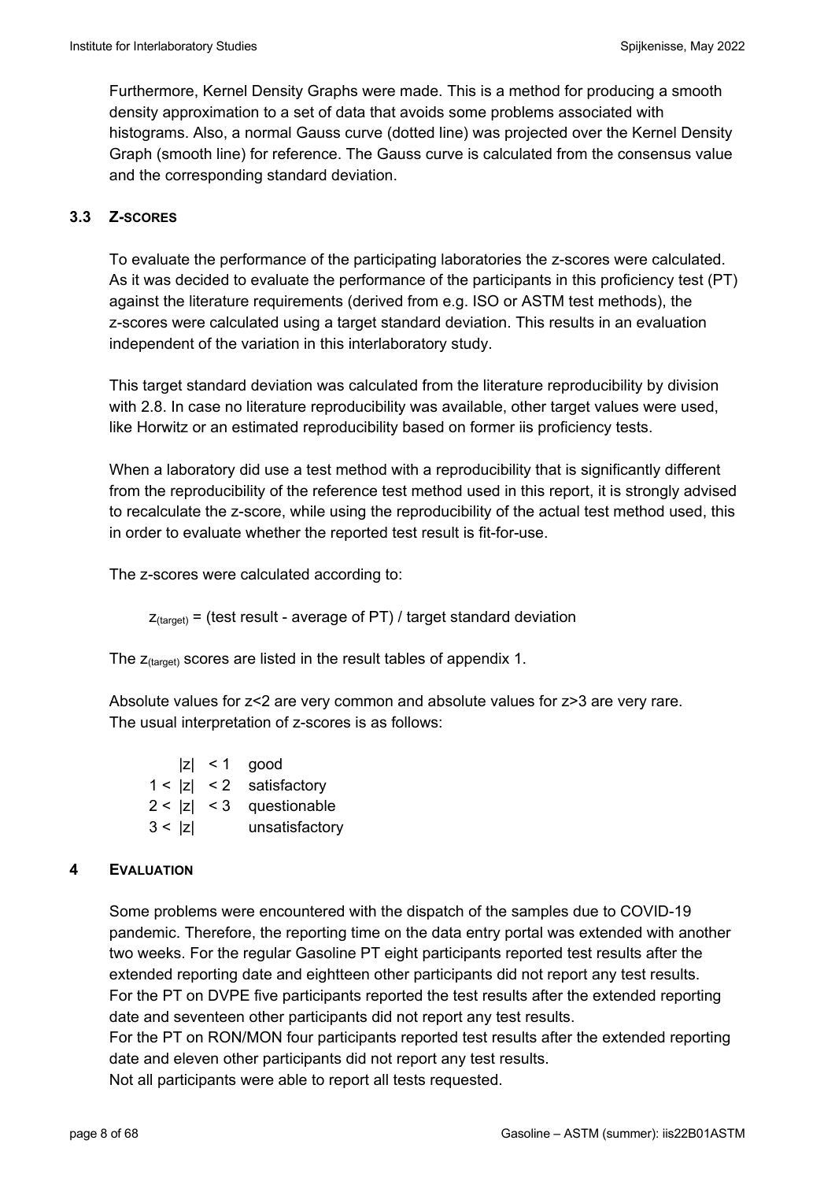Furthermore, Kernel Density Graphs were made. This is a method for producing a smooth density approximation to a set of data that avoids some problems associated with histograms. Also, a normal Gauss curve (dotted line) was projected over the Kernel Density Graph (smooth line) for reference. The Gauss curve is calculated from the consensus value and the corresponding standard deviation.

### 3.3 Z-SCORES

To evaluate the performance of the participating laboratories the z-scores were calculated. As it was decided to evaluate the performance of the participants in this proficiency test (PT) against the literature requirements (derived from e.g. ISO or ASTM test methods), the z-scores were calculated using a target standard deviation. This results in an evaluation independent of the variation in this interlaboratory study.

This target standard deviation was calculated from the literature reproducibility by division with 2.8. In case no literature reproducibility was available, other target values were used, like Horwitz or an estimated reproducibility based on former iis proficiency tests.

When a laboratory did use a test method with a reproducibility that is significantly different from the reproducibility of the reference test method used in this report, it is strongly advised to recalculate the z-score, while using the reproducibility of the actual test method used, this in order to evaluate whether the reported test result is fit-for-use.

The z-scores were calculated according to:

$$z_{(target)} = \text{(test result - average of PT) / target standard deviation}$$

The $z_{(target)}$ scores are listed in the result tables of appendix 1.

Absolute values for z<2 are very common and absolute values for z>3 are very rare.
The usual interpretation of z-scores is as follows:

| | | |
|---|---|---|
| $\|z\|$ | < 1 | good |
| 1 < $\|z\|$ | < 2 | satisfactory |
| 2 < $\|z\|$ | < 3 | questionable |
| 3 < $\|z\|$ | | unsatisfactory |

## 4 EVALUATION

Some problems were encountered with the dispatch of the samples due to COVID-19 pandemic. Therefore, the reporting time on the data entry portal was extended with another two weeks. For the regular Gasoline PT eight participants reported test results after the extended reporting date and eightteen other participants did not report any test results.
For the PT on DVPE five participants reported the test results after the extended reporting date and seventeen other participants did not report any test results.
For the PT on RON/MON four participants reported test results after the extended reporting date and eleven other participants did not report any test results.
Not all participants were able to report all tests requested.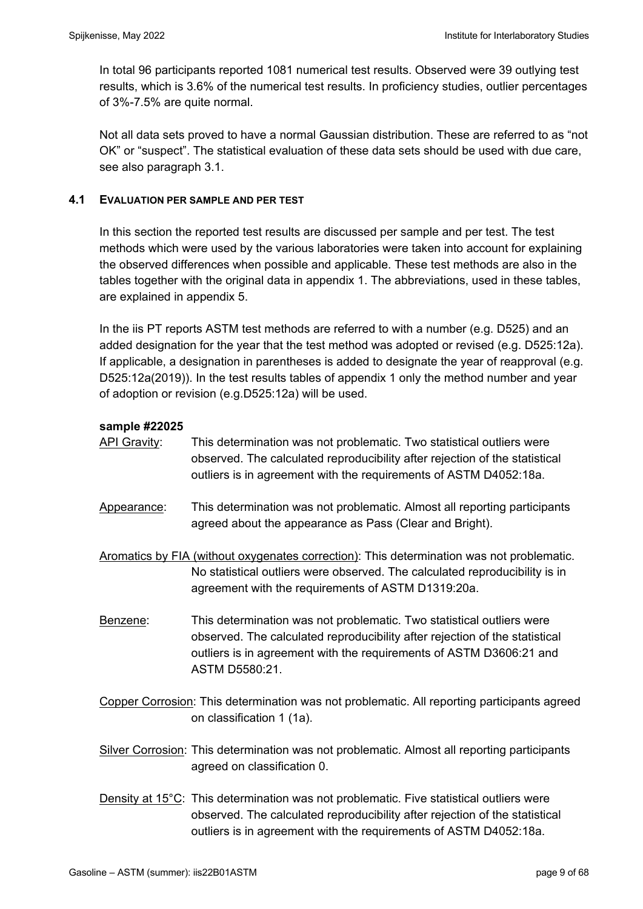In total 96 participants reported 1081 numerical test results. Observed were 39 outlying test results, which is 3.6% of the numerical test results. In proficiency studies, outlier percentages of 3%-7.5% are quite normal.

Not all data sets proved to have a normal Gaussian distribution. These are referred to as "not OK" or "suspect". The statistical evaluation of these data sets should be used with due care, see also paragraph 3.1.

## 4.1 EVALUATION PER SAMPLE AND PER TEST

In this section the reported test results are discussed per sample and per test. The test methods which were used by the various laboratories were taken into account for explaining the observed differences when possible and applicable. These test methods are also in the tables together with the original data in appendix 1. The abbreviations, used in these tables, are explained in appendix 5.

In the iis PT reports ASTM test methods are referred to with a number (e.g. D525) and an added designation for the year that the test method was adopted or revised (e.g. D525:12a). If applicable, a designation in parentheses is added to designate the year of reapproval (e.g. D525:12a(2019)). In the test results tables of appendix 1 only the method number and year of adoption or revision (e.g.D525:12a) will be used.

**sample #22025**

API Gravity: This determination was not problematic. Two statistical outliers were observed. The calculated reproducibility after rejection of the statistical outliers is in agreement with the requirements of ASTM D4052:18a.

Appearance: This determination was not problematic. Almost all reporting participants agreed about the appearance as Pass (Clear and Bright).

Aromatics by FIA (without oxygenates correction): This determination was not problematic. No statistical outliers were observed. The calculated reproducibility is in agreement with the requirements of ASTM D1319:20a.

Benzene: This determination was not problematic. Two statistical outliers were observed. The calculated reproducibility after rejection of the statistical outliers is in agreement with the requirements of ASTM D3606:21 and ASTM D5580:21.

Copper Corrosion: This determination was not problematic. All reporting participants agreed on classification 1 (1a).

Silver Corrosion: This determination was not problematic. Almost all reporting participants agreed on classification 0.

Density at 15°C: This determination was not problematic. Five statistical outliers were observed. The calculated reproducibility after rejection of the statistical outliers is in agreement with the requirements of ASTM D4052:18a.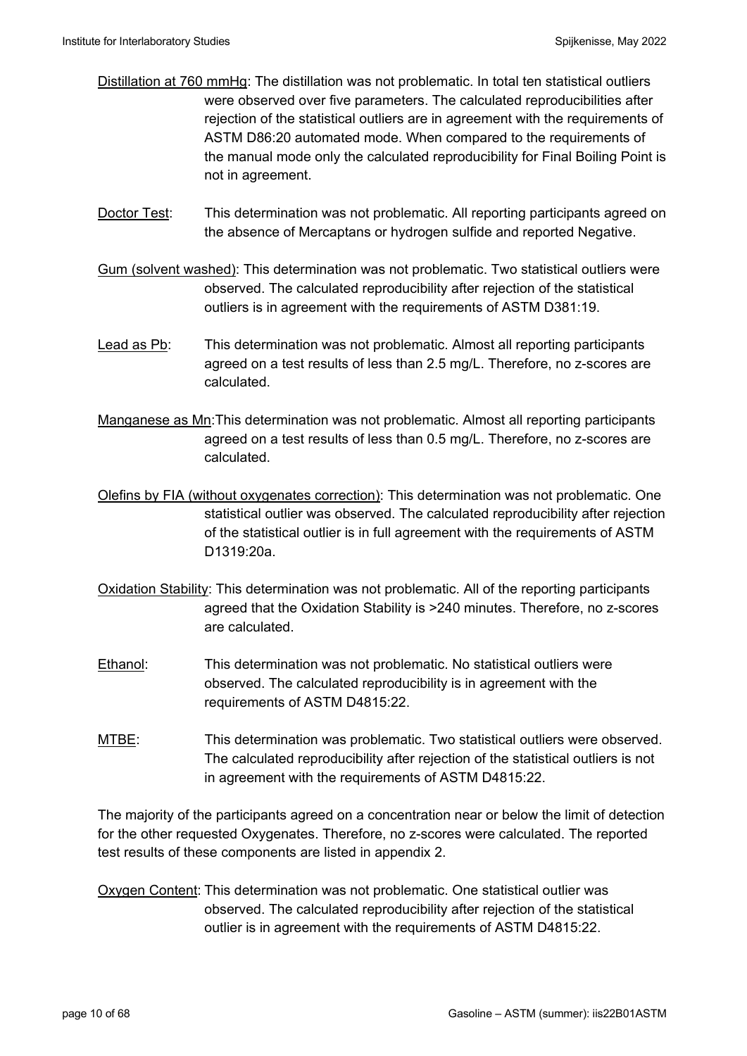Distillation at 760 mmHg: The distillation was not problematic. In total ten statistical outliers were observed over five parameters. The calculated reproducibilities after rejection of the statistical outliers are in agreement with the requirements of ASTM D86:20 automated mode. When compared to the requirements of the manual mode only the calculated reproducibility for Final Boiling Point is not in agreement.

Doctor Test: This determination was not problematic. All reporting participants agreed on the absence of Mercaptans or hydrogen sulfide and reported Negative.

Gum (solvent washed): This determination was not problematic. Two statistical outliers were observed. The calculated reproducibility after rejection of the statistical outliers is in agreement with the requirements of ASTM D381:19.

Lead as Pb: This determination was not problematic. Almost all reporting participants agreed on a test results of less than 2.5 mg/L. Therefore, no z-scores are calculated.

Manganese as Mn: This determination was not problematic. Almost all reporting participants agreed on a test results of less than 0.5 mg/L. Therefore, no z-scores are calculated.

Olefins by FIA (without oxygenates correction): This determination was not problematic. One statistical outlier was observed. The calculated reproducibility after rejection of the statistical outlier is in full agreement with the requirements of ASTM D1319:20a.

Oxidation Stability: This determination was not problematic. All of the reporting participants agreed that the Oxidation Stability is >240 minutes. Therefore, no z-scores are calculated.

Ethanol: This determination was not problematic. No statistical outliers were observed. The calculated reproducibility is in agreement with the requirements of ASTM D4815:22.

MTBE: This determination was problematic. Two statistical outliers were observed. The calculated reproducibility after rejection of the statistical outliers is not in agreement with the requirements of ASTM D4815:22.

The majority of the participants agreed on a concentration near or below the limit of detection for the other requested Oxygenates. Therefore, no z-scores were calculated. The reported test results of these components are listed in appendix 2.

Oxygen Content: This determination was not problematic. One statistical outlier was observed. The calculated reproducibility after rejection of the statistical outlier is in agreement with the requirements of ASTM D4815:22.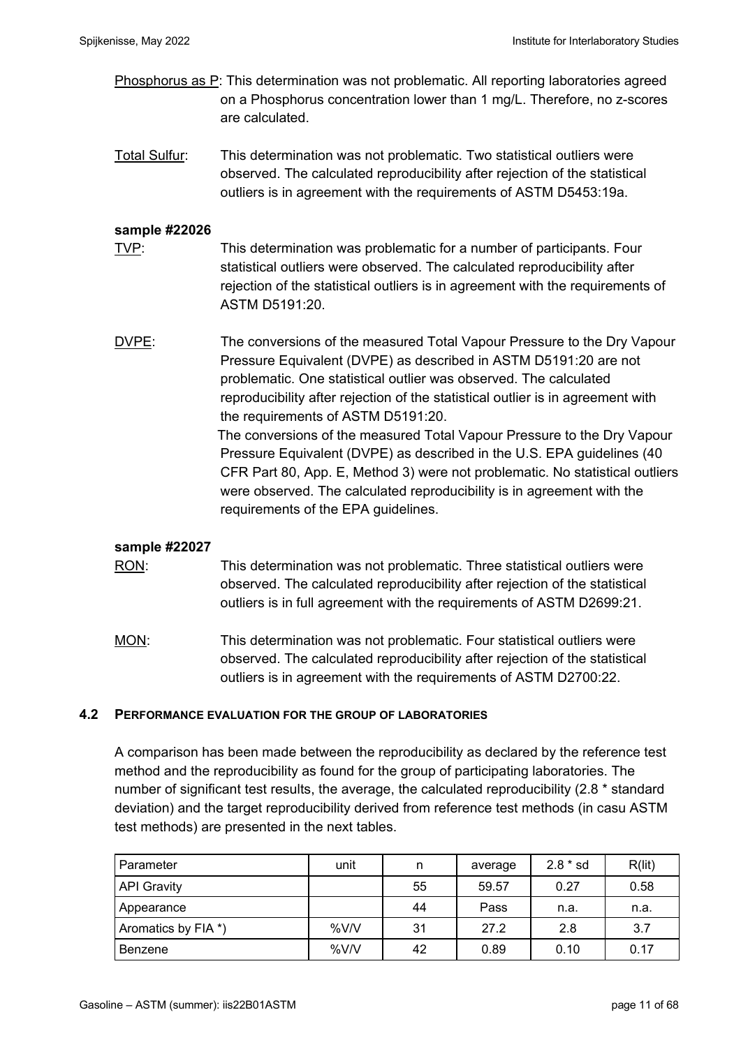Phosphorus as P: This determination was not problematic. All reporting laboratories agreed on a Phosphorus concentration lower than 1 mg/L. Therefore, no z-scores are calculated.

Total Sulfur: This determination was not problematic. Two statistical outliers were observed. The calculated reproducibility after rejection of the statistical outliers is in agreement with the requirements of ASTM D5453:19a.

**sample #22026**

TVP: This determination was problematic for a number of participants. Four statistical outliers were observed. The calculated reproducibility after rejection of the statistical outliers is in agreement with the requirements of ASTM D5191:20.

DVPE: The conversions of the measured Total Vapour Pressure to the Dry Vapour Pressure Equivalent (DVPE) as described in ASTM D5191:20 are not problematic. One statistical outlier was observed. The calculated reproducibility after rejection of the statistical outlier is in agreement with the requirements of ASTM D5191:20.
The conversions of the measured Total Vapour Pressure to the Dry Vapour Pressure Equivalent (DVPE) as described in the U.S. EPA guidelines (40 CFR Part 80, App. E, Method 3) were not problematic. No statistical outliers were observed. The calculated reproducibility is in agreement with the requirements of the EPA guidelines.

**sample #22027**

RON: This determination was not problematic. Three statistical outliers were observed. The calculated reproducibility after rejection of the statistical outliers is in full agreement with the requirements of ASTM D2699:21.

MON: This determination was not problematic. Four statistical outliers were observed. The calculated reproducibility after rejection of the statistical outliers is in agreement with the requirements of ASTM D2700:22.

## 4.2 PERFORMANCE EVALUATION FOR THE GROUP OF LABORATORIES

A comparison has been made between the reproducibility as declared by the reference test method and the reproducibility as found for the group of participating laboratories. The number of significant test results, the average, the calculated reproducibility (2.8 * standard deviation) and the target reproducibility derived from reference test methods (in casu ASTM test methods) are presented in the next tables.

| Parameter | unit | n | average | 2.8 * sd | R(lit) |
|---|---|---|---|---|---|
| API Gravity | | 55 | 59.57 | 0.27 | 0.58 |
| Appearance | | 44 | Pass | n.a. | n.a. |
| Aromatics by FIA *) | %V/V | 31 | 27.2 | 2.8 | 3.7 |
| Benzene | %V/V | 42 | 0.89 | 0.10 | 0.17 |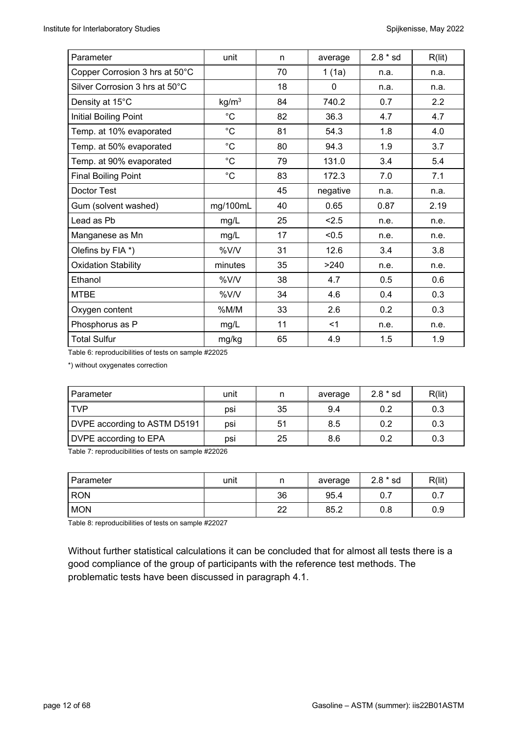| Parameter | unit | n | average | 2.8 * sd | R(lit) |
|---|---|---|---|---|---|
| Copper Corrosion 3 hrs at 50°C | | 70 | 1 (1a) | n.a. | n.a. |
| Silver Corrosion 3 hrs at 50°C | | 18 | 0 | n.a. | n.a. |
| Density at 15°C | $kg/m^3$ | 84 | 740.2 | 0.7 | 2.2 |
| Initial Boiling Point | °C | 82 | 36.3 | 4.7 | 4.7 |
| Temp. at 10% evaporated | °C | 81 | 54.3 | 1.8 | 4.0 |
| Temp. at 50% evaporated | °C | 80 | 94.3 | 1.9 | 3.7 |
| Temp. at 90% evaporated | °C | 79 | 131.0 | 3.4 | 5.4 |
| Final Boiling Point | °C | 83 | 172.3 | 7.0 | 7.1 |
| Doctor Test | | 45 | negative | n.a. | n.a. |
| Gum (solvent washed) | mg/100mL | 40 | 0.65 | 0.87 | 2.19 |
| Lead as Pb | mg/L | 25 | <2.5 | n.e. | n.e. |
| Manganese as Mn | mg/L | 17 | <0.5 | n.e. | n.e. |
| Olefins by FIA *) | %V/V | 31 | 12.6 | 3.4 | 3.8 |
| Oxidation Stability | minutes | 35 | >240 | n.e. | n.e. |
| Ethanol | %V/V | 38 | 4.7 | 0.5 | 0.6 |
| MTBE | %V/V | 34 | 4.6 | 0.4 | 0.3 |
| Oxygen content | %M/M | 33 | 2.6 | 0.2 | 0.3 |
| Phosphorus as P | mg/L | 11 | <1 | n.e. | n.e. |
| Total Sulfur | mg/kg | 65 | 4.9 | 1.5 | 1.9 |

Table 6: reproducibilities of tests on sample #22025

*) without oxygenates correction

| Parameter | unit | n | average | 2.8 * sd | R(lit) |
|---|---|---|---|---|---|
| TVP | psi | 35 | 9.4 | 0.2 | 0.3 |
| DVPE according to ASTM D5191 | psi | 51 | 8.5 | 0.2 | 0.3 |
| DVPE according to EPA | psi | 25 | 8.6 | 0.2 | 0.3 |

Table 7: reproducibilities of tests on sample #22026

| Parameter | unit | n | average | 2.8 * sd | R(lit) |
|---|---|---|---|---|---|
| RON | | 36 | 95.4 | 0.7 | 0.7 |
| MON | | 22 | 85.2 | 0.8 | 0.9 |

Table 8: reproducibilities of tests on sample #22027

Without further statistical calculations it can be concluded that for almost all tests there is a good compliance of the group of participants with the reference test methods. The problematic tests have been discussed in paragraph 4.1.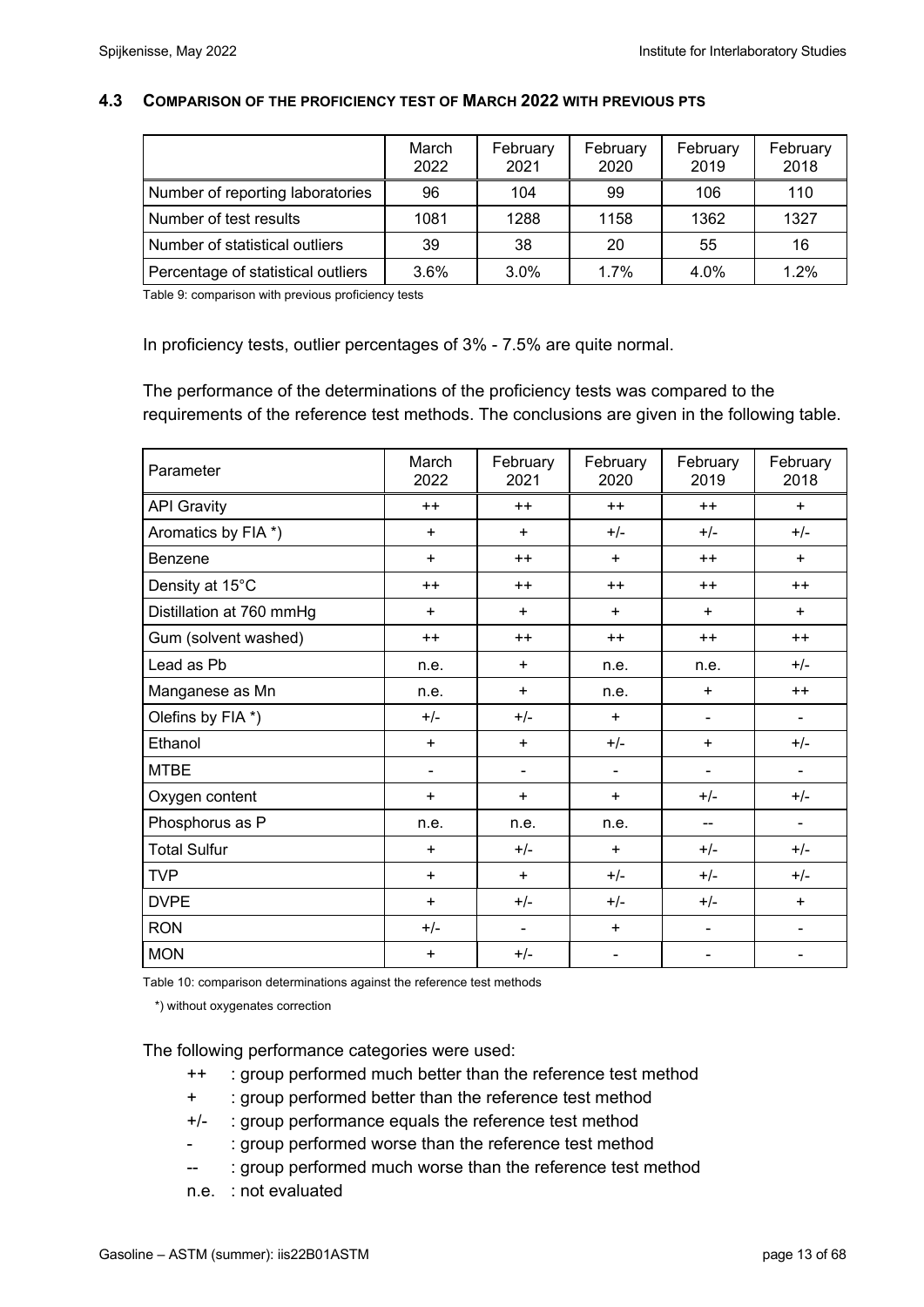### 4.3 COMPARISON OF THE PROFICIENCY TEST OF MARCH 2022 WITH PREVIOUS PTS

| | March 2022 | February 2021 | February 2020 | February 2019 | February 2018 |
|---|---|---|---|---|---|
| Number of reporting laboratories | 96 | 104 | 99 | 106 | 110 |
| Number of test results | 1081 | 1288 | 1158 | 1362 | 1327 |
| Number of statistical outliers | 39 | 38 | 20 | 55 | 16 |
| Percentage of statistical outliers | 3.6% | 3.0% | 1.7% | 4.0% | 1.2% |

Table 9: comparison with previous proficiency tests

In proficiency tests, outlier percentages of 3% - 7.5% are quite normal.

The performance of the determinations of the proficiency tests was compared to the requirements of the reference test methods. The conclusions are given in the following table.

| Parameter | March 2022 | February 2021 | February 2020 | February 2019 | February 2018 |
|---|---|---|---|---|---|
| API Gravity | ++ | ++ | ++ | ++ | + |
| Aromatics by FIA *) | + | + | +/- | +/- | +/- |
| Benzene | + | ++ | + | ++ | + |
| Density at 15°C | ++ | ++ | ++ | ++ | ++ |
| Distillation at 760 mmHg | + | + | + | + | + |
| Gum (solvent washed) | ++ | ++ | ++ | ++ | ++ |
| Lead as Pb | n.e. | + | n.e. | n.e. | +/- |
| Manganese as Mn | n.e. | + | n.e. | + | ++ |
| Olefins by FIA *) | +/- | +/- | + | - | - |
| Ethanol | + | + | +/- | + | +/- |
| MTBE | - | - | - | - | - |
| Oxygen content | + | + | + | +/- | +/- |
| Phosphorus as P | n.e. | n.e. | n.e. | -- | - |
| Total Sulfur | + | +/- | + | +/- | +/- |
| TVP | + | + | +/- | +/- | +/- |
| DVPE | + | +/- | +/- | +/- | + |
| RON | +/- | - | + | - | - |
| MON | + | +/- | - | - | - |

Table 10: comparison determinations against the reference test methods

*) without oxygenates correction

The following performance categories were used:

- ++ : group performed much better than the reference test method
- \+ : group performed better than the reference test method
- +/- : group performance equals the reference test method
- \- : group performed worse than the reference test method
- -- : group performed much worse than the reference test method
- n.e. : not evaluated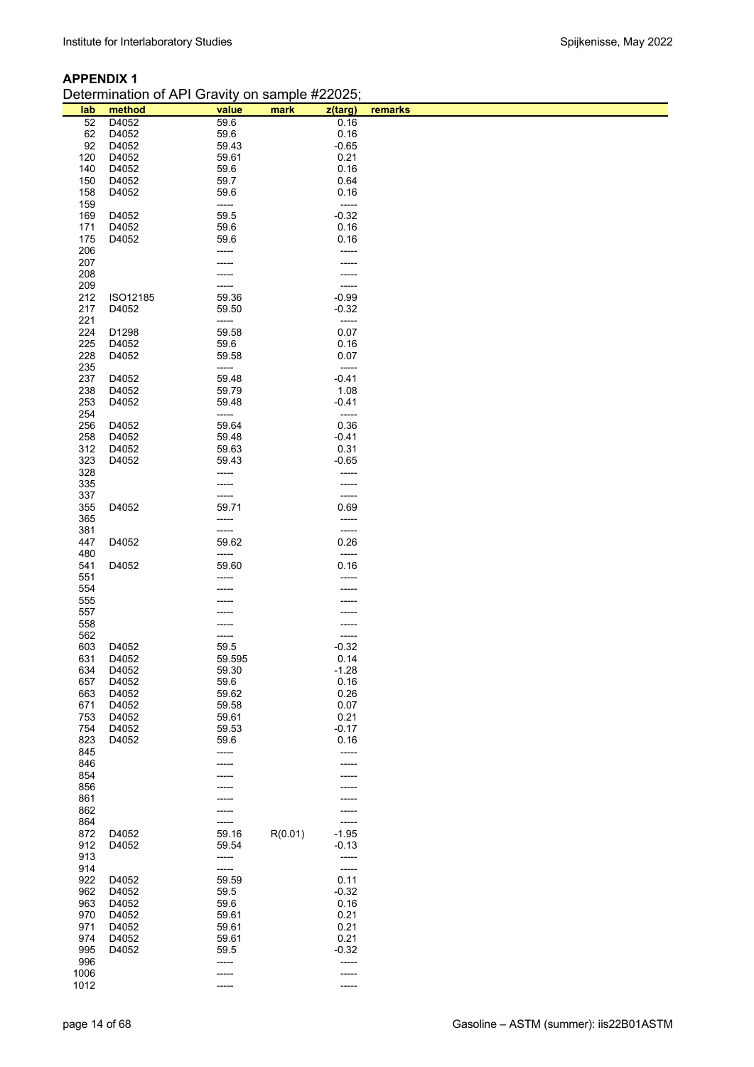**APPENDIX 1**

Determination of API Gravity on sample #22025;

| lab | method | value | mark | z(targ) | remarks |
|---|---|---|---|---|---|
| 52 | D4052 | 59.6 | | 0.16 | |
| 62 | D4052 | 59.6 | | 0.16 | |
| 92 | D4052 | 59.43 | | -0.65 | |
| 120 | D4052 | 59.61 | | 0.21 | |
| 140 | D4052 | 59.6 | | 0.16 | |
| 150 | D4052 | 59.7 | | 0.64 | |
| 158 | D4052 | 59.6 | | 0.16 | |
| 159 | | ----- | | ----- | |
| 169 | D4052 | 59.5 | | -0.32 | |
| 171 | D4052 | 59.6 | | 0.16 | |
| 175 | D4052 | 59.6 | | 0.16 | |
| 206 | | ----- | | ----- | |
| 207 | | ----- | | ----- | |
| 208 | | ----- | | ----- | |
| 209 | | ----- | | ----- | |
| 212 | ISO12185 | 59.36 | | -0.99 | |
| 217 | D4052 | 59.50 | | -0.32 | |
| 221 | | ----- | | ----- | |
| 224 | D1298 | 59.58 | | 0.07 | |
| 225 | D4052 | 59.6 | | 0.16 | |
| 228 | D4052 | 59.58 | | 0.07 | |
| 235 | | ----- | | ----- | |
| 237 | D4052 | 59.48 | | -0.41 | |
| 238 | D4052 | 59.79 | | 1.08 | |
| 253 | D4052 | 59.48 | | -0.41 | |
| 254 | | ----- | | ----- | |
| 256 | D4052 | 59.64 | | 0.36 | |
| 258 | D4052 | 59.48 | | -0.41 | |
| 312 | D4052 | 59.63 | | 0.31 | |
| 323 | D4052 | 59.43 | | -0.65 | |
| 328 | | ----- | | ----- | |
| 335 | | ----- | | ----- | |
| 337 | | ----- | | ----- | |
| 355 | D4052 | 59.71 | | 0.69 | |
| 365 | | ----- | | ----- | |
| 381 | | ----- | | ----- | |
| 447 | D4052 | 59.62 | | 0.26 | |
| 480 | | ----- | | ----- | |
| 541 | D4052 | 59.60 | | 0.16 | |
| 551 | | ----- | | ----- | |
| 554 | | ----- | | ----- | |
| 555 | | ----- | | ----- | |
| 557 | | ----- | | ----- | |
| 558 | | ----- | | ----- | |
| 562 | | ----- | | ----- | |
| 603 | D4052 | 59.5 | | -0.32 | |
| 631 | D4052 | 59.595 | | 0.14 | |
| 634 | D4052 | 59.30 | | -1.28 | |
| 657 | D4052 | 59.6 | | 0.16 | |
| 663 | D4052 | 59.62 | | 0.26 | |
| 671 | D4052 | 59.58 | | 0.07 | |
| 753 | D4052 | 59.61 | | 0.21 | |
| 754 | D4052 | 59.53 | | -0.17 | |
| 823 | D4052 | 59.6 | | 0.16 | |
| 845 | | ----- | | ----- | |
| 846 | | ----- | | ----- | |
| 854 | | ----- | | ----- | |
| 856 | | ----- | | ----- | |
| 861 | | ----- | | ----- | |
| 862 | | ----- | | ----- | |
| 864 | | ----- | | ----- | |
| 872 | D4052 | 59.16 | R(0.01) | -1.95 | |
| 912 | D4052 | 59.54 | | -0.13 | |
| 913 | | ----- | | ----- | |
| 914 | | ----- | | ----- | |
| 922 | D4052 | 59.59 | | 0.11 | |
| 962 | D4052 | 59.5 | | -0.32 | |
| 963 | D4052 | 59.6 | | 0.16 | |
| 970 | D4052 | 59.61 | | 0.21 | |
| 971 | D4052 | 59.61 | | 0.21 | |
| 974 | D4052 | 59.61 | | 0.21 | |
| 995 | D4052 | 59.5 | | -0.32 | |
| 996 | | ----- | | ----- | |
| 1006 | | ----- | | ----- | |
| 1012 | | ----- | | ----- | |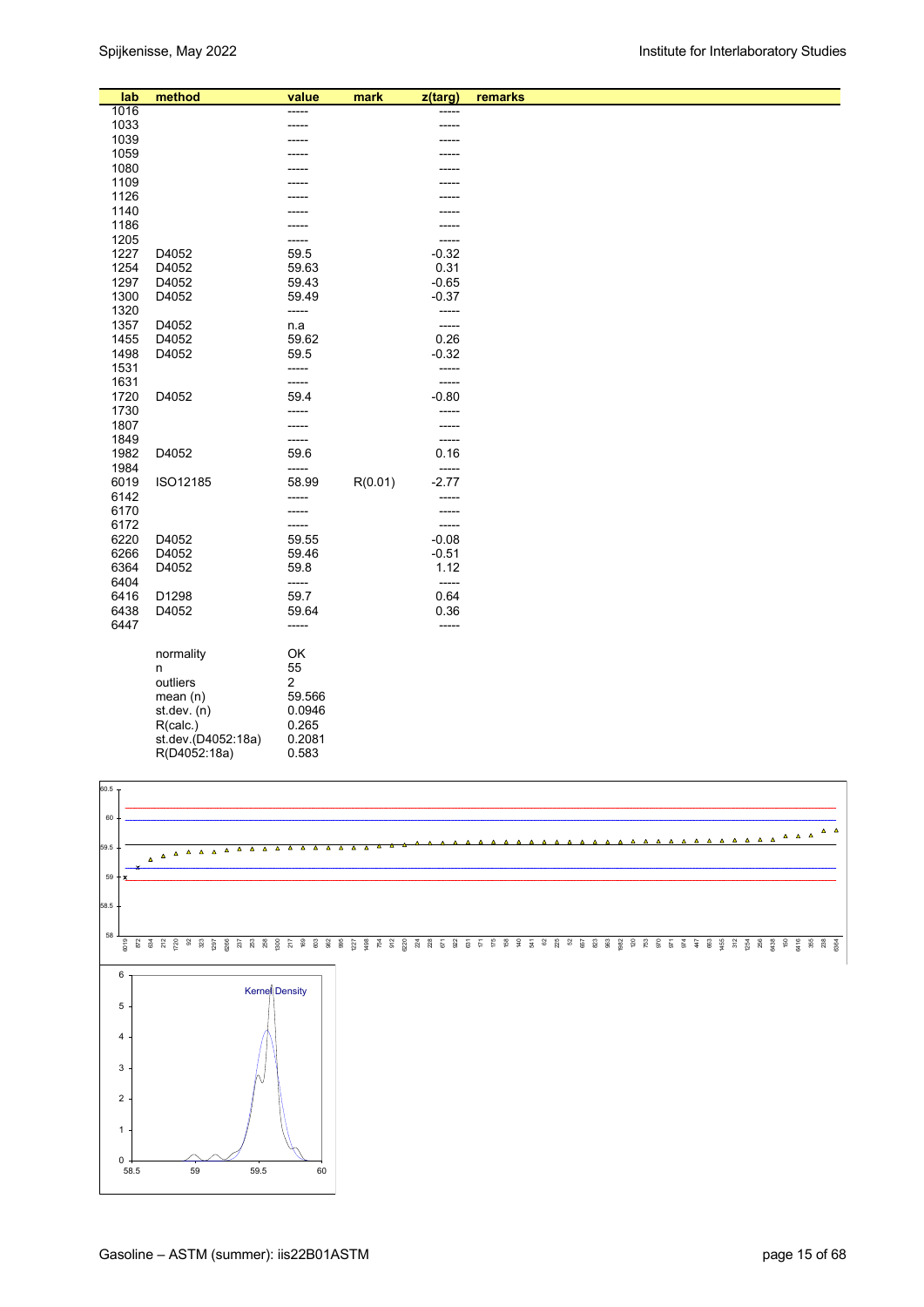| lab | method | value | mark | z(targ) | remarks |
|---|---|---|---|---|---|
| 1016 | | ----- | | ----- | |
| 1033 | | ----- | | ----- | |
| 1039 | | ----- | | ----- | |
| 1059 | | ----- | | ----- | |
| 1080 | | ----- | | ----- | |
| 1109 | | ----- | | ----- | |
| 1126 | | ----- | | ----- | |
| 1140 | | ----- | | ----- | |
| 1186 | | ----- | | ----- | |
| 1205 | | ----- | | ----- | |
| 1227 | D4052 | 59.5 | | -0.32 | |
| 1254 | D4052 | 59.63 | | 0.31 | |
| 1297 | D4052 | 59.43 | | -0.65 | |
| 1300 | D4052 | 59.49 | | -0.37 | |
| 1320 | | ----- | | ----- | |
| 1357 | D4052 | n.a | | ----- | |
| 1455 | D4052 | 59.62 | | 0.26 | |
| 1498 | D4052 | 59.5 | | -0.32 | |
| 1531 | | ----- | | ----- | |
| 1631 | | ----- | | ----- | |
| 1720 | D4052 | 59.4 | | -0.80 | |
| 1730 | | ----- | | ----- | |
| 1807 | | ----- | | ----- | |
| 1849 | | ----- | | ----- | |
| 1982 | D4052 | 59.6 | | 0.16 | |
| 1984 | | ----- | | ----- | |
| 6019 | ISO12185 | 58.99 | R(0.01) | -2.77 | |
| 6142 | | ----- | | ----- | |
| 6170 | | ----- | | ----- | |
| 6172 | | ----- | | ----- | |
| 6220 | D4052 | 59.55 | | -0.08 | |
| 6266 | D4052 | 59.46 | | -0.51 | |
| 6364 | D4052 | 59.8 | | 1.12 | |
| 6404 | | ----- | | ----- | |
| 6416 | D1298 | 59.7 | | 0.64 | |
| 6438 | D4052 | 59.64 | | 0.36 | |
| 6447 | | ----- | | ----- | |

| | |
|---|---|
| normality | OK |
| n | 55 |
| outliers | 2 |
| mean (n) | 59.566 |
| st.dev. (n) | 0.0946 |
| R(calc.) | 0.265 |
| st.dev.(D4052:18a) | 0.2081 |
| R(D4052:18a) | 0.583 |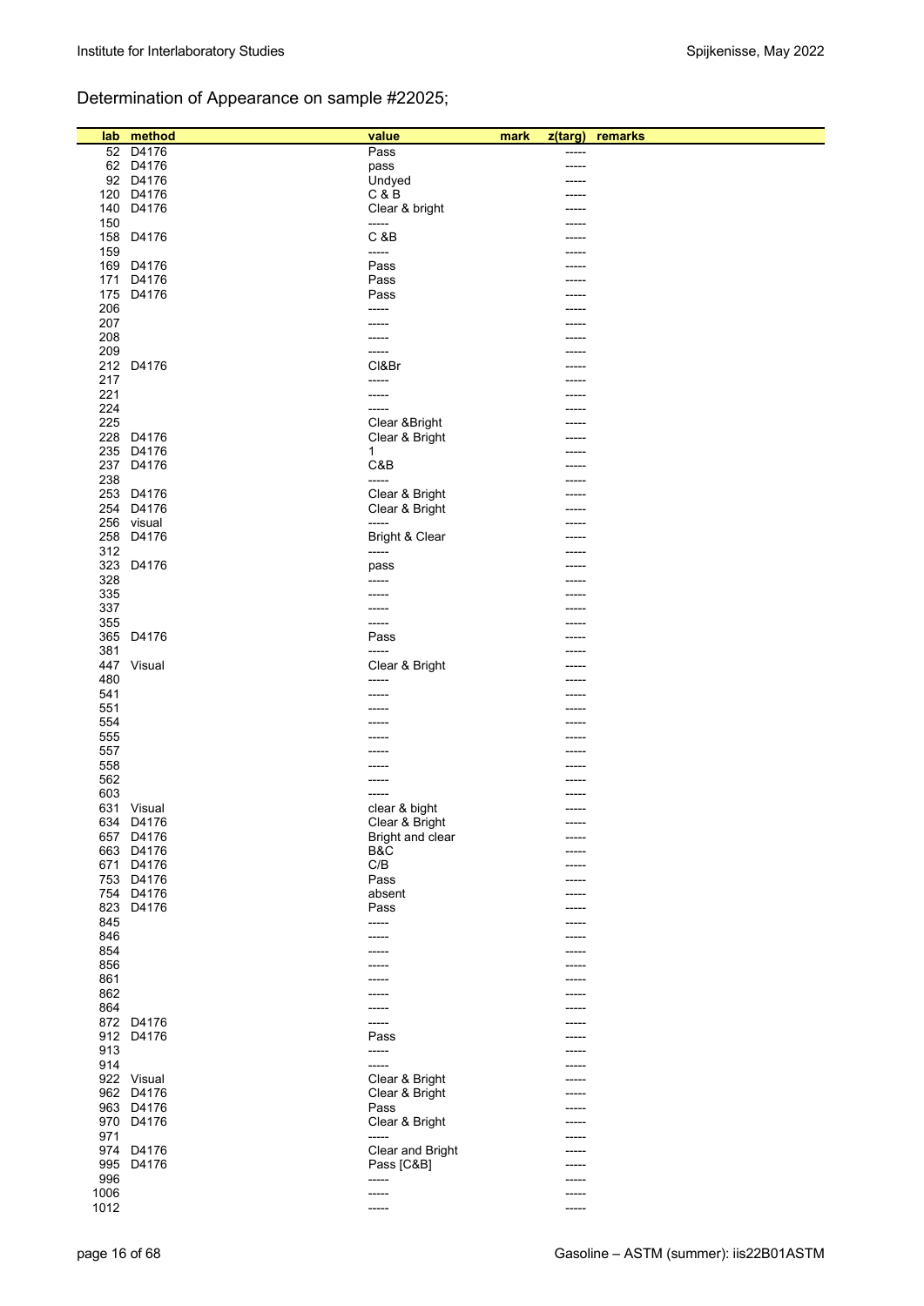Determination of Appearance on sample #22025;

| lab | method | value | mark | z(targ) | remarks |
|---|---|---|---|---|---|
| 52 | D4176 | Pass | | ----- | |
| 62 | D4176 | pass | | ----- | |
| 92 | D4176 | Undyed | | ----- | |
| 120 | D4176 | C & B | | ----- | |
| 140 | D4176 | Clear & bright | | ----- | |
| 150 | | ----- | | ----- | |
| 158 | D4176 | C &B | | ----- | |
| 159 | | ----- | | ----- | |
| 169 | D4176 | Pass | | ----- | |
| 171 | D4176 | Pass | | ----- | |
| 175 | D4176 | Pass | | ----- | |
| 206 | | ----- | | ----- | |
| 207 | | ----- | | ----- | |
| 208 | | ----- | | ----- | |
| 209 | | ----- | | ----- | |
| 212 | D4176 | Cl&Br | | ----- | |
| 217 | | ----- | | ----- | |
| 221 | | ----- | | ----- | |
| 224 | | ----- | | ----- | |
| 225 | | Clear &Bright | | ----- | |
| 228 | D4176 | Clear & Bright | | ----- | |
| 235 | D4176 | 1 | | ----- | |
| 237 | D4176 | C&B | | ----- | |
| 238 | | ----- | | ----- | |
| 253 | D4176 | Clear & Bright | | ----- | |
| 254 | D4176 | Clear & Bright | | ----- | |
| 256 | visual | ----- | | ----- | |
| 258 | D4176 | Bright & Clear | | ----- | |
| 312 | | ----- | | ----- | |
| 323 | D4176 | pass | | ----- | |
| 328 | | ----- | | ----- | |
| 335 | | ----- | | ----- | |
| 337 | | ----- | | ----- | |
| 355 | | ----- | | ----- | |
| 365 | D4176 | Pass | | ----- | |
| 381 | | ----- | | ----- | |
| 447 | Visual | Clear & Bright | | ----- | |
| 480 | | ----- | | ----- | |
| 541 | | ----- | | ----- | |
| 551 | | ----- | | ----- | |
| 554 | | ----- | | ----- | |
| 555 | | ----- | | ----- | |
| 557 | | ----- | | ----- | |
| 558 | | ----- | | ----- | |
| 562 | | ----- | | ----- | |
| 603 | | ----- | | ----- | |
| 631 | Visual | clear & bight | | ----- | |
| 634 | D4176 | Clear & Bright | | ----- | |
| 657 | D4176 | Bright and clear | | ----- | |
| 663 | D4176 | B&C | | ----- | |
| 671 | D4176 | C/B | | ----- | |
| 753 | D4176 | Pass | | ----- | |
| 754 | D4176 | absent | | ----- | |
| 823 | D4176 | Pass | | ----- | |
| 845 | | ----- | | ----- | |
| 846 | | ----- | | ----- | |
| 854 | | ----- | | ----- | |
| 856 | | ----- | | ----- | |
| 861 | | ----- | | ----- | |
| 862 | | ----- | | ----- | |
| 864 | | ----- | | ----- | |
| 872 | D4176 | ----- | | ----- | |
| 912 | D4176 | Pass | | ----- | |
| 913 | | ----- | | ----- | |
| 914 | | ----- | | ----- | |
| 922 | Visual | Clear & Bright | | ----- | |
| 962 | D4176 | Clear & Bright | | ----- | |
| 963 | D4176 | Pass | | ----- | |
| 970 | D4176 | Clear & Bright | | ----- | |
| 971 | | ----- | | ----- | |
| 974 | D4176 | Clear and Bright | | ----- | |
| 995 | D4176 | Pass [C&B] | | ----- | |
| 996 | | ----- | | ----- | |
| 1006 | | ----- | | ----- | |
| 1012 | | ----- | | ----- | |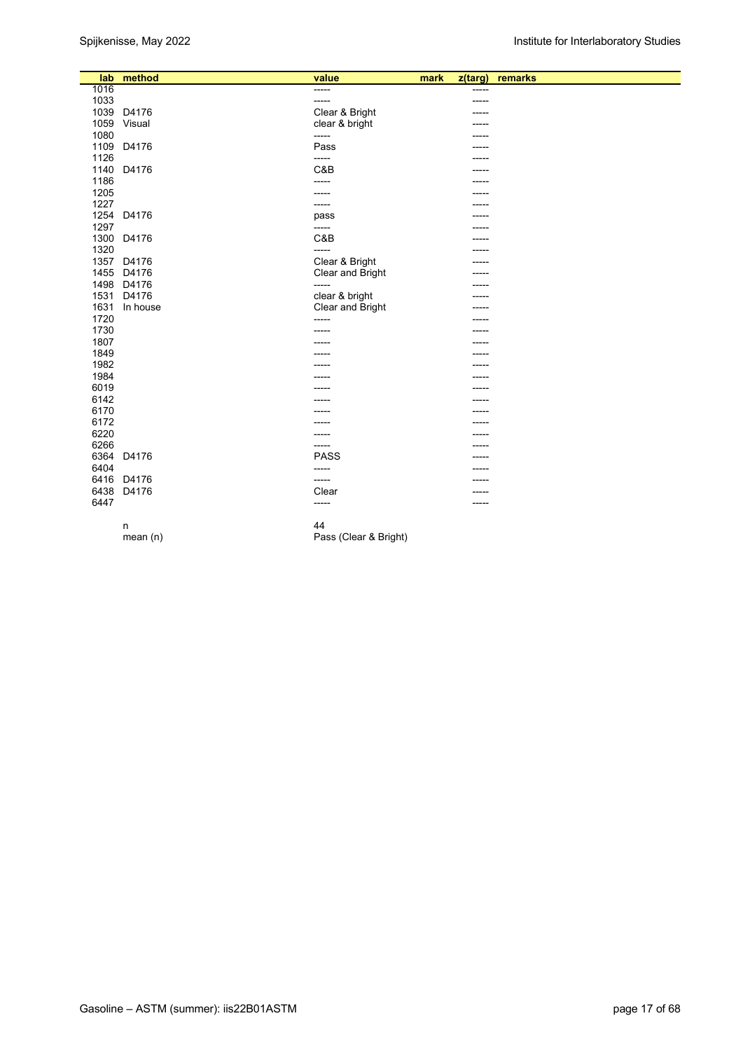| lab | method | value | mark | z(targ) | remarks |
|---|---|---|---|---|---|
| 1016 | | ----- | | ----- | |
| 1033 | | ----- | | ----- | |
| 1039 | D4176 | Clear & Bright | | ----- | |
| 1059 | Visual | clear & bright | | ----- | |
| 1080 | | ----- | | ----- | |
| 1109 | D4176 | Pass | | ----- | |
| 1126 | | ----- | | ----- | |
| 1140 | D4176 | C&B | | ----- | |
| 1186 | | ----- | | ----- | |
| 1205 | | ----- | | ----- | |
| 1227 | | ----- | | ----- | |
| 1254 | D4176 | pass | | ----- | |
| 1297 | | ----- | | ----- | |
| 1300 | D4176 | C&B | | ----- | |
| 1320 | | ----- | | ----- | |
| 1357 | D4176 | Clear & Bright | | ----- | |
| 1455 | D4176 | Clear and Bright | | ----- | |
| 1498 | D4176 | ----- | | ----- | |
| 1531 | D4176 | clear & bright | | ----- | |
| 1631 | In house | Clear and Bright | | ----- | |
| 1720 | | ----- | | ----- | |
| 1730 | | ----- | | ----- | |
| 1807 | | ----- | | ----- | |
| 1849 | | ----- | | ----- | |
| 1982 | | ----- | | ----- | |
| 1984 | | ----- | | ----- | |
| 6019 | | ----- | | ----- | |
| 6142 | | ----- | | ----- | |
| 6170 | | ----- | | ----- | |
| 6172 | | ----- | | ----- | |
| 6220 | | ----- | | ----- | |
| 6266 | | ----- | | ----- | |
| 6364 | D4176 | PASS | | ----- | |
| 6404 | | ----- | | ----- | |
| 6416 | D4176 | ----- | | ----- | |
| 6438 | D4176 | Clear | | ----- | |
| 6447 | | ----- | | ----- | |
| | n | 44 | | | |
| | mean (n) | Pass (Clear & Bright) | | | |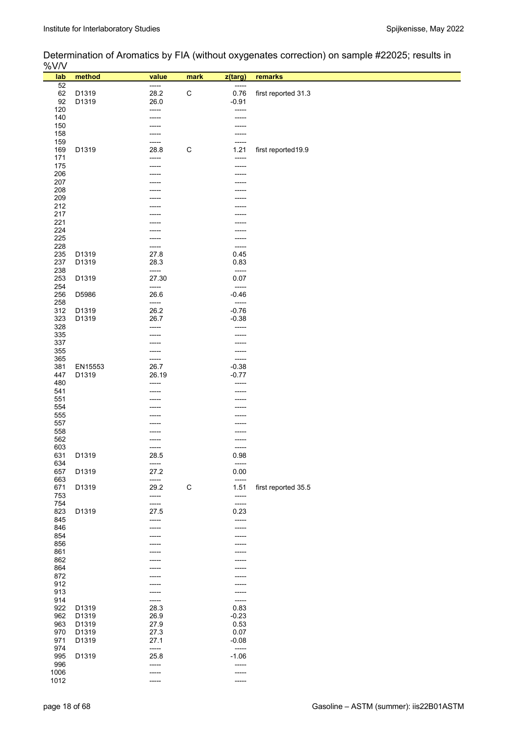Determination of Aromatics by FIA (without oxygenates correction) on sample #22025; results in %V/V

| lab | method | value | mark | z(targ) | remarks |
|---|---|---|---|---|---|
| 52 | | ----- | | ----- | |
| 62 | D1319 | 28.2 | C | 0.76 | first reported 31.3 |
| 92 | D1319 | 26.0 | | -0.91 | |
| 120 | | ----- | | ----- | |
| 140 | | ----- | | ----- | |
| 150 | | ----- | | ----- | |
| 158 | | ----- | | ----- | |
| 159 | | ----- | | ----- | |
| 169 | D1319 | 28.8 | C | 1.21 | first reported19.9 |
| 171 | | ----- | | ----- | |
| 175 | | ----- | | ----- | |
| 206 | | ----- | | ----- | |
| 207 | | ----- | | ----- | |
| 208 | | ----- | | ----- | |
| 209 | | ----- | | ----- | |
| 212 | | ----- | | ----- | |
| 217 | | ----- | | ----- | |
| 221 | | ----- | | ----- | |
| 224 | | ----- | | ----- | |
| 225 | | ----- | | ----- | |
| 228 | | ----- | | ----- | |
| 235 | D1319 | 27.8 | | 0.45 | |
| 237 | D1319 | 28.3 | | 0.83 | |
| 238 | | ----- | | ----- | |
| 253 | D1319 | 27.30 | | 0.07 | |
| 254 | | ----- | | ----- | |
| 256 | D5986 | 26.6 | | -0.46 | |
| 258 | | ----- | | ----- | |
| 312 | D1319 | 26.2 | | -0.76 | |
| 323 | D1319 | 26.7 | | -0.38 | |
| 328 | | ----- | | ----- | |
| 335 | | ----- | | ----- | |
| 337 | | ----- | | ----- | |
| 355 | | ----- | | ----- | |
| 365 | | ----- | | ----- | |
| 381 | EN15553 | 26.7 | | -0.38 | |
| 447 | D1319 | 26.19 | | -0.77 | |
| 480 | | ----- | | ----- | |
| 541 | | ----- | | ----- | |
| 551 | | ----- | | ----- | |
| 554 | | ----- | | ----- | |
| 555 | | ----- | | ----- | |
| 557 | | ----- | | ----- | |
| 558 | | ----- | | ----- | |
| 562 | | ----- | | ----- | |
| 603 | | ----- | | ----- | |
| 631 | D1319 | 28.5 | | 0.98 | |
| 634 | | ----- | | ----- | |
| 657 | D1319 | 27.2 | | 0.00 | |
| 663 | | ----- | | ----- | |
| 671 | D1319 | 29.2 | C | 1.51 | first reported 35.5 |
| 753 | | ----- | | ----- | |
| 754 | | ----- | | ----- | |
| 823 | D1319 | 27.5 | | 0.23 | |
| 845 | | ----- | | ----- | |
| 846 | | ----- | | ----- | |
| 854 | | ----- | | ----- | |
| 856 | | ----- | | ----- | |
| 861 | | ----- | | ----- | |
| 862 | | ----- | | ----- | |
| 864 | | ----- | | ----- | |
| 872 | | ----- | | ----- | |
| 912 | | ----- | | ----- | |
| 913 | | ----- | | ----- | |
| 914 | | ----- | | ----- | |
| 922 | D1319 | 28.3 | | 0.83 | |
| 962 | D1319 | 26.9 | | -0.23 | |
| 963 | D1319 | 27.9 | | 0.53 | |
| 970 | D1319 | 27.3 | | 0.07 | |
| 971 | D1319 | 27.1 | | -0.08 | |
| 974 | | ----- | | ----- | |
| 995 | D1319 | 25.8 | | -1.06 | |
| 996 | | ----- | | ----- | |
| 1006 | | ----- | | ----- | |
| 1012 | | ----- | | ----- | |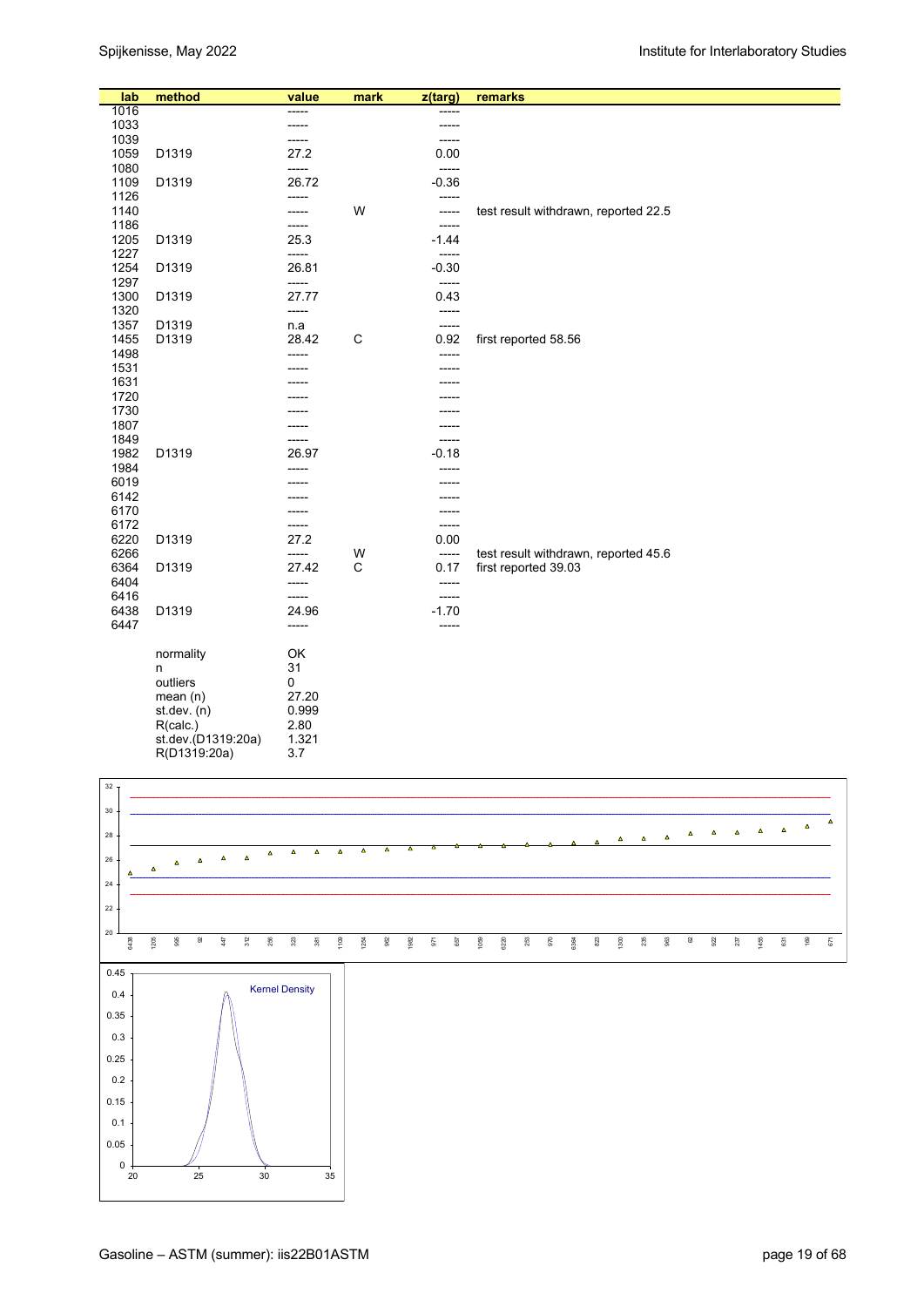| lab | method | value | mark | z(targ) | remarks |
|---|---|---|---|---|---|
| 1016 | | ----- | | ----- | |
| 1033 | | ----- | | ----- | |
| 1039 | | ----- | | ----- | |
| 1059 | D1319 | 27.2 | | 0.00 | |
| 1080 | | ----- | | ----- | |
| 1109 | D1319 | 26.72 | | -0.36 | |
| 1126 | | ----- | | ----- | |
| 1140 | | ----- | W | ----- | test result withdrawn, reported 22.5 |
| 1186 | | ----- | | ----- | |
| 1205 | D1319 | 25.3 | | -1.44 | |
| 1227 | | ----- | | ----- | |
| 1254 | D1319 | 26.81 | | -0.30 | |
| 1297 | | ----- | | ----- | |
| 1300 | D1319 | 27.77 | | 0.43 | |
| 1320 | | ----- | | ----- | |
| 1357 | D1319 | n.a | | ----- | |
| 1455 | D1319 | 28.42 | C | 0.92 | first reported 58.56 |
| 1498 | | ----- | | ----- | |
| 1531 | | ----- | | ----- | |
| 1631 | | ----- | | ----- | |
| 1720 | | ----- | | ----- | |
| 1730 | | ----- | | ----- | |
| 1807 | | ----- | | ----- | |
| 1849 | | ----- | | ----- | |
| 1982 | D1319 | 26.97 | | -0.18 | |
| 1984 | | ----- | | ----- | |
| 6019 | | ----- | | ----- | |
| 6142 | | ----- | | ----- | |
| 6170 | | ----- | | ----- | |
| 6172 | | ----- | | ----- | |
| 6220 | D1319 | 27.2 | | 0.00 | |
| 6266 | | ----- | W | ----- | test result withdrawn, reported 45.6 |
| 6364 | D1319 | 27.42 | C | 0.17 | first reported 39.03 |
| 6404 | | ----- | | ----- | |
| 6416 | | ----- | | ----- | |
| 6438 | D1319 | 24.96 | | -1.70 | |
| 6447 | | ----- | | ----- | |

| | |
|---|---|
| normality | OK |
| n | 31 |
| outliers | 0 |
| mean (n) | 27.20 |
| st.dev. (n) | 0.999 |
| R(calc.) | 2.80 |
| st.dev.(D1319:20a) | 1.321 |
| R(D1319:20a) | 3.7 |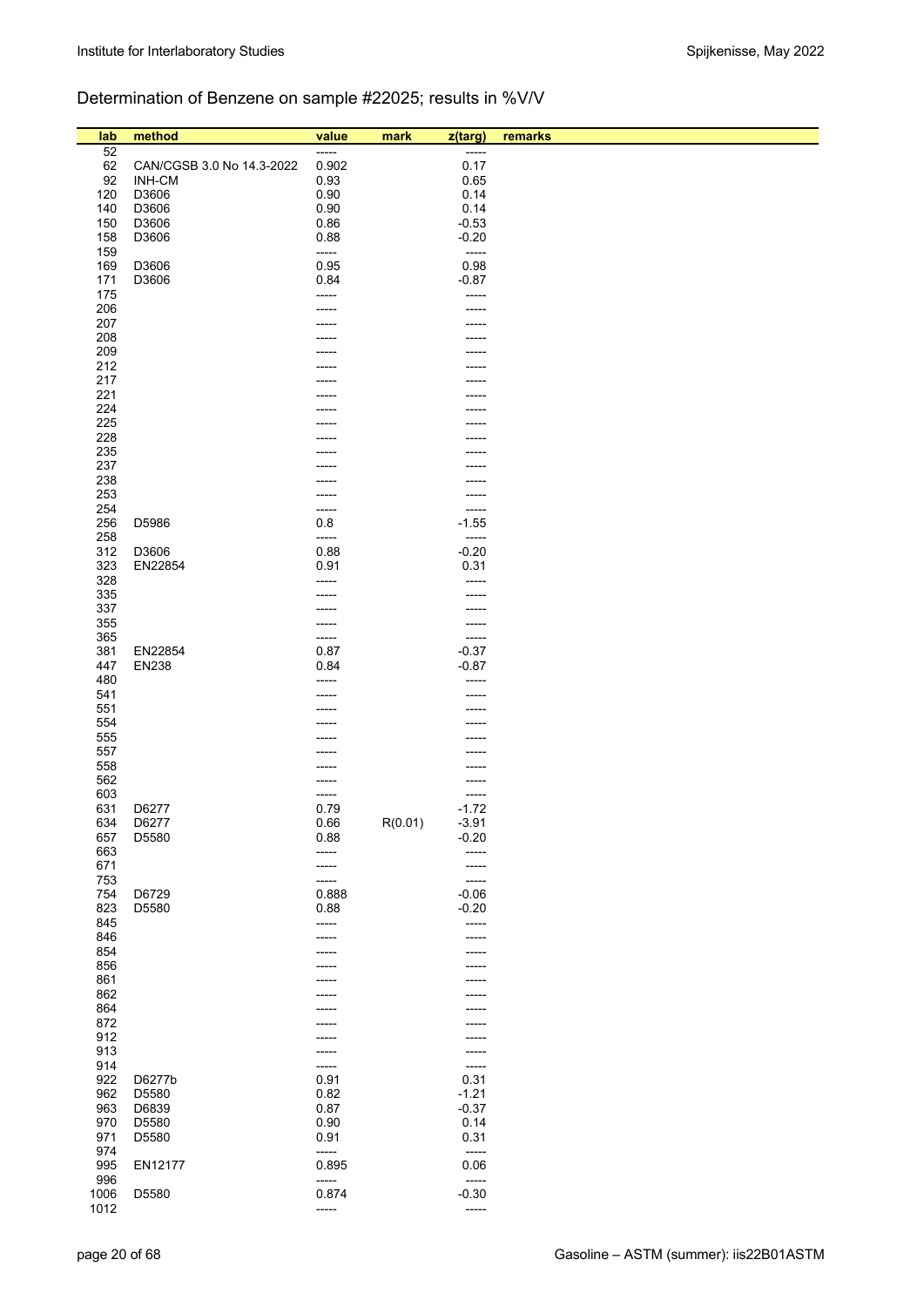## Determination of Benzene on sample #22025; results in %V/V

| lab | method | value | mark | z(targ) | remarks |
|---|---|---|---|---|---|
| 52 | | ----- | | ----- | |
| 62 | CAN/CGSB 3.0 No 14.3-2022 | 0.902 | | 0.17 | |
| 92 | INH-CM | 0.93 | | 0.65 | |
| 120 | D3606 | 0.90 | | 0.14 | |
| 140 | D3606 | 0.90 | | 0.14 | |
| 150 | D3606 | 0.86 | | -0.53 | |
| 158 | D3606 | 0.88 | | -0.20 | |
| 159 | | ----- | | ----- | |
| 169 | D3606 | 0.95 | | 0.98 | |
| 171 | D3606 | 0.84 | | -0.87 | |
| 175 | | ----- | | ----- | |
| 206 | | ----- | | ----- | |
| 207 | | ----- | | ----- | |
| 208 | | ----- | | ----- | |
| 209 | | ----- | | ----- | |
| 212 | | ----- | | ----- | |
| 217 | | ----- | | ----- | |
| 221 | | ----- | | ----- | |
| 224 | | ----- | | ----- | |
| 225 | | ----- | | ----- | |
| 228 | | ----- | | ----- | |
| 235 | | ----- | | ----- | |
| 237 | | ----- | | ----- | |
| 238 | | ----- | | ----- | |
| 253 | | ----- | | ----- | |
| 254 | | ----- | | ----- | |
| 256 | D5986 | 0.8 | | -1.55 | |
| 258 | | ----- | | ----- | |
| 312 | D3606 | 0.88 | | -0.20 | |
| 323 | EN22854 | 0.91 | | 0.31 | |
| 328 | | ----- | | ----- | |
| 335 | | ----- | | ----- | |
| 337 | | ----- | | ----- | |
| 355 | | ----- | | ----- | |
| 365 | | ----- | | ----- | |
| 381 | EN22854 | 0.87 | | -0.37 | |
| 447 | EN238 | 0.84 | | -0.87 | |
| 480 | | ----- | | ----- | |
| 541 | | ----- | | ----- | |
| 551 | | ----- | | ----- | |
| 554 | | ----- | | ----- | |
| 555 | | ----- | | ----- | |
| 557 | | ----- | | ----- | |
| 558 | | ----- | | ----- | |
| 562 | | ----- | | ----- | |
| 603 | | ----- | | ----- | |
| 631 | D6277 | 0.79 | | -1.72 | |
| 634 | D6277 | 0.66 | R(0.01) | -3.91 | |
| 657 | D5580 | 0.88 | | -0.20 | |
| 663 | | ----- | | ----- | |
| 671 | | ----- | | ----- | |
| 753 | | ----- | | ----- | |
| 754 | D6729 | 0.888 | | -0.06 | |
| 823 | D5580 | 0.88 | | -0.20 | |
| 845 | | ----- | | ----- | |
| 846 | | ----- | | ----- | |
| 854 | | ----- | | ----- | |
| 856 | | ----- | | ----- | |
| 861 | | ----- | | ----- | |
| 862 | | ----- | | ----- | |
| 864 | | ----- | | ----- | |
| 872 | | ----- | | ----- | |
| 912 | | ----- | | ----- | |
| 913 | | ----- | | ----- | |
| 914 | | ----- | | ----- | |
| 922 | D6277b | 0.91 | | 0.31 | |
| 962 | D5580 | 0.82 | | -1.21 | |
| 963 | D6839 | 0.87 | | -0.37 | |
| 970 | D5580 | 0.90 | | 0.14 | |
| 971 | D5580 | 0.91 | | 0.31 | |
| 974 | | ----- | | ----- | |
| 995 | EN12177 | 0.895 | | 0.06 | |
| 996 | | ----- | | ----- | |
| 1006 | D5580 | 0.874 | | -0.30 | |
| 1012 | | ----- | | ----- | |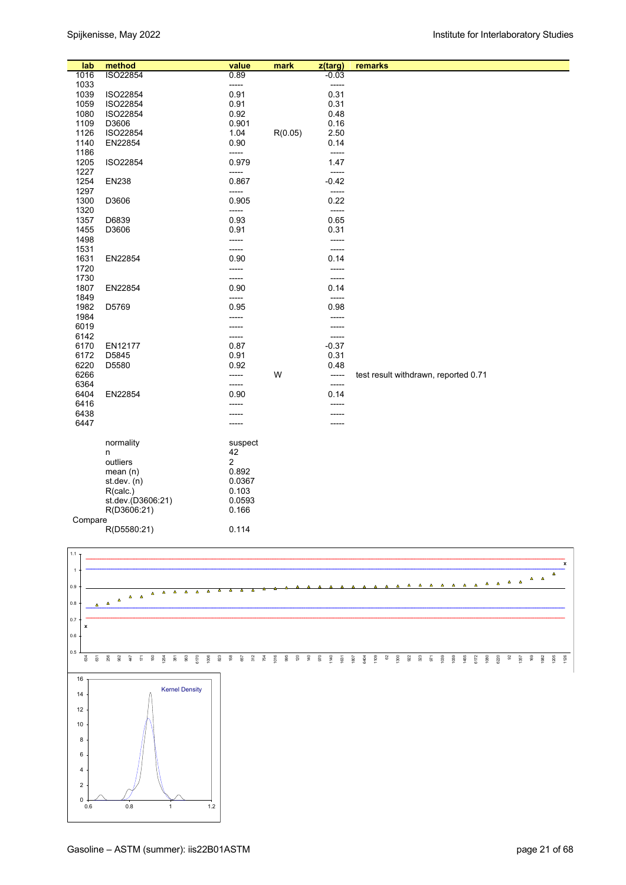| lab | method | value | mark | z(targ) | remarks |
|---|---|---|---|---|---|
| 1016 | ISO22854 | 0.89 | | -0.03 | |
| 1033 | | ----- | | ----- | |
| 1039 | ISO22854 | 0.91 | | 0.31 | |
| 1059 | ISO22854 | 0.91 | | 0.31 | |
| 1080 | ISO22854 | 0.92 | | 0.48 | |
| 1109 | D3606 | 0.901 | | 0.16 | |
| 1126 | ISO22854 | 1.04 | R(0.05) | 2.50 | |
| 1140 | EN22854 | 0.90 | | 0.14 | |
| 1186 | | ----- | | ----- | |
| 1205 | ISO22854 | 0.979 | | 1.47 | |
| 1227 | | ----- | | ----- | |
| 1254 | EN238 | 0.867 | | -0.42 | |
| 1297 | | ----- | | ----- | |
| 1300 | D3606 | 0.905 | | 0.22 | |
| 1320 | | ----- | | ----- | |
| 1357 | D6839 | 0.93 | | 0.65 | |
| 1455 | D3606 | 0.91 | | 0.31 | |
| 1498 | | ----- | | ----- | |
| 1531 | | ----- | | ----- | |
| 1631 | EN22854 | 0.90 | | 0.14 | |
| 1720 | | ----- | | ----- | |
| 1730 | | ----- | | ----- | |
| 1807 | EN22854 | 0.90 | | 0.14 | |
| 1849 | | ----- | | ----- | |
| 1982 | D5769 | 0.95 | | 0.98 | |
| 1984 | | ----- | | ----- | |
| 6019 | | ----- | | ----- | |
| 6142 | | ----- | | ----- | |
| 6170 | EN12177 | 0.87 | | -0.37 | |
| 6172 | D5845 | 0.91 | | 0.31 | |
| 6220 | D5580 | 0.92 | | 0.48 | |
| 6266 | | ----- | W | ----- | test result withdrawn, reported 0.71 |
| 6364 | | ----- | | ----- | |
| 6404 | EN22854 | 0.90 | | 0.14 | |
| 6416 | | ----- | | ----- | |
| 6438 | | ----- | | ----- | |
| 6447 | | ----- | | ----- | |

| | | |
|---|---|---|
| | normality | suspect |
| | n | 42 |
| | outliers | 2 |
| | mean (n) | 0.892 |
| | st.dev. (n) | 0.0367 |
| | R(calc.) | 0.103 |
| | st.dev.(D3606:21) | 0.0593 |
| | R(D3606:21) | 0.166 |
| Compare | | |
| | R(D5580:21) | 0.114 |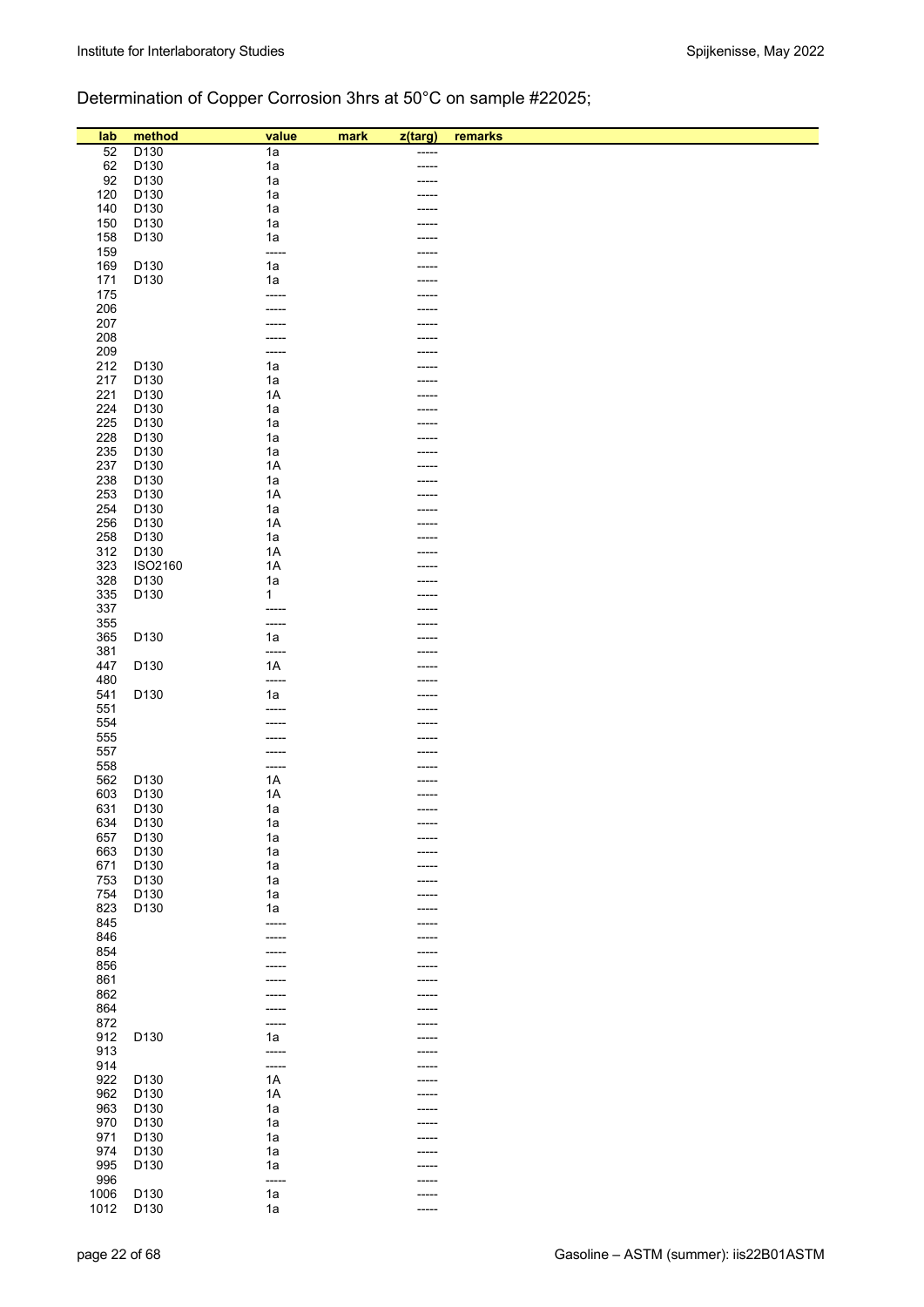## Determination of Copper Corrosion 3hrs at 50°C on sample #22025;

| lab | method | value | mark | z(targ) | remarks |
|---|---|---|---|---|---|
| 52 | D130 | 1a | | ----- | |
| 62 | D130 | 1a | | ----- | |
| 92 | D130 | 1a | | ----- | |
| 120 | D130 | 1a | | ----- | |
| 140 | D130 | 1a | | ----- | |
| 150 | D130 | 1a | | ----- | |
| 158 | D130 | 1a | | ----- | |
| 159 | | ----- | | ----- | |
| 169 | D130 | 1a | | ----- | |
| 171 | D130 | 1a | | ----- | |
| 175 | | ----- | | ----- | |
| 206 | | ----- | | ----- | |
| 207 | | ----- | | ----- | |
| 208 | | ----- | | ----- | |
| 209 | | ----- | | ----- | |
| 212 | D130 | 1a | | ----- | |
| 217 | D130 | 1a | | ----- | |
| 221 | D130 | 1A | | ----- | |
| 224 | D130 | 1a | | ----- | |
| 225 | D130 | 1a | | ----- | |
| 228 | D130 | 1a | | ----- | |
| 235 | D130 | 1a | | ----- | |
| 237 | D130 | 1A | | ----- | |
| 238 | D130 | 1a | | ----- | |
| 253 | D130 | 1A | | ----- | |
| 254 | D130 | 1a | | ----- | |
| 256 | D130 | 1A | | ----- | |
| 258 | D130 | 1a | | ----- | |
| 312 | D130 | 1A | | ----- | |
| 323 | ISO2160 | 1A | | ----- | |
| 328 | D130 | 1a | | ----- | |
| 335 | D130 | 1 | | ----- | |
| 337 | | ----- | | ----- | |
| 355 | | ----- | | ----- | |
| 365 | D130 | 1a | | ----- | |
| 381 | | ----- | | ----- | |
| 447 | D130 | 1A | | ----- | |
| 480 | | ----- | | ----- | |
| 541 | D130 | 1a | | ----- | |
| 551 | | ----- | | ----- | |
| 554 | | ----- | | ----- | |
| 555 | | ----- | | ----- | |
| 557 | | ----- | | ----- | |
| 558 | | ----- | | ----- | |
| 562 | D130 | 1A | | ----- | |
| 603 | D130 | 1A | | ----- | |
| 631 | D130 | 1a | | ----- | |
| 634 | D130 | 1a | | ----- | |
| 657 | D130 | 1a | | ----- | |
| 663 | D130 | 1a | | ----- | |
| 671 | D130 | 1a | | ----- | |
| 753 | D130 | 1a | | ----- | |
| 754 | D130 | 1a | | ----- | |
| 823 | D130 | 1a | | ----- | |
| 845 | | ----- | | ----- | |
| 846 | | ----- | | ----- | |
| 854 | | ----- | | ----- | |
| 856 | | ----- | | ----- | |
| 861 | | ----- | | ----- | |
| 862 | | ----- | | ----- | |
| 864 | | ----- | | ----- | |
| 872 | | ----- | | ----- | |
| 912 | D130 | 1a | | ----- | |
| 913 | | ----- | | ----- | |
| 914 | | ----- | | ----- | |
| 922 | D130 | 1A | | ----- | |
| 962 | D130 | 1A | | ----- | |
| 963 | D130 | 1a | | ----- | |
| 970 | D130 | 1a | | ----- | |
| 971 | D130 | 1a | | ----- | |
| 974 | D130 | 1a | | ----- | |
| 995 | D130 | 1a | | ----- | |
| 996 | | ----- | | ----- | |
| 1006 | D130 | 1a | | ----- | |
| 1012 | D130 | 1a | | ----- | |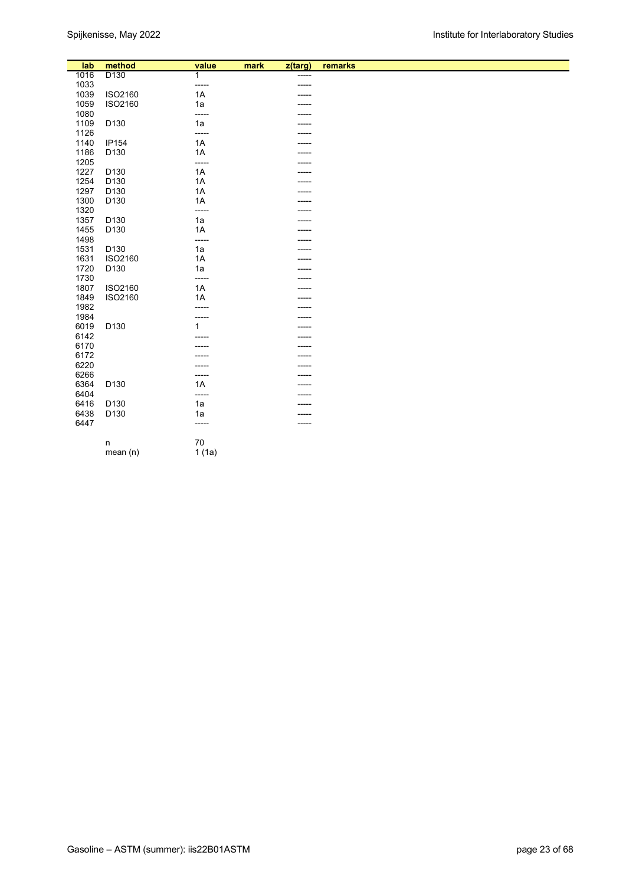| lab | method | value | mark | z(targ) | remarks |
|---|---|---|---|---|---|
| 1016 | D130 | 1 | | ----- | |
| 1033 | | ----- | | ----- | |
| 1039 | ISO2160 | 1A | | ----- | |
| 1059 | ISO2160 | 1a | | ----- | |
| 1080 | | ----- | | ----- | |
| 1109 | D130 | 1a | | ----- | |
| 1126 | | ----- | | ----- | |
| 1140 | IP154 | 1A | | ----- | |
| 1186 | D130 | 1A | | ----- | |
| 1205 | | ----- | | ----- | |
| 1227 | D130 | 1A | | ----- | |
| 1254 | D130 | 1A | | ----- | |
| 1297 | D130 | 1A | | ----- | |
| 1300 | D130 | 1A | | ----- | |
| 1320 | | ----- | | ----- | |
| 1357 | D130 | 1a | | ----- | |
| 1455 | D130 | 1A | | ----- | |
| 1498 | | ----- | | ----- | |
| 1531 | D130 | 1a | | ----- | |
| 1631 | ISO2160 | 1A | | ----- | |
| 1720 | D130 | 1a | | ----- | |
| 1730 | | ----- | | ----- | |
| 1807 | ISO2160 | 1A | | ----- | |
| 1849 | ISO2160 | 1A | | ----- | |
| 1982 | | ----- | | ----- | |
| 1984 | | ----- | | ----- | |
| 6019 | D130 | 1 | | ----- | |
| 6142 | | ----- | | ----- | |
| 6170 | | ----- | | ----- | |
| 6172 | | ----- | | ----- | |
| 6220 | | ----- | | ----- | |
| 6266 | | ----- | | ----- | |
| 6364 | D130 | 1A | | ----- | |
| 6404 | | ----- | | ----- | |
| 6416 | D130 | 1a | | ----- | |
| 6438 | D130 | 1a | | ----- | |
| 6447 | | ----- | | ----- | |
| | | | | | |
| | n | 70 | | | |
| | mean (n) | 1 (1a) | | | |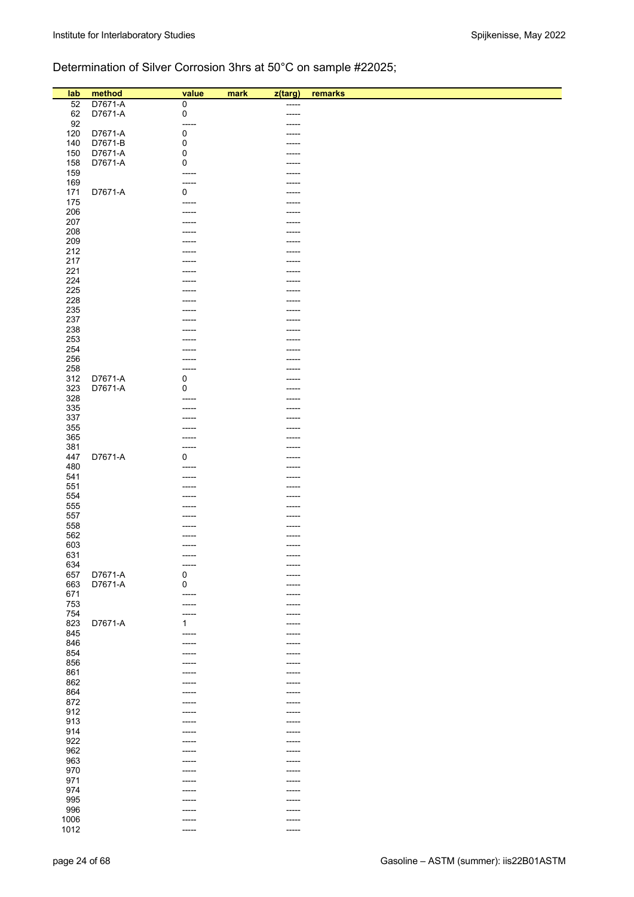Determination of Silver Corrosion 3hrs at 50°C on sample #22025;

| lab | method | value | mark | z(targ) | remarks |
|---|---|---|---|---|---|
| 52 | D7671-A | 0 | | ----- | |
| 62 | D7671-A | 0 | | ----- | |
| 92 | | ----- | | ----- | |
| 120 | D7671-A | 0 | | ----- | |
| 140 | D7671-B | 0 | | ----- | |
| 150 | D7671-A | 0 | | ----- | |
| 158 | D7671-A | 0 | | ----- | |
| 159 | | ----- | | ----- | |
| 169 | | ----- | | ----- | |
| 171 | D7671-A | 0 | | ----- | |
| 175 | | ----- | | ----- | |
| 206 | | ----- | | ----- | |
| 207 | | ----- | | ----- | |
| 208 | | ----- | | ----- | |
| 209 | | ----- | | ----- | |
| 212 | | ----- | | ----- | |
| 217 | | ----- | | ----- | |
| 221 | | ----- | | ----- | |
| 224 | | ----- | | ----- | |
| 225 | | ----- | | ----- | |
| 228 | | ----- | | ----- | |
| 235 | | ----- | | ----- | |
| 237 | | ----- | | ----- | |
| 238 | | ----- | | ----- | |
| 253 | | ----- | | ----- | |
| 254 | | ----- | | ----- | |
| 256 | | ----- | | ----- | |
| 258 | | ----- | | ----- | |
| 312 | D7671-A | 0 | | ----- | |
| 323 | D7671-A | 0 | | ----- | |
| 328 | | ----- | | ----- | |
| 335 | | ----- | | ----- | |
| 337 | | ----- | | ----- | |
| 355 | | ----- | | ----- | |
| 365 | | ----- | | ----- | |
| 381 | | ----- | | ----- | |
| 447 | D7671-A | 0 | | ----- | |
| 480 | | ----- | | ----- | |
| 541 | | ----- | | ----- | |
| 551 | | ----- | | ----- | |
| 554 | | ----- | | ----- | |
| 555 | | ----- | | ----- | |
| 557 | | ----- | | ----- | |
| 558 | | ----- | | ----- | |
| 562 | | ----- | | ----- | |
| 603 | | ----- | | ----- | |
| 631 | | ----- | | ----- | |
| 634 | | ----- | | ----- | |
| 657 | D7671-A | 0 | | ----- | |
| 663 | D7671-A | 0 | | ----- | |
| 671 | | ----- | | ----- | |
| 753 | | ----- | | ----- | |
| 754 | | ----- | | ----- | |
| 823 | D7671-A | 1 | | ----- | |
| 845 | | ----- | | ----- | |
| 846 | | ----- | | ----- | |
| 854 | | ----- | | ----- | |
| 856 | | ----- | | ----- | |
| 861 | | ----- | | ----- | |
| 862 | | ----- | | ----- | |
| 864 | | ----- | | ----- | |
| 872 | | ----- | | ----- | |
| 912 | | ----- | | ----- | |
| 913 | | ----- | | ----- | |
| 914 | | ----- | | ----- | |
| 922 | | ----- | | ----- | |
| 962 | | ----- | | ----- | |
| 963 | | ----- | | ----- | |
| 970 | | ----- | | ----- | |
| 971 | | ----- | | ----- | |
| 974 | | ----- | | ----- | |
| 995 | | ----- | | ----- | |
| 996 | | ----- | | ----- | |
| 1006 | | ----- | | ----- | |
| 1012 | | ----- | | ----- | |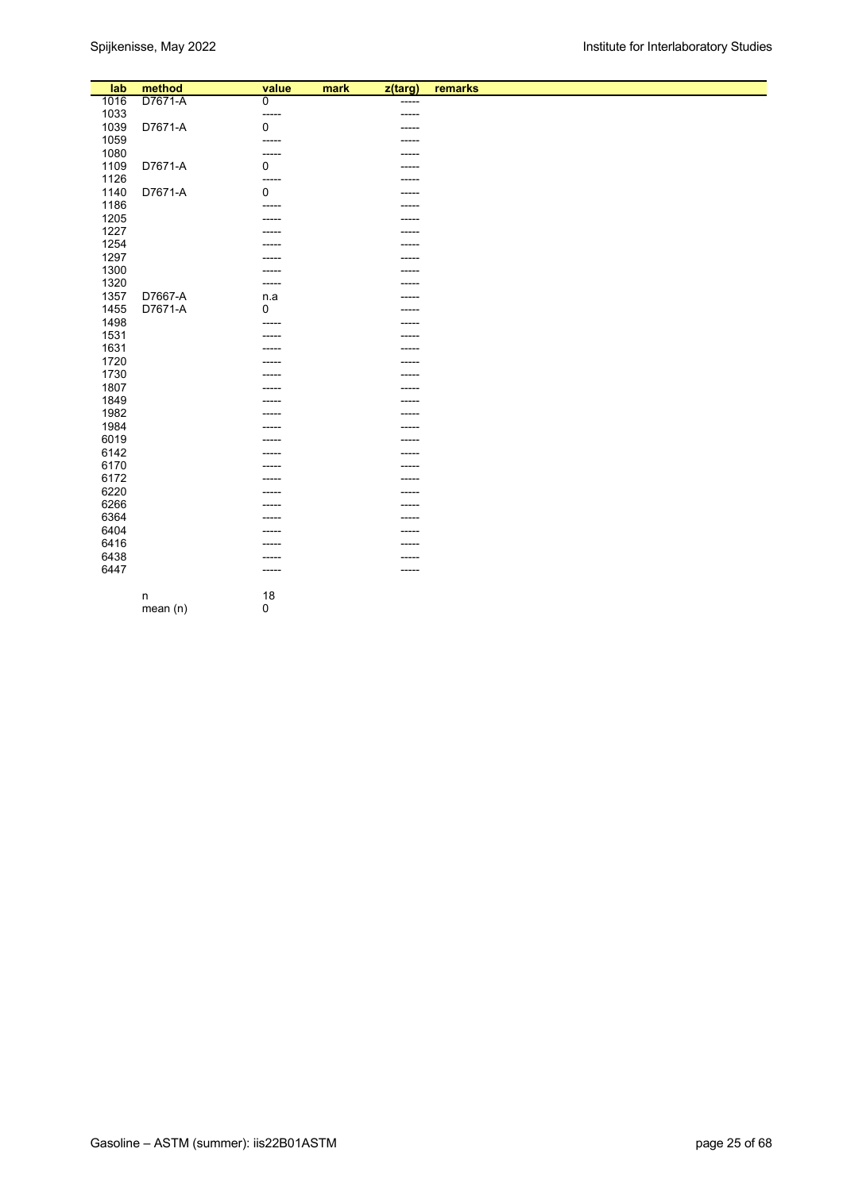| lab | method | value | mark | z(targ) | remarks |
|---|---|---|---|---|---|
| 1016 | D7671-A | 0 | | ----- | |
| 1033 | | ----- | | ----- | |
| 1039 | D7671-A | 0 | | ----- | |
| 1059 | | ----- | | ----- | |
| 1080 | | ----- | | ----- | |
| 1109 | D7671-A | 0 | | ----- | |
| 1126 | | ----- | | ----- | |
| 1140 | D7671-A | 0 | | ----- | |
| 1186 | | ----- | | ----- | |
| 1205 | | ----- | | ----- | |
| 1227 | | ----- | | ----- | |
| 1254 | | ----- | | ----- | |
| 1297 | | ----- | | ----- | |
| 1300 | | ----- | | ----- | |
| 1320 | | ----- | | ----- | |
| 1357 | D7667-A | n.a | | ----- | |
| 1455 | D7671-A | 0 | | ----- | |
| 1498 | | ----- | | ----- | |
| 1531 | | ----- | | ----- | |
| 1631 | | ----- | | ----- | |
| 1720 | | ----- | | ----- | |
| 1730 | | ----- | | ----- | |
| 1807 | | ----- | | ----- | |
| 1849 | | ----- | | ----- | |
| 1982 | | ----- | | ----- | |
| 1984 | | ----- | | ----- | |
| 6019 | | ----- | | ----- | |
| 6142 | | ----- | | ----- | |
| 6170 | | ----- | | ----- | |
| 6172 | | ----- | | ----- | |
| 6220 | | ----- | | ----- | |
| 6266 | | ----- | | ----- | |
| 6364 | | ----- | | ----- | |
| 6404 | | ----- | | ----- | |
| 6416 | | ----- | | ----- | |
| 6438 | | ----- | | ----- | |
| 6447 | | ----- | | ----- | |
| | n | 18 | | | |
| | mean (n) | 0 | | | |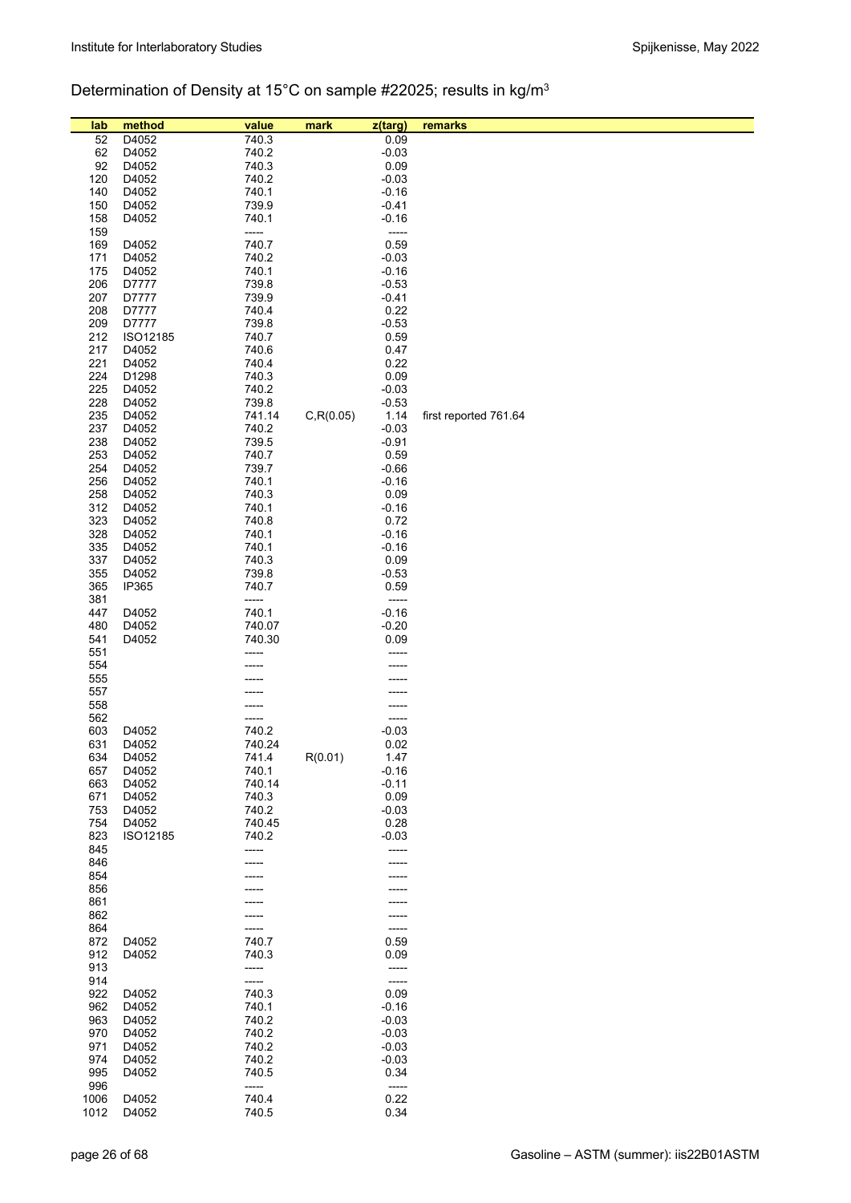Determination of Density at 15°C on sample #22025; results in kg/m$^3$

| lab | method | value | mark | z(targ) | remarks |
|---|---|---|---|---|---|
| 52 | D4052 | 740.3 | | 0.09 | |
| 62 | D4052 | 740.2 | | -0.03 | |
| 92 | D4052 | 740.3 | | 0.09 | |
| 120 | D4052 | 740.2 | | -0.03 | |
| 140 | D4052 | 740.1 | | -0.16 | |
| 150 | D4052 | 739.9 | | -0.41 | |
| 158 | D4052 | 740.1 | | -0.16 | |
| 159 | | ----- | | ----- | |
| 169 | D4052 | 740.7 | | 0.59 | |
| 171 | D4052 | 740.2 | | -0.03 | |
| 175 | D4052 | 740.1 | | -0.16 | |
| 206 | D7777 | 739.8 | | -0.53 | |
| 207 | D7777 | 739.9 | | -0.41 | |
| 208 | D7777 | 740.4 | | 0.22 | |
| 209 | D7777 | 739.8 | | -0.53 | |
| 212 | ISO12185 | 740.7 | | 0.59 | |
| 217 | D4052 | 740.6 | | 0.47 | |
| 221 | D4052 | 740.4 | | 0.22 | |
| 224 | D1298 | 740.3 | | 0.09 | |
| 225 | D4052 | 740.2 | | -0.03 | |
| 228 | D4052 | 739.8 | | -0.53 | |
| 235 | D4052 | 741.14 | C,R(0.05) | 1.14 | first reported 761.64 |
| 237 | D4052 | 740.2 | | -0.03 | |
| 238 | D4052 | 739.5 | | -0.91 | |
| 253 | D4052 | 740.7 | | 0.59 | |
| 254 | D4052 | 739.7 | | -0.66 | |
| 256 | D4052 | 740.1 | | -0.16 | |
| 258 | D4052 | 740.3 | | 0.09 | |
| 312 | D4052 | 740.1 | | -0.16 | |
| 323 | D4052 | 740.8 | | 0.72 | |
| 328 | D4052 | 740.1 | | -0.16 | |
| 335 | D4052 | 740.1 | | -0.16 | |
| 337 | D4052 | 740.3 | | 0.09 | |
| 355 | D4052 | 739.8 | | -0.53 | |
| 365 | IP365 | 740.7 | | 0.59 | |
| 381 | | ----- | | ----- | |
| 447 | D4052 | 740.1 | | -0.16 | |
| 480 | D4052 | 740.07 | | -0.20 | |
| 541 | D4052 | 740.30 | | 0.09 | |
| 551 | | ----- | | ----- | |
| 554 | | ----- | | ----- | |
| 555 | | ----- | | ----- | |
| 557 | | ----- | | ----- | |
| 558 | | ----- | | ----- | |
| 562 | | ----- | | ----- | |
| 603 | D4052 | 740.2 | | -0.03 | |
| 631 | D4052 | 740.24 | | 0.02 | |
| 634 | D4052 | 741.4 | R(0.01) | 1.47 | |
| 657 | D4052 | 740.1 | | -0.16 | |
| 663 | D4052 | 740.14 | | -0.11 | |
| 671 | D4052 | 740.3 | | 0.09 | |
| 753 | D4052 | 740.2 | | -0.03 | |
| 754 | D4052 | 740.45 | | 0.28 | |
| 823 | ISO12185 | 740.2 | | -0.03 | |
| 845 | | ----- | | ----- | |
| 846 | | ----- | | ----- | |
| 854 | | ----- | | ----- | |
| 856 | | ----- | | ----- | |
| 861 | | ----- | | ----- | |
| 862 | | ----- | | ----- | |
| 864 | | ----- | | ----- | |
| 872 | D4052 | 740.7 | | 0.59 | |
| 912 | D4052 | 740.3 | | 0.09 | |
| 913 | | ----- | | ----- | |
| 914 | | ----- | | ----- | |
| 922 | D4052 | 740.3 | | 0.09 | |
| 962 | D4052 | 740.1 | | -0.16 | |
| 963 | D4052 | 740.2 | | -0.03 | |
| 970 | D4052 | 740.2 | | -0.03 | |
| 971 | D4052 | 740.2 | | -0.03 | |
| 974 | D4052 | 740.2 | | -0.03 | |
| 995 | D4052 | 740.5 | | 0.34 | |
| 996 | | ----- | | ----- | |
| 1006 | D4052 | 740.4 | | 0.22 | |
| 1012 | D4052 | 740.5 | | 0.34 | |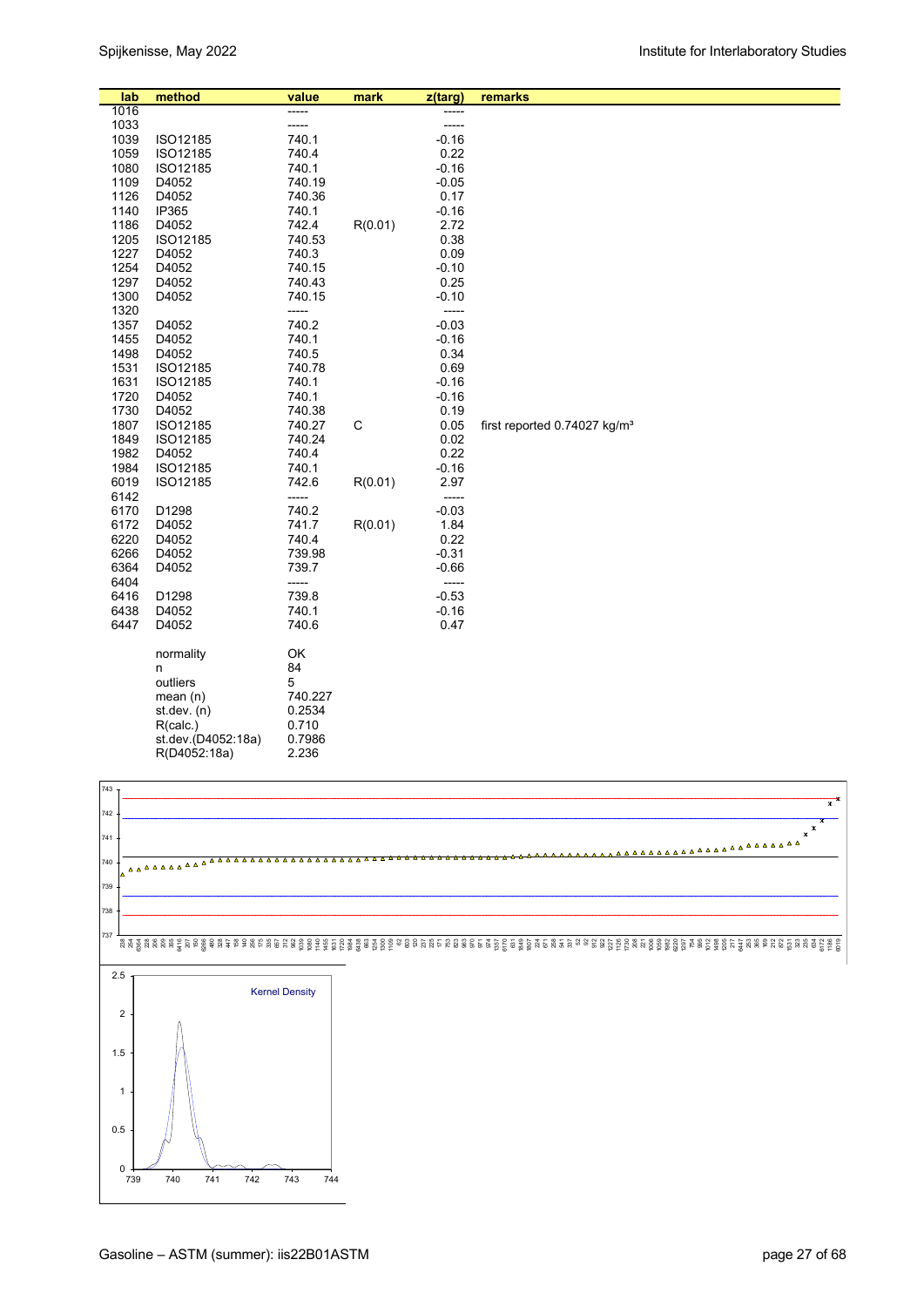| lab | method | value | mark | z(targ) | remarks |
|---|---|---|---|---|---|
| 1016 | | ----- | | ----- | |
| 1033 | | ----- | | ----- | |
| 1039 | ISO12185 | 740.1 | | -0.16 | |
| 1059 | ISO12185 | 740.4 | | 0.22 | |
| 1080 | ISO12185 | 740.1 | | -0.16 | |
| 1109 | D4052 | 740.19 | | -0.05 | |
| 1126 | D4052 | 740.36 | | 0.17 | |
| 1140 | IP365 | 740.1 | | -0.16 | |
| 1186 | D4052 | 742.4 | R(0.01) | 2.72 | |
| 1205 | ISO12185 | 740.53 | | 0.38 | |
| 1227 | D4052 | 740.3 | | 0.09 | |
| 1254 | D4052 | 740.15 | | -0.10 | |
| 1297 | D4052 | 740.43 | | 0.25 | |
| 1300 | D4052 | 740.15 | | -0.10 | |
| 1320 | | ----- | | ----- | |
| 1357 | D4052 | 740.2 | | -0.03 | |
| 1455 | D4052 | 740.1 | | -0.16 | |
| 1498 | D4052 | 740.5 | | 0.34 | |
| 1531 | ISO12185 | 740.78 | | 0.69 | |
| 1631 | ISO12185 | 740.1 | | -0.16 | |
| 1720 | D4052 | 740.1 | | -0.16 | |
| 1730 | D4052 | 740.38 | | 0.19 | |
| 1807 | ISO12185 | 740.27 | C | 0.05 | first reported 0.74027 kg/m³ |
| 1849 | ISO12185 | 740.24 | | 0.02 | |
| 1982 | D4052 | 740.4 | | 0.22 | |
| 1984 | ISO12185 | 740.1 | | -0.16 | |
| 6019 | ISO12185 | 742.6 | R(0.01) | 2.97 | |
| 6142 | | ----- | | ----- | |
| 6170 | D1298 | 740.2 | | -0.03 | |
| 6172 | D4052 | 741.7 | R(0.01) | 1.84 | |
| 6220 | D4052 | 740.4 | | 0.22 | |
| 6266 | D4052 | 739.98 | | -0.31 | |
| 6364 | D4052 | 739.7 | | -0.66 | |
| 6404 | | ----- | | ----- | |
| 6416 | D1298 | 739.8 | | -0.53 | |
| 6438 | D4052 | 740.1 | | -0.16 | |
| 6447 | D4052 | 740.6 | | 0.47 | |

| | |
|---|---|
| normality | OK |
| n | 84 |
| outliers | 5 |
| mean (n) | 740.227 |
| st.dev. (n) | 0.2534 |
| R(calc.) | 0.710 |
| st.dev.(D4052:18a) | 0.7986 |
| R(D4052:18a) | 2.236 |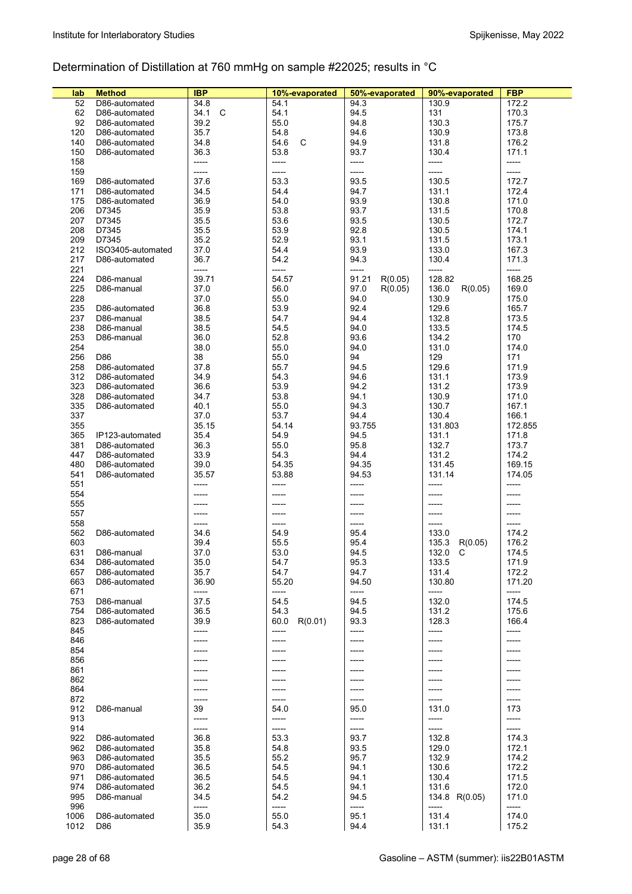## Determination of Distillation at 760 mmHg on sample #22025; results in °C

| lab | Method | IBP | 10%-evaporated | 50%-evaporated | 90%-evaporated | FBP |
|---|---|---|---|---|---|---|
| 52 | D86-automated | 34.8 | 54.1 | 94.3 | 130.9 | 172.2 |
| 62 | D86-automated | 34.1 C | 54.1 | 94.5 | 131 | 170.3 |
| 92 | D86-automated | 39.2 | 55.0 | 94.8 | 130.3 | 175.7 |
| 120 | D86-automated | 35.7 | 54.8 | 94.6 | 130.9 | 173.8 |
| 140 | D86-automated | 34.8 | 54.6 C | 94.9 | 131.8 | 176.2 |
| 150 | D86-automated | 36.3 | 53.8 | 93.7 | 130.4 | 171.1 |
| 158 | | ----- | ----- | ----- | ----- | ----- |
| 159 | | ----- | ----- | ----- | ----- | ----- |
| 169 | D86-automated | 37.6 | 53.3 | 93.5 | 130.5 | 172.7 |
| 171 | D86-automated | 34.5 | 54.4 | 94.7 | 131.1 | 172.4 |
| 175 | D86-automated | 36.9 | 54.0 | 93.9 | 130.8 | 171.0 |
| 206 | D7345 | 35.9 | 53.8 | 93.7 | 131.5 | 170.8 |
| 207 | D7345 | 35.5 | 53.6 | 93.5 | 130.5 | 172.7 |
| 208 | D7345 | 35.5 | 53.9 | 92.8 | 130.5 | 174.1 |
| 209 | D7345 | 35.2 | 52.9 | 93.1 | 131.5 | 173.1 |
| 212 | ISO3405-automated | 37.0 | 54.4 | 93.9 | 133.0 | 167.3 |
| 217 | D86-automated | 36.7 | 54.2 | 94.3 | 130.4 | 171.3 |
| 221 | | ----- | ----- | ----- | ----- | ----- |
| 224 | D86-manual | 39.71 | 54.57 | 91.21 R(0.05) | 128.82 | 168.25 |
| 225 | D86-manual | 37.0 | 56.0 | 97.0 R(0.05) | 136.0 R(0.05) | 169.0 |
| 228 | | 37.0 | 55.0 | 94.0 | 130.9 | 175.0 |
| 235 | D86-automated | 36.8 | 53.9 | 92.4 | 129.6 | 165.7 |
| 237 | D86-manual | 38.5 | 54.7 | 94.4 | 132.8 | 173.5 |
| 238 | D86-manual | 38.5 | 54.5 | 94.0 | 133.5 | 174.5 |
| 253 | D86-manual | 36.0 | 52.8 | 93.6 | 134.2 | 170 |
| 254 | | 38.0 | 55.0 | 94.0 | 131.0 | 174.0 |
| 256 | D86 | 38 | 55.0 | 94 | 129 | 171 |
| 258 | D86-automated | 37.8 | 55.7 | 94.5 | 129.6 | 171.9 |
| 312 | D86-automated | 34.9 | 54.3 | 94.6 | 131.1 | 173.9 |
| 323 | D86-automated | 36.6 | 53.9 | 94.2 | 131.2 | 173.9 |
| 328 | D86-automated | 34.7 | 53.8 | 94.1 | 130.9 | 171.0 |
| 335 | D86-automated | 40.1 | 55.0 | 94.3 | 130.7 | 167.1 |
| 337 | | 37.0 | 53.7 | 94.4 | 130.4 | 166.1 |
| 355 | | 35.15 | 54.14 | 93.755 | 131.803 | 172.855 |
| 365 | IP123-automated | 35.4 | 54.9 | 94.5 | 131.1 | 171.8 |
| 381 | D86-automated | 36.3 | 55.0 | 95.8 | 132.7 | 173.7 |
| 447 | D86-automated | 33.9 | 54.3 | 94.4 | 131.2 | 174.2 |
| 480 | D86-automated | 39.0 | 54.35 | 94.35 | 131.45 | 169.15 |
| 541 | D86-automated | 35.57 | 53.88 | 94.53 | 131.14 | 174.05 |
| 551 | | ----- | ----- | ----- | ----- | ----- |
| 554 | | ----- | ----- | ----- | ----- | ----- |
| 555 | | ----- | ----- | ----- | ----- | ----- |
| 557 | | ----- | ----- | ----- | ----- | ----- |
| 558 | | ----- | ----- | ----- | ----- | ----- |
| 562 | D86-automated | 34.6 | 54.9 | 95.4 | 133.0 | 174.2 |
| 603 | | 39.4 | 55.5 | 95.4 | 135.3 R(0.05) | 176.2 |
| 631 | D86-manual | 37.0 | 53.0 | 94.5 | 132.0 C | 174.5 |
| 634 | D86-automated | 35.0 | 54.7 | 95.3 | 133.5 | 171.9 |
| 657 | D86-automated | 35.7 | 54.7 | 94.7 | 131.4 | 172.2 |
| 663 | D86-automated | 36.90 | 55.20 | 94.50 | 130.80 | 171.20 |
| 671 | | ----- | ----- | ----- | ----- | ----- |
| 753 | D86-manual | 37.5 | 54.5 | 94.5 | 132.0 | 174.5 |
| 754 | D86-automated | 36.5 | 54.3 | 94.5 | 131.2 | 175.6 |
| 823 | D86-automated | 39.9 | 60.0 R(0.01) | 93.3 | 128.3 | 166.4 |
| 845 | | ----- | ----- | ----- | ----- | ----- |
| 846 | | ----- | ----- | ----- | ----- | ----- |
| 854 | | ----- | ----- | ----- | ----- | ----- |
| 856 | | ----- | ----- | ----- | ----- | ----- |
| 861 | | ----- | ----- | ----- | ----- | ----- |
| 862 | | ----- | ----- | ----- | ----- | ----- |
| 864 | | ----- | ----- | ----- | ----- | ----- |
| 872 | | ----- | ----- | ----- | ----- | ----- |
| 912 | D86-manual | 39 | 54.0 | 95.0 | 131.0 | 173 |
| 913 | | ----- | ----- | ----- | ----- | ----- |
| 914 | | ----- | ----- | ----- | ----- | ----- |
| 922 | D86-automated | 36.8 | 53.3 | 93.7 | 132.8 | 174.3 |
| 962 | D86-automated | 35.8 | 54.8 | 93.5 | 129.0 | 172.1 |
| 963 | D86-automated | 35.5 | 55.2 | 95.7 | 132.9 | 174.2 |
| 970 | D86-automated | 36.5 | 54.5 | 94.1 | 130.6 | 172.2 |
| 971 | D86-automated | 36.5 | 54.5 | 94.1 | 130.4 | 171.5 |
| 974 | D86-automated | 36.2 | 54.5 | 94.1 | 131.6 | 172.0 |
| 995 | D86-manual | 34.5 | 54.2 | 94.5 | 134.8 R(0.05) | 171.0 |
| 996 | | ----- | ----- | ----- | ----- | ----- |
| 1006 | D86-automated | 35.0 | 55.0 | 95.1 | 131.4 | 174.0 |
| 1012 | D86 | 35.9 | 54.3 | 94.4 | 131.1 | 175.2 |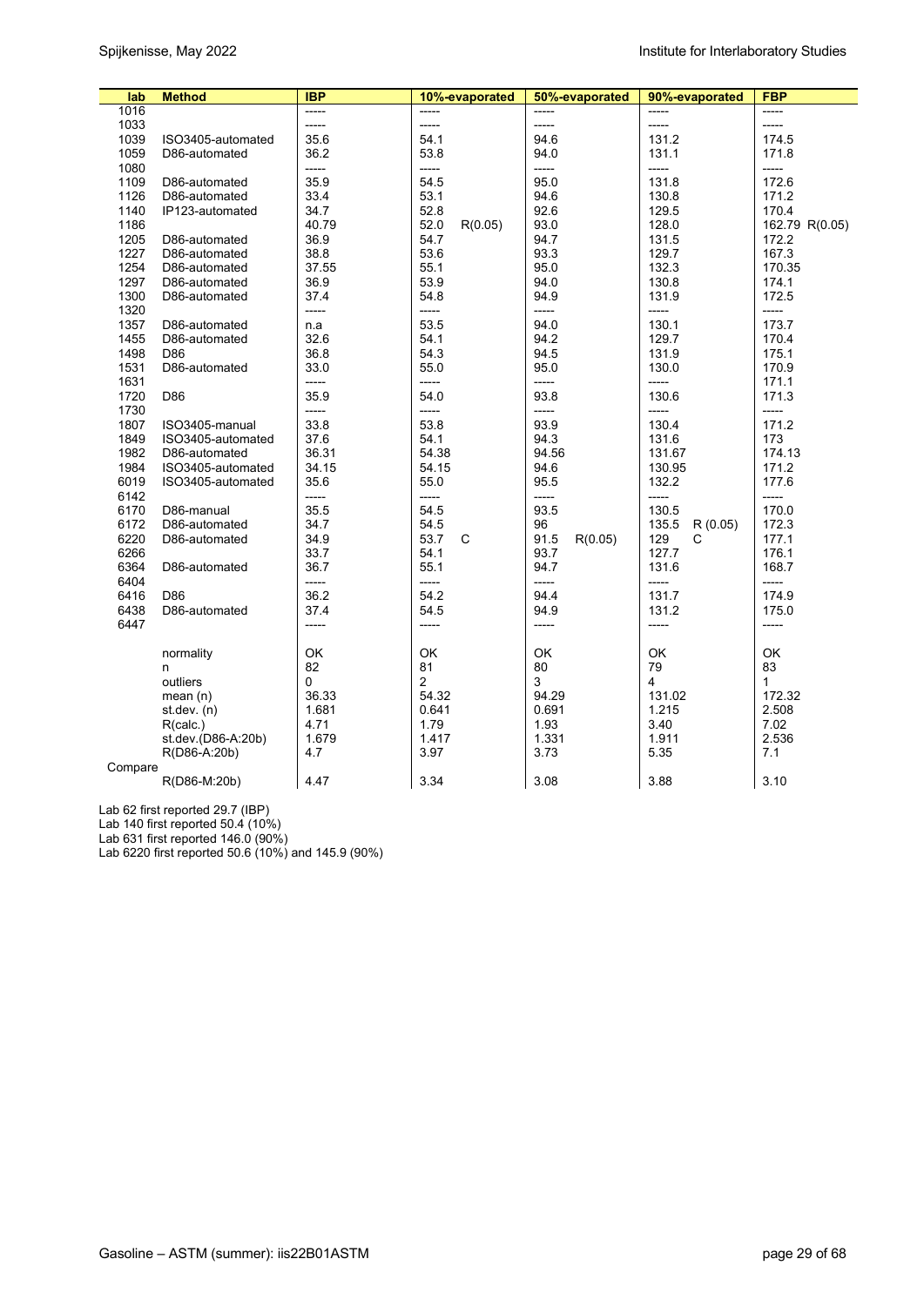| lab | Method | IBP | 10%-evaporated | | 50%-evaporated | | 90%-evaporated | | FBP | |
|---|---|---|---|---|---|---|---|---|---|---|
| 1016 | | ----- | ----- | | ----- | | ----- | | ----- | |
| 1033 | | ----- | ----- | | ----- | | ----- | | ----- | |
| 1039 | ISO3405-automated | 35.6 | 54.1 | | 94.6 | | 131.2 | | 174.5 | |
| 1059 | D86-automated | 36.2 | 53.8 | | 94.0 | | 131.1 | | 171.8 | |
| 1080 | | ----- | ----- | | ----- | | ----- | | ----- | |
| 1109 | D86-automated | 35.9 | 54.5 | | 95.0 | | 131.8 | | 172.6 | |
| 1126 | D86-automated | 33.4 | 53.1 | | 94.6 | | 130.8 | | 171.2 | |
| 1140 | IP123-automated | 34.7 | 52.8 | | 92.6 | | 129.5 | | 170.4 | |
| 1186 | | 40.79 | 52.0 | R(0.05) | 93.0 | | 128.0 | | 162.79 | R(0.05) |
| 1205 | D86-automated | 36.9 | 54.7 | | 94.7 | | 131.5 | | 172.2 | |
| 1227 | D86-automated | 38.8 | 53.6 | | 93.3 | | 129.7 | | 167.3 | |
| 1254 | D86-automated | 37.55 | 55.1 | | 95.0 | | 132.3 | | 170.35 | |
| 1297 | D86-automated | 36.9 | 53.9 | | 94.0 | | 130.8 | | 174.1 | |
| 1300 | D86-automated | 37.4 | 54.8 | | 94.9 | | 131.9 | | 172.5 | |
| 1320 | | ----- | ----- | | ----- | | ----- | | ----- | |
| 1357 | D86-automated | n.a | 53.5 | | 94.0 | | 130.1 | | 173.7 | |
| 1455 | D86-automated | 32.6 | 54.1 | | 94.2 | | 129.7 | | 170.4 | |
| 1498 | D86 | 36.8 | 54.3 | | 94.5 | | 131.9 | | 175.1 | |
| 1531 | D86-automated | 33.0 | 55.0 | | 95.0 | | 130.0 | | 170.9 | |
| 1631 | | ----- | ----- | | ----- | | ----- | | 171.1 | |
| 1720 | D86 | 35.9 | 54.0 | | 93.8 | | 130.6 | | 171.3 | |
| 1730 | | ----- | ----- | | ----- | | ----- | | ----- | |
| 1807 | ISO3405-manual | 33.8 | 53.8 | | 93.9 | | 130.4 | | 171.2 | |
| 1849 | ISO3405-automated | 37.6 | 54.1 | | 94.3 | | 131.6 | | 173 | |
| 1982 | D86-automated | 36.31 | 54.38 | | 94.56 | | 131.67 | | 174.13 | |
| 1984 | ISO3405-automated | 34.15 | 54.15 | | 94.6 | | 130.95 | | 171.2 | |
| 6019 | ISO3405-automated | 35.6 | 55.0 | | 95.5 | | 132.2 | | 177.6 | |
| 6142 | | ----- | ----- | | ----- | | ----- | | ----- | |
| 6170 | D86-manual | 35.5 | 54.5 | | 93.5 | | 130.5 | | 170.0 | |
| 6172 | D86-automated | 34.7 | 54.5 | | 96 | | 135.5 | R (0.05) | 172.3 | |
| 6220 | D86-automated | 34.9 | 53.7 | C | 91.5 | R(0.05) | 129 | C | 177.1 | |
| 6266 | | 33.7 | 54.1 | | 93.7 | | 127.7 | | 176.1 | |
| 6364 | D86-automated | 36.7 | 55.1 | | 94.7 | | 131.6 | | 168.7 | |
| 6404 | | ----- | ----- | | ----- | | ----- | | ----- | |
| 6416 | D86 | 36.2 | 54.2 | | 94.4 | | 131.7 | | 174.9 | |
| 6438 | D86-automated | 37.4 | 54.5 | | 94.9 | | 131.2 | | 175.0 | |
| 6447 | | ----- | ----- | | ----- | | ----- | | ----- | |
| | normality | OK | OK | | OK | | OK | | OK | |
| | n | 82 | 81 | | 80 | | 79 | | 83 | |
| | outliers | 0 | 2 | | 3 | | 4 | | 1 | |
| | mean (n) | 36.33 | 54.32 | | 94.29 | | 131.02 | | 172.32 | |
| | st.dev. (n) | 1.681 | 0.641 | | 0.691 | | 1.215 | | 2.508 | |
| | R(calc.) | 4.71 | 1.79 | | 1.93 | | 3.40 | | 7.02 | |
| | st.dev.(D86-A:20b) | 1.679 | 1.417 | | 1.331 | | 1.911 | | 2.536 | |
| | R(D86-A:20b) | 4.7 | 3.97 | | 3.73 | | 5.35 | | 7.1 | |
| Compare | | | | | | | | | | |
| | R(D86-M:20b) | 4.47 | 3.34 | | 3.08 | | 3.88 | | 3.10 | |

Lab 62 first reported 29.7 (IBP)
Lab 140 first reported 50.4 (10%)
Lab 631 first reported 146.0 (90%)
Lab 6220 first reported 50.6 (10%) and 145.9 (90%)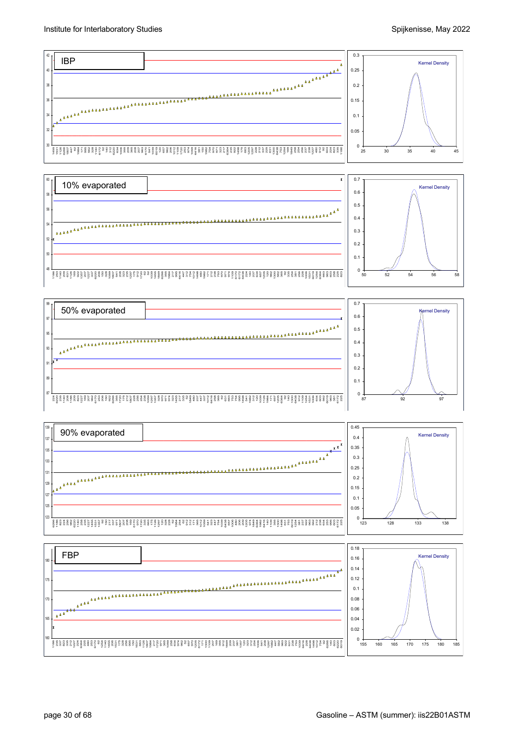IBP

10% evaporated

50% evaporated

90% evaporated

FBP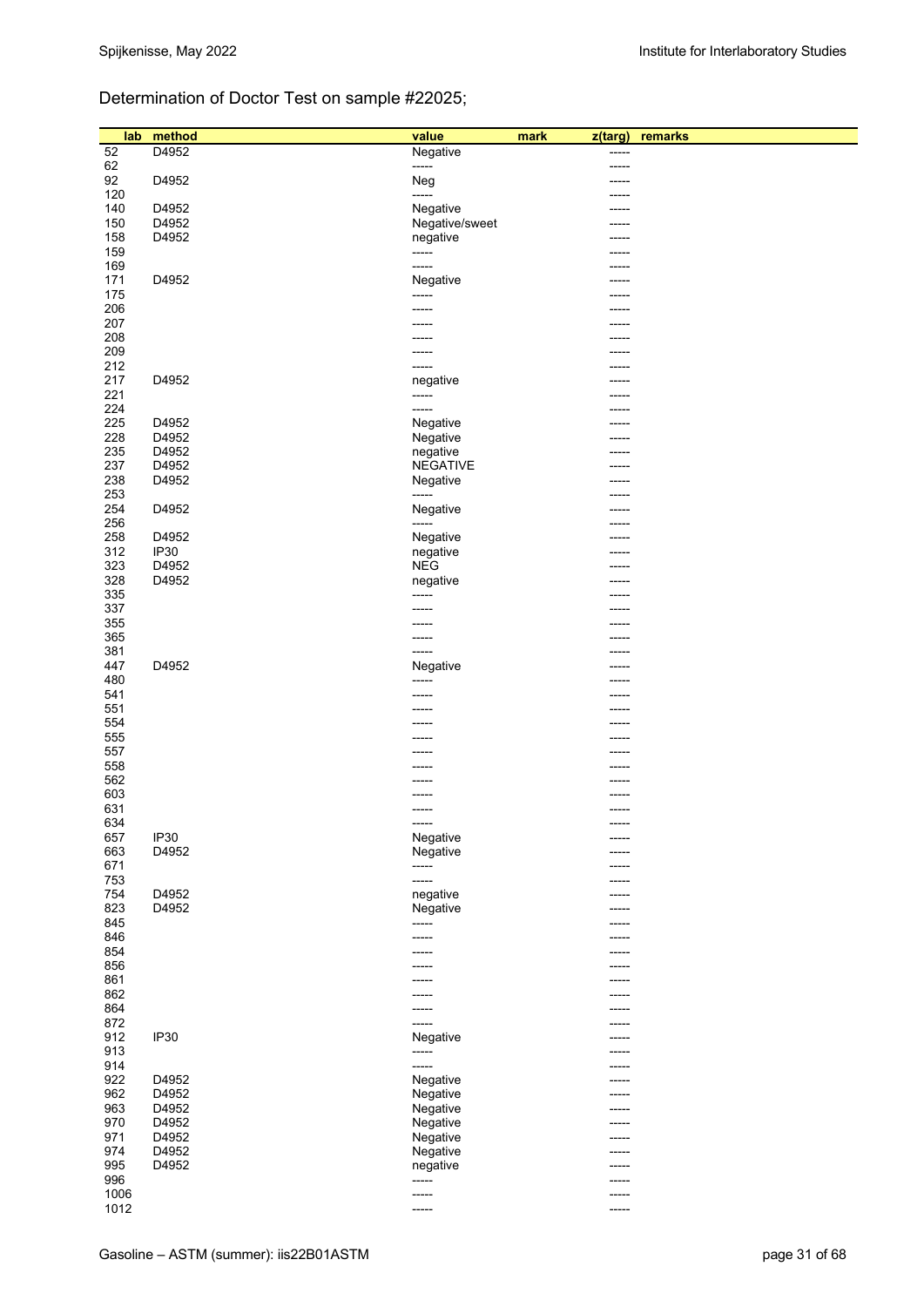Determination of Doctor Test on sample #22025;

| lab | method | value | mark | z(targ) | remarks |
|---|---|---|---|---|---|
| 52 | D4952 | Negative | | ----- | |
| 62 | | ----- | | ----- | |
| 92 | D4952 | Neg | | ----- | |
| 120 | | ----- | | ----- | |
| 140 | D4952 | Negative | | ----- | |
| 150 | D4952 | Negative/sweet | | ----- | |
| 158 | D4952 | negative | | ----- | |
| 159 | | ----- | | ----- | |
| 169 | | ----- | | ----- | |
| 171 | D4952 | Negative | | ----- | |
| 175 | | ----- | | ----- | |
| 206 | | ----- | | ----- | |
| 207 | | ----- | | ----- | |
| 208 | | ----- | | ----- | |
| 209 | | ----- | | ----- | |
| 212 | | ----- | | ----- | |
| 217 | D4952 | negative | | ----- | |
| 221 | | ----- | | ----- | |
| 224 | | ----- | | ----- | |
| 225 | D4952 | Negative | | ----- | |
| 228 | D4952 | Negative | | ----- | |
| 235 | D4952 | negative | | ----- | |
| 237 | D4952 | NEGATIVE | | ----- | |
| 238 | D4952 | Negative | | ----- | |
| 253 | | ----- | | ----- | |
| 254 | D4952 | Negative | | ----- | |
| 256 | | ----- | | ----- | |
| 258 | D4952 | Negative | | ----- | |
| 312 | IP30 | negative | | ----- | |
| 323 | D4952 | NEG | | ----- | |
| 328 | D4952 | negative | | ----- | |
| 335 | | ----- | | ----- | |
| 337 | | ----- | | ----- | |
| 355 | | ----- | | ----- | |
| 365 | | ----- | | ----- | |
| 381 | | ----- | | ----- | |
| 447 | D4952 | Negative | | ----- | |
| 480 | | ----- | | ----- | |
| 541 | | ----- | | ----- | |
| 551 | | ----- | | ----- | |
| 554 | | ----- | | ----- | |
| 555 | | ----- | | ----- | |
| 557 | | ----- | | ----- | |
| 558 | | ----- | | ----- | |
| 562 | | ----- | | ----- | |
| 603 | | ----- | | ----- | |
| 631 | | ----- | | ----- | |
| 634 | | ----- | | ----- | |
| 657 | IP30 | Negative | | ----- | |
| 663 | D4952 | Negative | | ----- | |
| 671 | | ----- | | ----- | |
| 753 | | ----- | | ----- | |
| 754 | D4952 | negative | | ----- | |
| 823 | D4952 | Negative | | ----- | |
| 845 | | ----- | | ----- | |
| 846 | | ----- | | ----- | |
| 854 | | ----- | | ----- | |
| 856 | | ----- | | ----- | |
| 861 | | ----- | | ----- | |
| 862 | | ----- | | ----- | |
| 864 | | ----- | | ----- | |
| 872 | | ----- | | ----- | |
| 912 | IP30 | Negative | | ----- | |
| 913 | | ----- | | ----- | |
| 914 | | ----- | | ----- | |
| 922 | D4952 | Negative | | ----- | |
| 962 | D4952 | Negative | | ----- | |
| 963 | D4952 | Negative | | ----- | |
| 970 | D4952 | Negative | | ----- | |
| 971 | D4952 | Negative | | ----- | |
| 974 | D4952 | Negative | | ----- | |
| 995 | D4952 | negative | | ----- | |
| 996 | | ----- | | ----- | |
| 1006 | | ----- | | ----- | |
| 1012 | | ----- | | ----- | |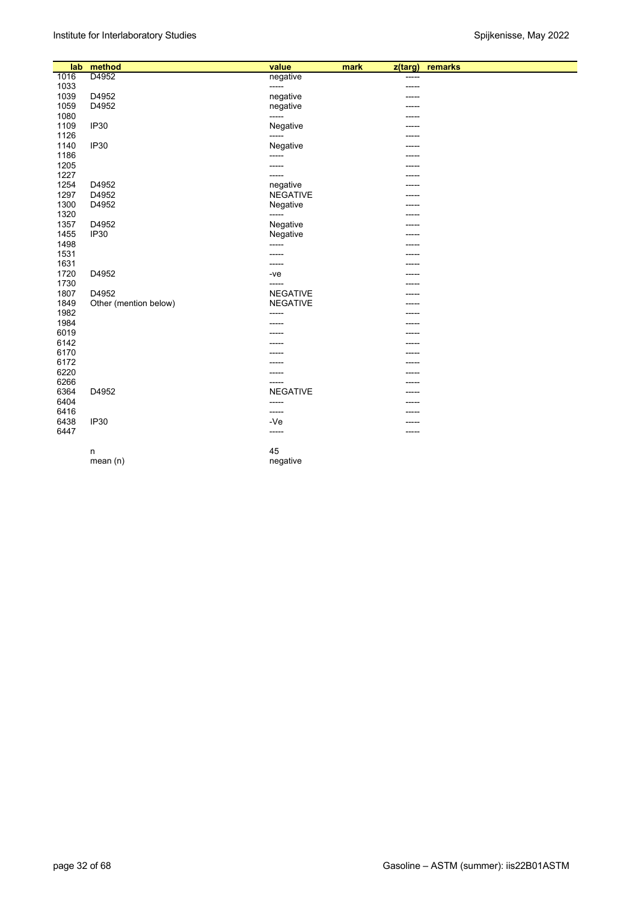| lab | method | value | mark | z(targ) | remarks |
|---|---|---|---|---|---|
| 1016 | D4952 | negative | | ----- | |
| 1033 | | ----- | | ----- | |
| 1039 | D4952 | negative | | ----- | |
| 1059 | D4952 | negative | | ----- | |
| 1080 | | ----- | | ----- | |
| 1109 | IP30 | Negative | | ----- | |
| 1126 | | ----- | | ----- | |
| 1140 | IP30 | Negative | | ----- | |
| 1186 | | ----- | | ----- | |
| 1205 | | ----- | | ----- | |
| 1227 | | ----- | | ----- | |
| 1254 | D4952 | negative | | ----- | |
| 1297 | D4952 | NEGATIVE | | ----- | |
| 1300 | D4952 | Negative | | ----- | |
| 1320 | | ----- | | ----- | |
| 1357 | D4952 | Negative | | ----- | |
| 1455 | IP30 | Negative | | ----- | |
| 1498 | | ----- | | ----- | |
| 1531 | | ----- | | ----- | |
| 1631 | | ----- | | ----- | |
| 1720 | D4952 | -ve | | ----- | |
| 1730 | | ----- | | ----- | |
| 1807 | D4952 | NEGATIVE | | ----- | |
| 1849 | Other (mention below) | NEGATIVE | | ----- | |
| 1982 | | ----- | | ----- | |
| 1984 | | ----- | | ----- | |
| 6019 | | ----- | | ----- | |
| 6142 | | ----- | | ----- | |
| 6170 | | ----- | | ----- | |
| 6172 | | ----- | | ----- | |
| 6220 | | ----- | | ----- | |
| 6266 | | ----- | | ----- | |
| 6364 | D4952 | NEGATIVE | | ----- | |
| 6404 | | ----- | | ----- | |
| 6416 | | ----- | | ----- | |
| 6438 | IP30 | -Ve | | ----- | |
| 6447 | | ----- | | ----- | |
| | n | 45 | | | |
| | mean (n) | negative | | | |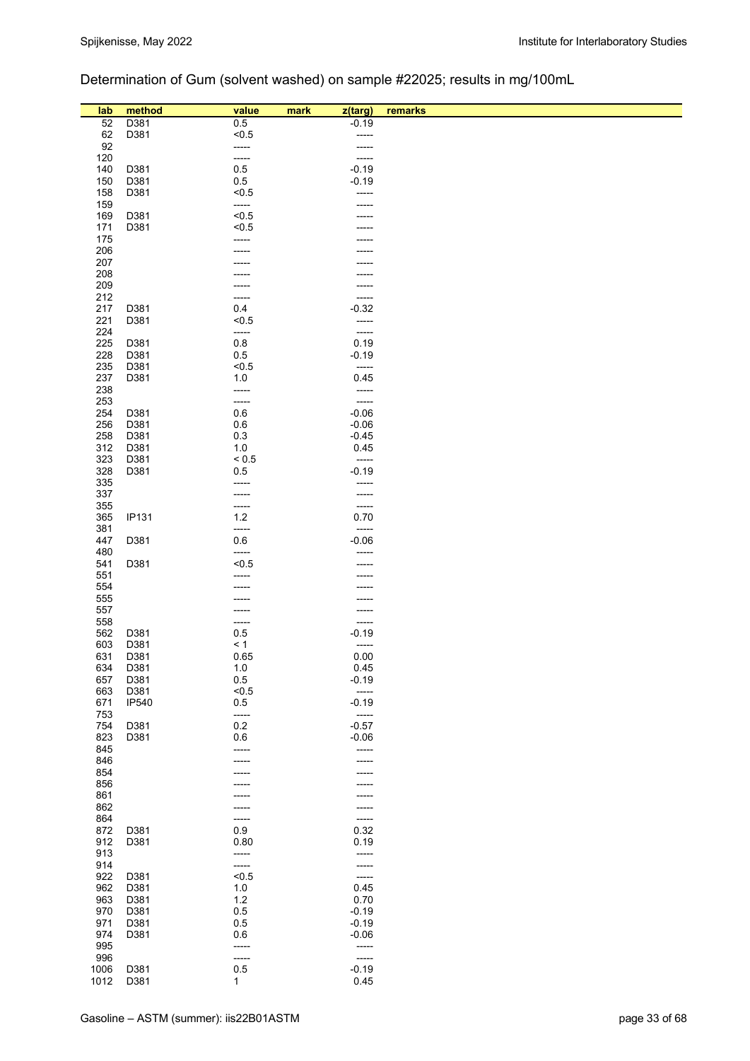Determination of Gum (solvent washed) on sample #22025; results in mg/100mL

| lab | method | value | mark | z(targ) | remarks |
|---|---|---|---|---|---|
| 52 | D381 | 0.5 | | -0.19 | |
| 62 | D381 | <0.5 | | ----- | |
| 92 | | ----- | | ----- | |
| 120 | | ----- | | ----- | |
| 140 | D381 | 0.5 | | -0.19 | |
| 150 | D381 | 0.5 | | -0.19 | |
| 158 | D381 | <0.5 | | ----- | |
| 159 | | ----- | | ----- | |
| 169 | D381 | <0.5 | | ----- | |
| 171 | D381 | <0.5 | | ----- | |
| 175 | | ----- | | ----- | |
| 206 | | ----- | | ----- | |
| 207 | | ----- | | ----- | |
| 208 | | ----- | | ----- | |
| 209 | | ----- | | ----- | |
| 212 | | ----- | | ----- | |
| 217 | D381 | 0.4 | | -0.32 | |
| 221 | D381 | <0.5 | | ----- | |
| 224 | | ----- | | ----- | |
| 225 | D381 | 0.8 | | 0.19 | |
| 228 | D381 | 0.5 | | -0.19 | |
| 235 | D381 | <0.5 | | ----- | |
| 237 | D381 | 1.0 | | 0.45 | |
| 238 | | ----- | | ----- | |
| 253 | | ----- | | ----- | |
| 254 | D381 | 0.6 | | -0.06 | |
| 256 | D381 | 0.6 | | -0.06 | |
| 258 | D381 | 0.3 | | -0.45 | |
| 312 | D381 | 1.0 | | 0.45 | |
| 323 | D381 | < 0.5 | | ----- | |
| 328 | D381 | 0.5 | | -0.19 | |
| 335 | | ----- | | ----- | |
| 337 | | ----- | | ----- | |
| 355 | | ----- | | ----- | |
| 365 | IP131 | 1.2 | | 0.70 | |
| 381 | | ----- | | ----- | |
| 447 | D381 | 0.6 | | -0.06 | |
| 480 | | ----- | | ----- | |
| 541 | D381 | <0.5 | | ----- | |
| 551 | | ----- | | ----- | |
| 554 | | ----- | | ----- | |
| 555 | | ----- | | ----- | |
| 557 | | ----- | | ----- | |
| 558 | | ----- | | ----- | |
| 562 | D381 | 0.5 | | -0.19 | |
| 603 | D381 | < 1 | | ----- | |
| 631 | D381 | 0.65 | | 0.00 | |
| 634 | D381 | 1.0 | | 0.45 | |
| 657 | D381 | 0.5 | | -0.19 | |
| 663 | D381 | <0.5 | | ----- | |
| 671 | IP540 | 0.5 | | -0.19 | |
| 753 | | ----- | | ----- | |
| 754 | D381 | 0.2 | | -0.57 | |
| 823 | D381 | 0.6 | | -0.06 | |
| 845 | | ----- | | ----- | |
| 846 | | ----- | | ----- | |
| 854 | | ----- | | ----- | |
| 856 | | ----- | | ----- | |
| 861 | | ----- | | ----- | |
| 862 | | ----- | | ----- | |
| 864 | | ----- | | ----- | |
| 872 | D381 | 0.9 | | 0.32 | |
| 912 | D381 | 0.80 | | 0.19 | |
| 913 | | ----- | | ----- | |
| 914 | | ----- | | ----- | |
| 922 | D381 | <0.5 | | ----- | |
| 962 | D381 | 1.0 | | 0.45 | |
| 963 | D381 | 1.2 | | 0.70 | |
| 970 | D381 | 0.5 | | -0.19 | |
| 971 | D381 | 0.5 | | -0.19 | |
| 974 | D381 | 0.6 | | -0.06 | |
| 995 | | ----- | | ----- | |
| 996 | | ----- | | ----- | |
| 1006 | D381 | 0.5 | | -0.19 | |
| 1012 | D381 | 1 | | 0.45 | |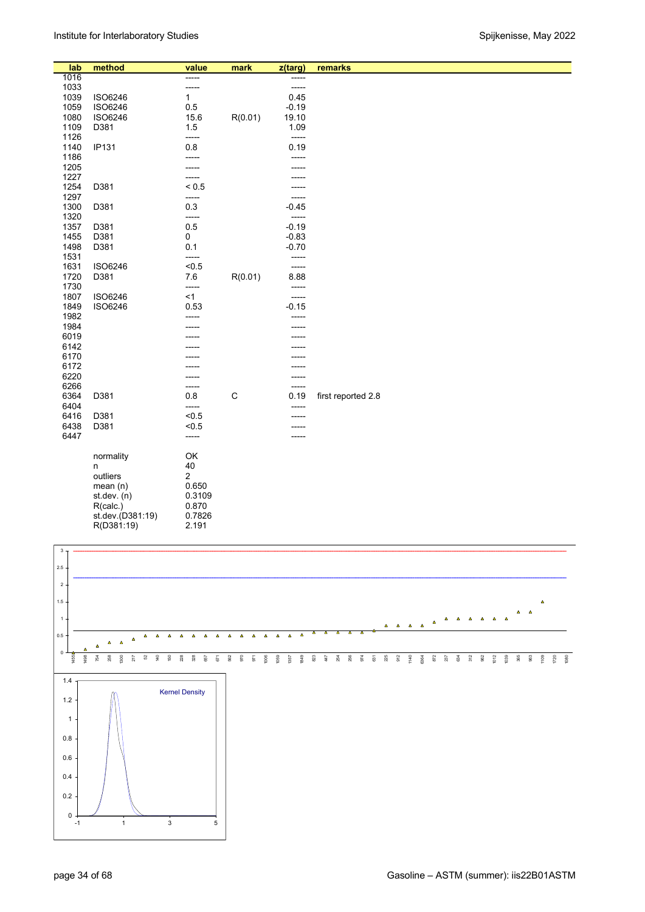| lab | method | value | mark | z(targ) | remarks |
|---|---|---|---|---|---|
| 1016 | | ----- | | ----- | |
| 1033 | | ----- | | ----- | |
| 1039 | ISO6246 | 1 | | 0.45 | |
| 1059 | ISO6246 | 0.5 | | -0.19 | |
| 1080 | ISO6246 | 15.6 | R(0.01) | 19.10 | |
| 1109 | D381 | 1.5 | | 1.09 | |
| 1126 | | ----- | | ----- | |
| 1140 | IP131 | 0.8 | | 0.19 | |
| 1186 | | ----- | | ----- | |
| 1205 | | ----- | | ----- | |
| 1227 | | ----- | | ----- | |
| 1254 | D381 | < 0.5 | | ----- | |
| 1297 | | ----- | | ----- | |
| 1300 | D381 | 0.3 | | -0.45 | |
| 1320 | | ----- | | ----- | |
| 1357 | D381 | 0.5 | | -0.19 | |
| 1455 | D381 | 0 | | -0.83 | |
| 1498 | D381 | 0.1 | | -0.70 | |
| 1531 | | ----- | | ----- | |
| 1631 | ISO6246 | <0.5 | | ----- | |
| 1720 | D381 | 7.6 | R(0.01) | 8.88 | |
| 1730 | | ----- | | ----- | |
| 1807 | ISO6246 | <1 | | ----- | |
| 1849 | ISO6246 | 0.53 | | -0.15 | |
| 1982 | | ----- | | ----- | |
| 1984 | | ----- | | ----- | |
| 6019 | | ----- | | ----- | |
| 6142 | | ----- | | ----- | |
| 6170 | | ----- | | ----- | |
| 6172 | | ----- | | ----- | |
| 6220 | | ----- | | ----- | |
| 6266 | | ----- | | ----- | |
| 6364 | D381 | 0.8 | C | 0.19 | first reported 2.8 |
| 6404 | | ----- | | ----- | |
| 6416 | D381 | <0.5 | | ----- | |
| 6438 | D381 | <0.5 | | ----- | |
| 6447 | | ----- | | ----- | |

| | |
|---|---|
| normality | OK |
| n | 40 |
| outliers | 2 |
| mean (n) | 0.650 |
| st.dev. (n) | 0.3109 |
| R(calc.) | 0.870 |
| st.dev.(D381:19) | 0.7826 |
| R(D381:19) | 2.191 |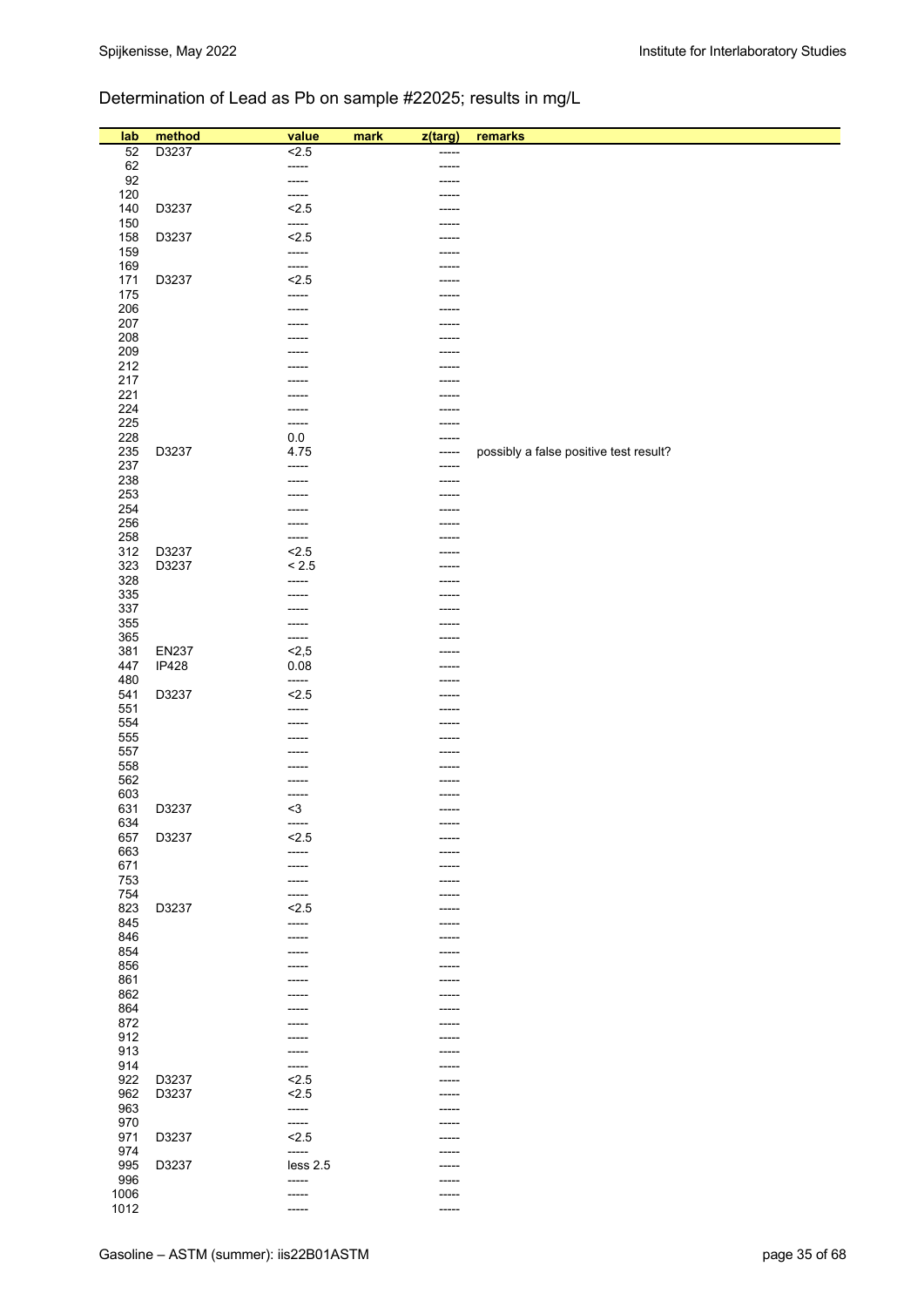## Determination of Lead as Pb on sample #22025; results in mg/L

| lab | method | value | mark | z(targ) | remarks |
|---|---|---|---|---|---|
| 52 | D3237 | <2.5 | | ----- | |
| 62 | | ----- | | ----- | |
| 92 | | ----- | | ----- | |
| 120 | | ----- | | ----- | |
| 140 | D3237 | <2.5 | | ----- | |
| 150 | | ----- | | ----- | |
| 158 | D3237 | <2.5 | | ----- | |
| 159 | | ----- | | ----- | |
| 169 | | ----- | | ----- | |
| 171 | D3237 | <2.5 | | ----- | |
| 175 | | ----- | | ----- | |
| 206 | | ----- | | ----- | |
| 207 | | ----- | | ----- | |
| 208 | | ----- | | ----- | |
| 209 | | ----- | | ----- | |
| 212 | | ----- | | ----- | |
| 217 | | ----- | | ----- | |
| 221 | | ----- | | ----- | |
| 224 | | ----- | | ----- | |
| 225 | | ----- | | ----- | |
| 228 | | 0.0 | | ----- | |
| 235 | D3237 | 4.75 | | ----- | possibly a false positive test result? |
| 237 | | ----- | | ----- | |
| 238 | | ----- | | ----- | |
| 253 | | ----- | | ----- | |
| 254 | | ----- | | ----- | |
| 256 | | ----- | | ----- | |
| 258 | | ----- | | ----- | |
| 312 | D3237 | <2.5 | | ----- | |
| 323 | D3237 | < 2.5 | | ----- | |
| 328 | | ----- | | ----- | |
| 335 | | ----- | | ----- | |
| 337 | | ----- | | ----- | |
| 355 | | ----- | | ----- | |
| 365 | | ----- | | ----- | |
| 381 | EN237 | <2,5 | | ----- | |
| 447 | IP428 | 0.08 | | ----- | |
| 480 | | ----- | | ----- | |
| 541 | D3237 | <2.5 | | ----- | |
| 551 | | ----- | | ----- | |
| 554 | | ----- | | ----- | |
| 555 | | ----- | | ----- | |
| 557 | | ----- | | ----- | |
| 558 | | ----- | | ----- | |
| 562 | | ----- | | ----- | |
| 603 | | ----- | | ----- | |
| 631 | D3237 | <3 | | ----- | |
| 634 | | ----- | | ----- | |
| 657 | D3237 | <2.5 | | ----- | |
| 663 | | ----- | | ----- | |
| 671 | | ----- | | ----- | |
| 753 | | ----- | | ----- | |
| 754 | | ----- | | ----- | |
| 823 | D3237 | <2.5 | | ----- | |
| 845 | | ----- | | ----- | |
| 846 | | ----- | | ----- | |
| 854 | | ----- | | ----- | |
| 856 | | ----- | | ----- | |
| 861 | | ----- | | ----- | |
| 862 | | ----- | | ----- | |
| 864 | | ----- | | ----- | |
| 872 | | ----- | | ----- | |
| 912 | | ----- | | ----- | |
| 913 | | ----- | | ----- | |
| 914 | | ----- | | ----- | |
| 922 | D3237 | <2.5 | | ----- | |
| 962 | D3237 | <2.5 | | ----- | |
| 963 | | ----- | | ----- | |
| 970 | | ----- | | ----- | |
| 971 | D3237 | <2.5 | | ----- | |
| 974 | | ----- | | ----- | |
| 995 | D3237 | less 2.5 | | ----- | |
| 996 | | ----- | | ----- | |
| 1006 | | ----- | | ----- | |
| 1012 | | ----- | | ----- | |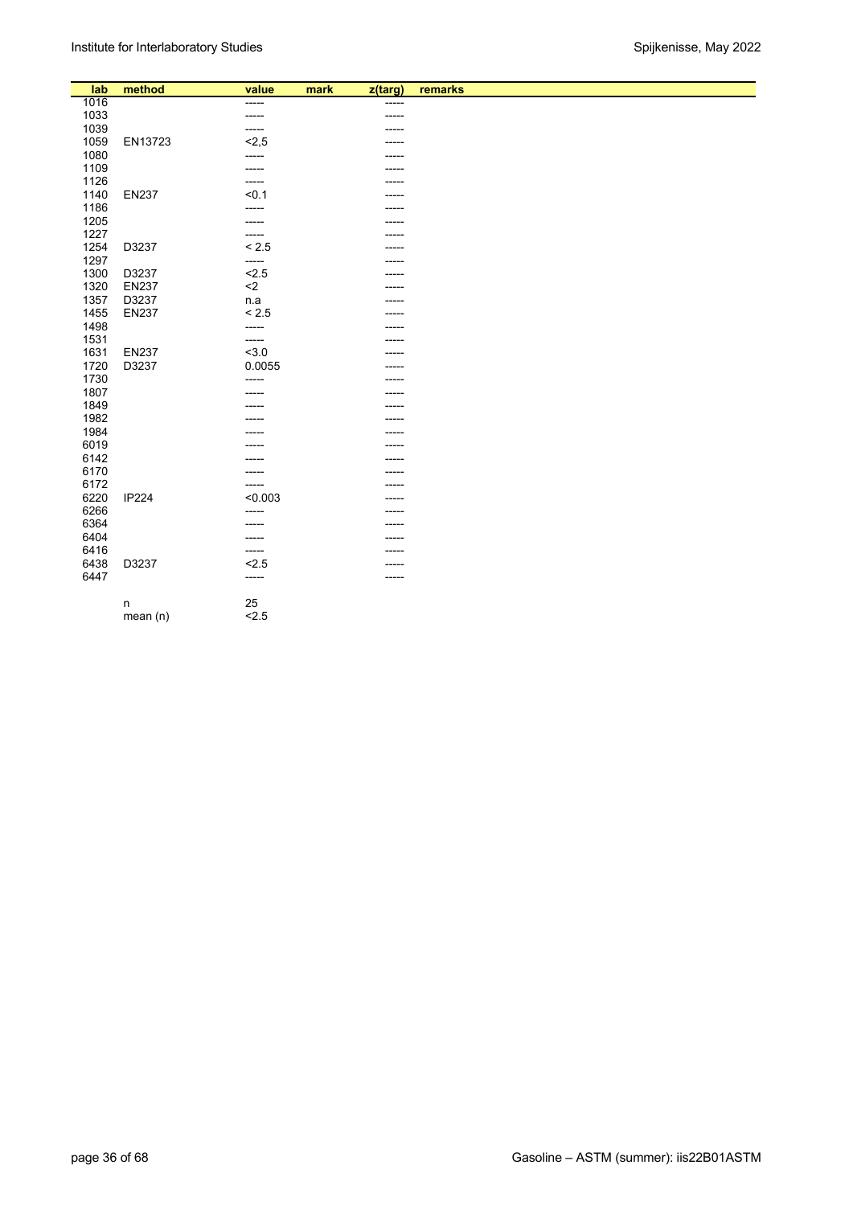| lab | method | value | mark | z(targ) | remarks |
|---|---|---|---|---|---|
| 1016 | | ----- | | ----- | |
| 1033 | | ----- | | ----- | |
| 1039 | | ----- | | ----- | |
| 1059 | EN13723 | <2,5 | | ----- | |
| 1080 | | ----- | | ----- | |
| 1109 | | ----- | | ----- | |
| 1126 | | ----- | | ----- | |
| 1140 | EN237 | <0.1 | | ----- | |
| 1186 | | ----- | | ----- | |
| 1205 | | ----- | | ----- | |
| 1227 | | ----- | | ----- | |
| 1254 | D3237 | < 2.5 | | ----- | |
| 1297 | | ----- | | ----- | |
| 1300 | D3237 | <2.5 | | ----- | |
| 1320 | EN237 | <2 | | ----- | |
| 1357 | D3237 | n.a | | ----- | |
| 1455 | EN237 | < 2.5 | | ----- | |
| 1498 | | ----- | | ----- | |
| 1531 | | ----- | | ----- | |
| 1631 | EN237 | <3.0 | | ----- | |
| 1720 | D3237 | 0.0055 | | ----- | |
| 1730 | | ----- | | ----- | |
| 1807 | | ----- | | ----- | |
| 1849 | | ----- | | ----- | |
| 1982 | | ----- | | ----- | |
| 1984 | | ----- | | ----- | |
| 6019 | | ----- | | ----- | |
| 6142 | | ----- | | ----- | |
| 6170 | | ----- | | ----- | |
| 6172 | | ----- | | ----- | |
| 6220 | IP224 | <0.003 | | ----- | |
| 6266 | | ----- | | ----- | |
| 6364 | | ----- | | ----- | |
| 6404 | | ----- | | ----- | |
| 6416 | | ----- | | ----- | |
| 6438 | D3237 | <2.5 | | ----- | |
| 6447 | | ----- | | ----- | |
| | n | 25 | | | |
| | mean (n) | <2.5 | | | |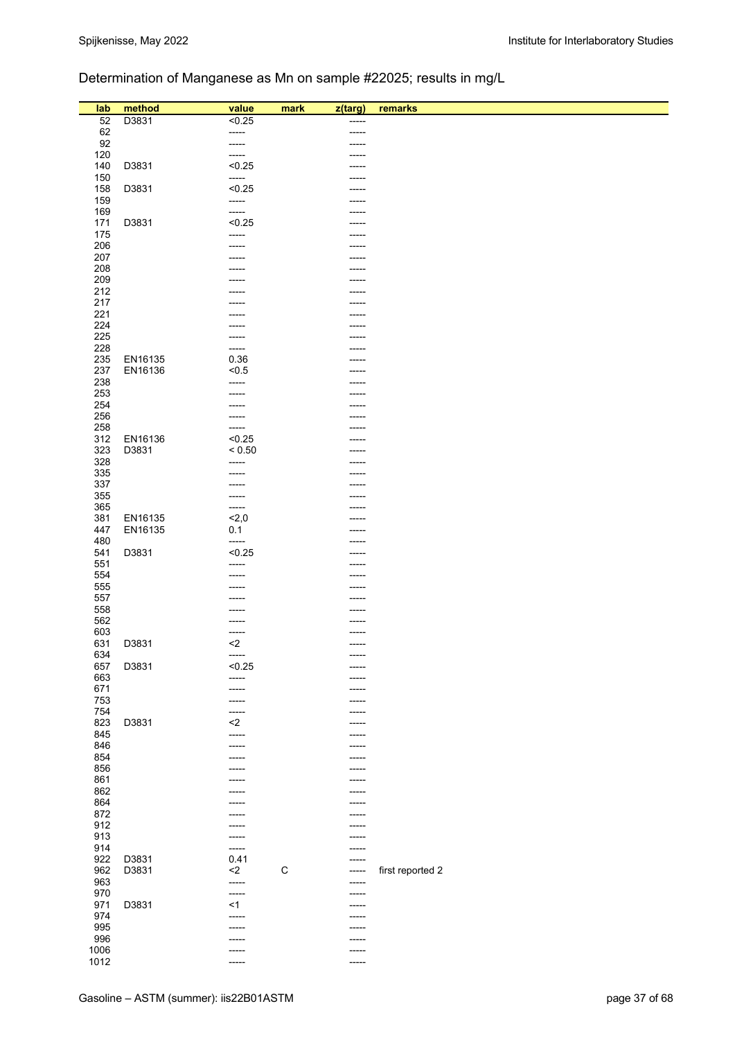Determination of Manganese as Mn on sample #22025; results in mg/L

| lab | method | value | mark | z(targ) | remarks |
|---|---|---|---|---|---|
| 52 | D3831 | <0.25 | | ----- | |
| 62 | | ----- | | ----- | |
| 92 | | ----- | | ----- | |
| 120 | | ----- | | ----- | |
| 140 | D3831 | <0.25 | | ----- | |
| 150 | | ----- | | ----- | |
| 158 | D3831 | <0.25 | | ----- | |
| 159 | | ----- | | ----- | |
| 169 | | ----- | | ----- | |
| 171 | D3831 | <0.25 | | ----- | |
| 175 | | ----- | | ----- | |
| 206 | | ----- | | ----- | |
| 207 | | ----- | | ----- | |
| 208 | | ----- | | ----- | |
| 209 | | ----- | | ----- | |
| 212 | | ----- | | ----- | |
| 217 | | ----- | | ----- | |
| 221 | | ----- | | ----- | |
| 224 | | ----- | | ----- | |
| 225 | | ----- | | ----- | |
| 228 | | ----- | | ----- | |
| 235 | EN16135 | 0.36 | | ----- | |
| 237 | EN16136 | <0.5 | | ----- | |
| 238 | | ----- | | ----- | |
| 253 | | ----- | | ----- | |
| 254 | | ----- | | ----- | |
| 256 | | ----- | | ----- | |
| 258 | | ----- | | ----- | |
| 312 | EN16136 | <0.25 | | ----- | |
| 323 | D3831 | < 0.50 | | ----- | |
| 328 | | ----- | | ----- | |
| 335 | | ----- | | ----- | |
| 337 | | ----- | | ----- | |
| 355 | | ----- | | ----- | |
| 365 | | ----- | | ----- | |
| 381 | EN16135 | <2,0 | | ----- | |
| 447 | EN16135 | 0.1 | | ----- | |
| 480 | | ----- | | ----- | |
| 541 | D3831 | <0.25 | | ----- | |
| 551 | | ----- | | ----- | |
| 554 | | ----- | | ----- | |
| 555 | | ----- | | ----- | |
| 557 | | ----- | | ----- | |
| 558 | | ----- | | ----- | |
| 562 | | ----- | | ----- | |
| 603 | | ----- | | ----- | |
| 631 | D3831 | <2 | | ----- | |
| 634 | | ----- | | ----- | |
| 657 | D3831 | <0.25 | | ----- | |
| 663 | | ----- | | ----- | |
| 671 | | ----- | | ----- | |
| 753 | | ----- | | ----- | |
| 754 | | ----- | | ----- | |
| 823 | D3831 | <2 | | ----- | |
| 845 | | ----- | | ----- | |
| 846 | | ----- | | ----- | |
| 854 | | ----- | | ----- | |
| 856 | | ----- | | ----- | |
| 861 | | ----- | | ----- | |
| 862 | | ----- | | ----- | |
| 864 | | ----- | | ----- | |
| 872 | | ----- | | ----- | |
| 912 | | ----- | | ----- | |
| 913 | | ----- | | ----- | |
| 914 | | ----- | | ----- | |
| 922 | D3831 | 0.41 | | ----- | |
| 962 | D3831 | <2 | C | ----- | first reported 2 |
| 963 | | ----- | | ----- | |
| 970 | | ----- | | ----- | |
| 971 | D3831 | <1 | | ----- | |
| 974 | | ----- | | ----- | |
| 995 | | ----- | | ----- | |
| 996 | | ----- | | ----- | |
| 1006 | | ----- | | ----- | |
| 1012 | | ----- | | ----- | |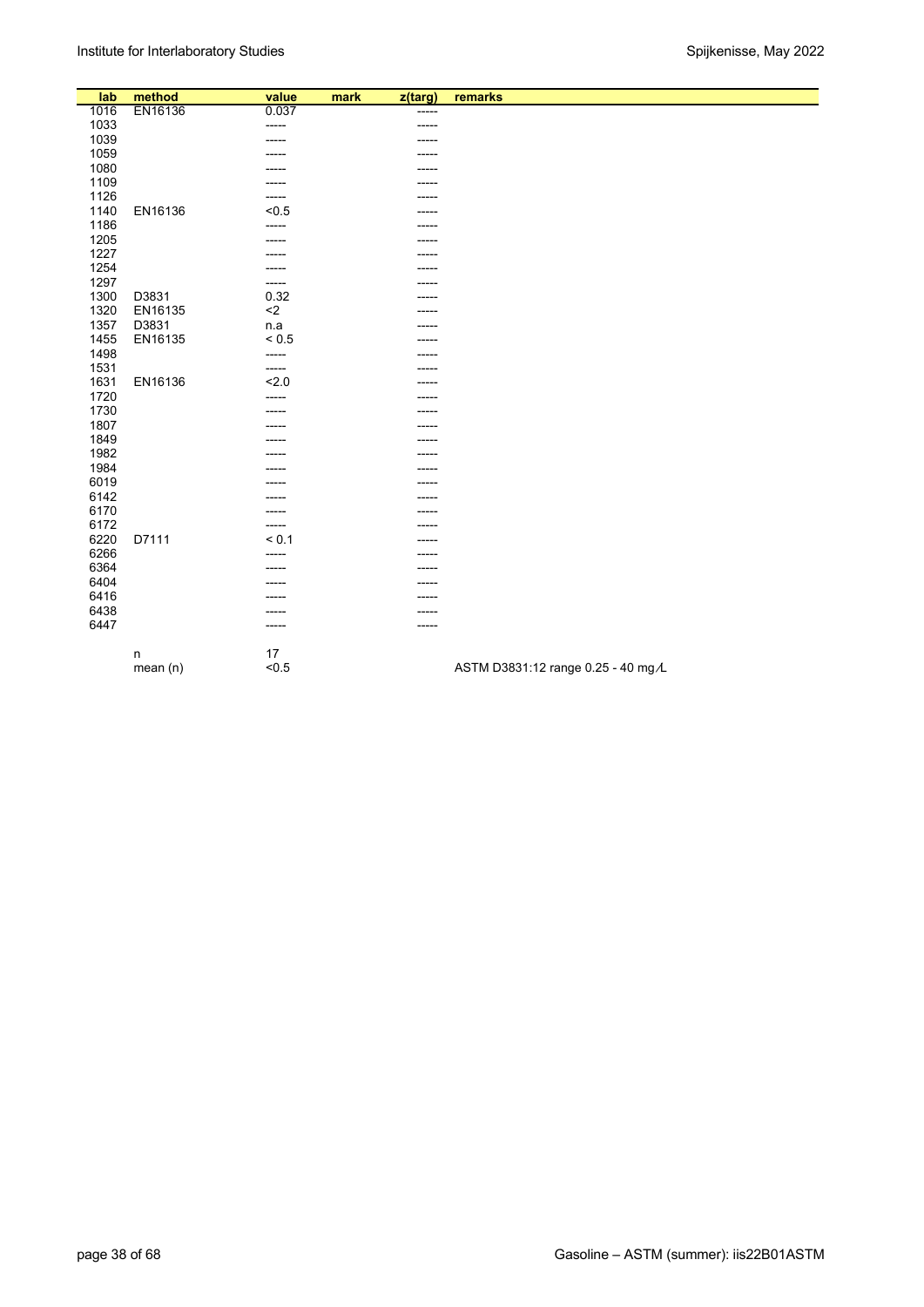| lab | method | value | mark | z(targ) | remarks |
|---|---|---|---|---|---|
| 1016 | EN16136 | 0.037 | | ----- | |
| 1033 | | ----- | | ----- | |
| 1039 | | ----- | | ----- | |
| 1059 | | ----- | | ----- | |
| 1080 | | ----- | | ----- | |
| 1109 | | ----- | | ----- | |
| 1126 | | ----- | | ----- | |
| 1140 | EN16136 | <0.5 | | ----- | |
| 1186 | | ----- | | ----- | |
| 1205 | | ----- | | ----- | |
| 1227 | | ----- | | ----- | |
| 1254 | | ----- | | ----- | |
| 1297 | | ----- | | ----- | |
| 1300 | D3831 | 0.32 | | ----- | |
| 1320 | EN16135 | <2 | | ----- | |
| 1357 | D3831 | n.a | | ----- | |
| 1455 | EN16135 | < 0.5 | | ----- | |
| 1498 | | ----- | | ----- | |
| 1531 | | ----- | | ----- | |
| 1631 | EN16136 | <2.0 | | ----- | |
| 1720 | | ----- | | ----- | |
| 1730 | | ----- | | ----- | |
| 1807 | | ----- | | ----- | |
| 1849 | | ----- | | ----- | |
| 1982 | | ----- | | ----- | |
| 1984 | | ----- | | ----- | |
| 6019 | | ----- | | ----- | |
| 6142 | | ----- | | ----- | |
| 6170 | | ----- | | ----- | |
| 6172 | | ----- | | ----- | |
| 6220 | D7111 | < 0.1 | | ----- | |
| 6266 | | ----- | | ----- | |
| 6364 | | ----- | | ----- | |
| 6404 | | ----- | | ----- | |
| 6416 | | ----- | | ----- | |
| 6438 | | ----- | | ----- | |
| 6447 | | ----- | | ----- | |
| | | | | | |
| | n | 17 | | | |
| | mean (n) | <0.5 | | | ASTM D3831:12 range 0.25 - 40 mg/L |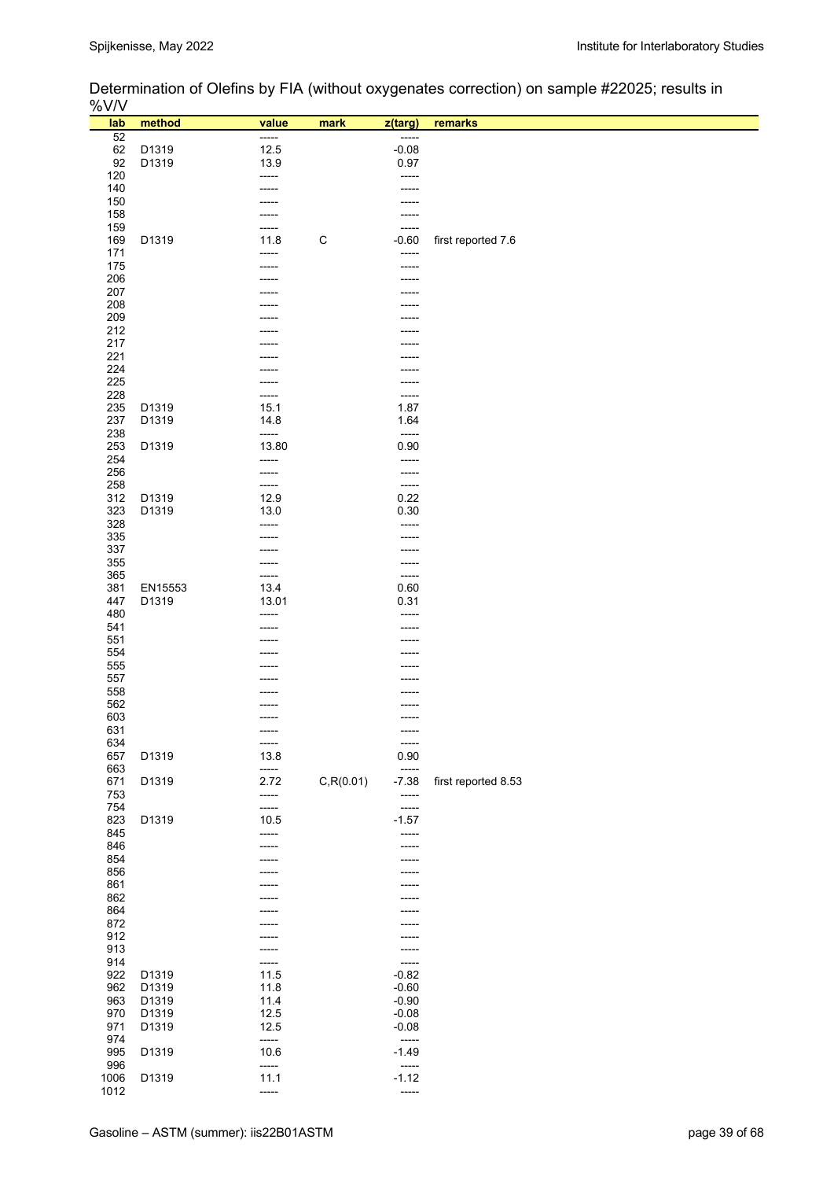Determination of Olefins by FIA (without oxygenates correction) on sample #22025; results in %V/V

| lab | method | value | mark | z(targ) | remarks |
|---|---|---|---|---|---|
| 52 | | ----- | | ----- | |
| 62 | D1319 | 12.5 | | -0.08 | |
| 92 | D1319 | 13.9 | | 0.97 | |
| 120 | | ----- | | ----- | |
| 140 | | ----- | | ----- | |
| 150 | | ----- | | ----- | |
| 158 | | ----- | | ----- | |
| 159 | | ----- | | ----- | |
| 169 | D1319 | 11.8 | C | -0.60 | first reported 7.6 |
| 171 | | ----- | | ----- | |
| 175 | | ----- | | ----- | |
| 206 | | ----- | | ----- | |
| 207 | | ----- | | ----- | |
| 208 | | ----- | | ----- | |
| 209 | | ----- | | ----- | |
| 212 | | ----- | | ----- | |
| 217 | | ----- | | ----- | |
| 221 | | ----- | | ----- | |
| 224 | | ----- | | ----- | |
| 225 | | ----- | | ----- | |
| 228 | | ----- | | ----- | |
| 235 | D1319 | 15.1 | | 1.87 | |
| 237 | D1319 | 14.8 | | 1.64 | |
| 238 | | ----- | | ----- | |
| 253 | D1319 | 13.80 | | 0.90 | |
| 254 | | ----- | | ----- | |
| 256 | | ----- | | ----- | |
| 258 | | ----- | | ----- | |
| 312 | D1319 | 12.9 | | 0.22 | |
| 323 | D1319 | 13.0 | | 0.30 | |
| 328 | | ----- | | ----- | |
| 335 | | ----- | | ----- | |
| 337 | | ----- | | ----- | |
| 355 | | ----- | | ----- | |
| 365 | | ----- | | ----- | |
| 381 | EN15553 | 13.4 | | 0.60 | |
| 447 | D1319 | 13.01 | | 0.31 | |
| 480 | | ----- | | ----- | |
| 541 | | ----- | | ----- | |
| 551 | | ----- | | ----- | |
| 554 | | ----- | | ----- | |
| 555 | | ----- | | ----- | |
| 557 | | ----- | | ----- | |
| 558 | | ----- | | ----- | |
| 562 | | ----- | | ----- | |
| 603 | | ----- | | ----- | |
| 631 | | ----- | | ----- | |
| 634 | | ----- | | ----- | |
| 657 | D1319 | 13.8 | | 0.90 | |
| 663 | | ----- | | ----- | |
| 671 | D1319 | 2.72 | C,R(0.01) | -7.38 | first reported 8.53 |
| 753 | | ----- | | ----- | |
| 754 | | ----- | | ----- | |
| 823 | D1319 | 10.5 | | -1.57 | |
| 845 | | ----- | | ----- | |
| 846 | | ----- | | ----- | |
| 854 | | ----- | | ----- | |
| 856 | | ----- | | ----- | |
| 861 | | ----- | | ----- | |
| 862 | | ----- | | ----- | |
| 864 | | ----- | | ----- | |
| 872 | | ----- | | ----- | |
| 912 | | ----- | | ----- | |
| 913 | | ----- | | ----- | |
| 914 | | ----- | | ----- | |
| 922 | D1319 | 11.5 | | -0.82 | |
| 962 | D1319 | 11.8 | | -0.60 | |
| 963 | D1319 | 11.4 | | -0.90 | |
| 970 | D1319 | 12.5 | | -0.08 | |
| 971 | D1319 | 12.5 | | -0.08 | |
| 974 | | ----- | | ----- | |
| 995 | D1319 | 10.6 | | -1.49 | |
| 996 | | ----- | | ----- | |
| 1006 | D1319 | 11.1 | | -1.12 | |
| 1012 | | ----- | | ----- | |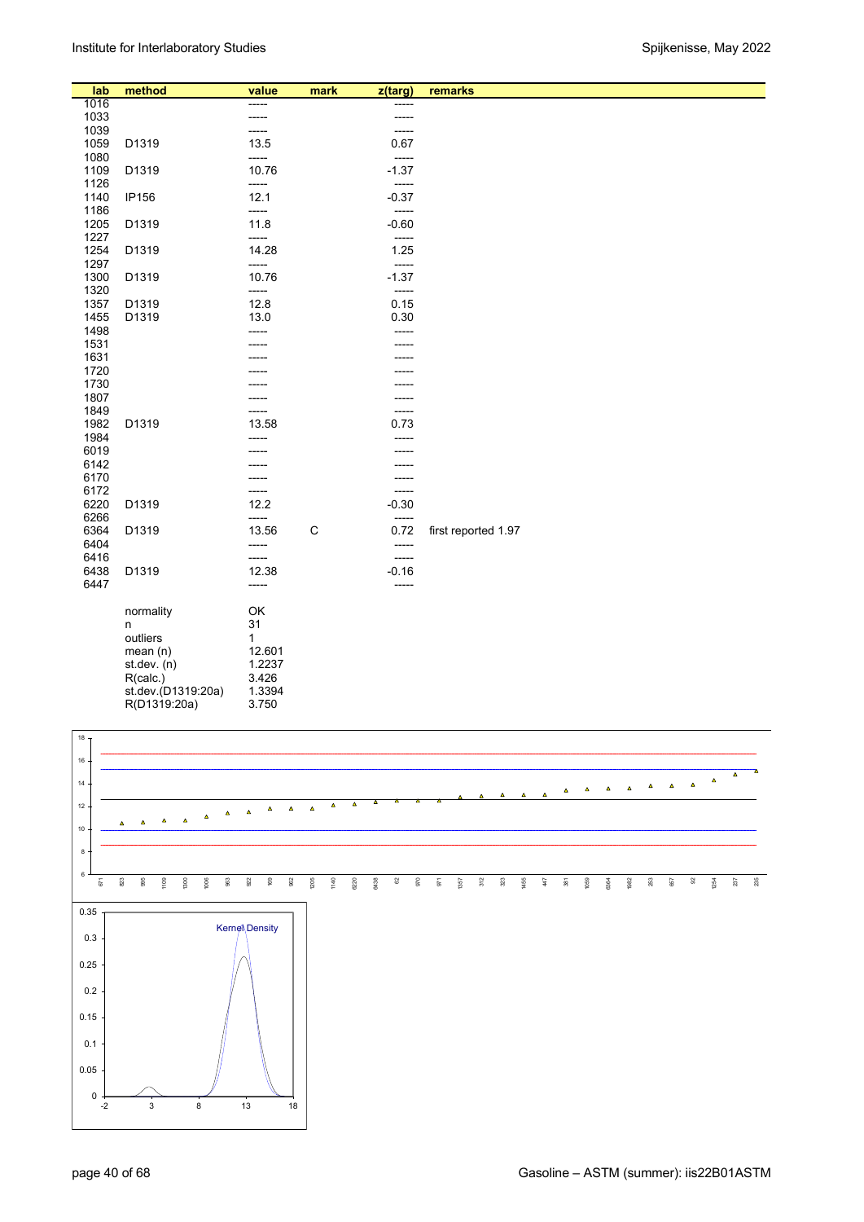| lab | method | value | mark | z(targ) | remarks |
|---|---|---|---|---|---|
| 1016 | | ----- | | ----- | |
| 1033 | | ----- | | ----- | |
| 1039 | | ----- | | ----- | |
| 1059 | D1319 | 13.5 | | 0.67 | |
| 1080 | | ----- | | ----- | |
| 1109 | D1319 | 10.76 | | -1.37 | |
| 1126 | | ----- | | ----- | |
| 1140 | IP156 | 12.1 | | -0.37 | |
| 1186 | | ----- | | ----- | |
| 1205 | D1319 | 11.8 | | -0.60 | |
| 1227 | | ----- | | ----- | |
| 1254 | D1319 | 14.28 | | 1.25 | |
| 1297 | | ----- | | ----- | |
| 1300 | D1319 | 10.76 | | -1.37 | |
| 1320 | | ----- | | ----- | |
| 1357 | D1319 | 12.8 | | 0.15 | |
| 1455 | D1319 | 13.0 | | 0.30 | |
| 1498 | | ----- | | ----- | |
| 1531 | | ----- | | ----- | |
| 1631 | | ----- | | ----- | |
| 1720 | | ----- | | ----- | |
| 1730 | | ----- | | ----- | |
| 1807 | | ----- | | ----- | |
| 1849 | | ----- | | ----- | |
| 1982 | D1319 | 13.58 | | 0.73 | |
| 1984 | | ----- | | ----- | |
| 6019 | | ----- | | ----- | |
| 6142 | | ----- | | ----- | |
| 6170 | | ----- | | ----- | |
| 6172 | | ----- | | ----- | |
| 6220 | D1319 | 12.2 | | -0.30 | |
| 6266 | | ----- | | ----- | |
| 6364 | D1319 | 13.56 | C | 0.72 | first reported 1.97 |
| 6404 | | ----- | | ----- | |
| 6416 | | ----- | | ----- | |
| 6438 | D1319 | 12.38 | | -0.16 | |
| 6447 | | ----- | | ----- | |

| | |
|---|---|
| normality | OK |
| n | 31 |
| outliers | 1 |
| mean (n) | 12.601 |
| st.dev. (n) | 1.2237 |
| R(calc.) | 3.426 |
| st.dev.(D1319:20a) | 1.3394 |
| R(D1319:20a) | 3.750 |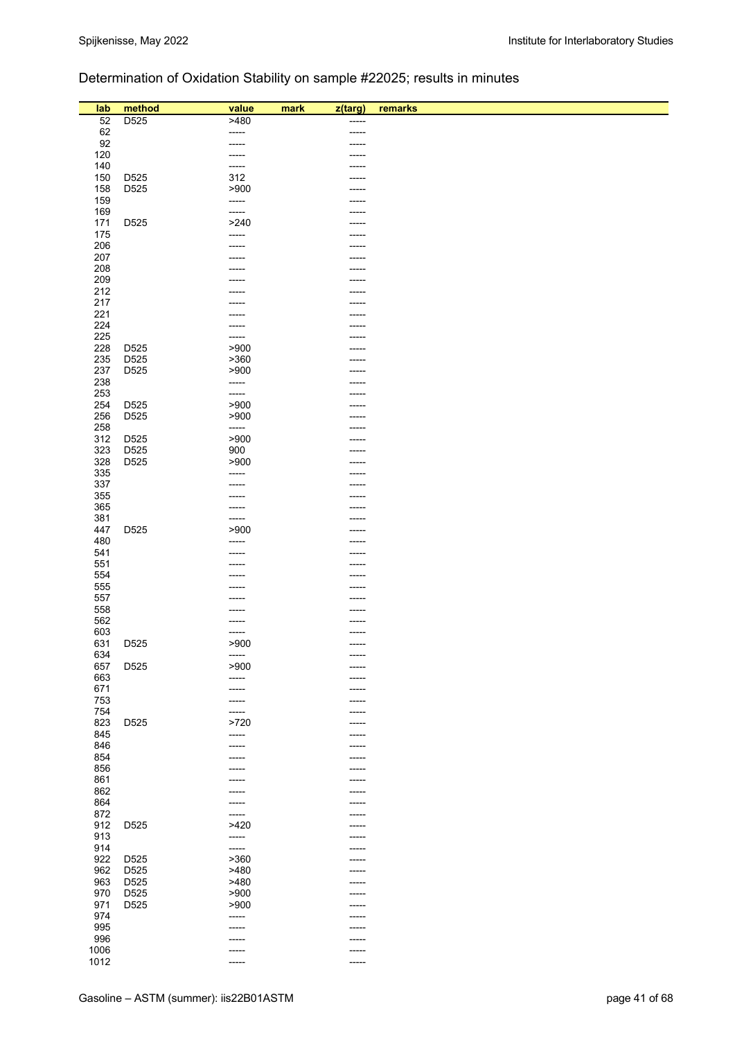## Determination of Oxidation Stability on sample #22025; results in minutes

| lab | method | value | mark | z(targ) | remarks |
|---|---|---|---|---|---|
| 52 | D525 | >480 | | ----- | |
| 62 | | ----- | | ----- | |
| 92 | | ----- | | ----- | |
| 120 | | ----- | | ----- | |
| 140 | | ----- | | ----- | |
| 150 | D525 | 312 | | ----- | |
| 158 | D525 | >900 | | ----- | |
| 159 | | ----- | | ----- | |
| 169 | | ----- | | ----- | |
| 171 | D525 | >240 | | ----- | |
| 175 | | ----- | | ----- | |
| 206 | | ----- | | ----- | |
| 207 | | ----- | | ----- | |
| 208 | | ----- | | ----- | |
| 209 | | ----- | | ----- | |
| 212 | | ----- | | ----- | |
| 217 | | ----- | | ----- | |
| 221 | | ----- | | ----- | |
| 224 | | ----- | | ----- | |
| 225 | | ----- | | ----- | |
| 228 | D525 | >900 | | ----- | |
| 235 | D525 | >360 | | ----- | |
| 237 | D525 | >900 | | ----- | |
| 238 | | ----- | | ----- | |
| 253 | | ----- | | ----- | |
| 254 | D525 | >900 | | ----- | |
| 256 | D525 | >900 | | ----- | |
| 258 | | ----- | | ----- | |
| 312 | D525 | >900 | | ----- | |
| 323 | D525 | 900 | | ----- | |
| 328 | D525 | >900 | | ----- | |
| 335 | | ----- | | ----- | |
| 337 | | ----- | | ----- | |
| 355 | | ----- | | ----- | |
| 365 | | ----- | | ----- | |
| 381 | | ----- | | ----- | |
| 447 | D525 | >900 | | ----- | |
| 480 | | ----- | | ----- | |
| 541 | | ----- | | ----- | |
| 551 | | ----- | | ----- | |
| 554 | | ----- | | ----- | |
| 555 | | ----- | | ----- | |
| 557 | | ----- | | ----- | |
| 558 | | ----- | | ----- | |
| 562 | | ----- | | ----- | |
| 603 | | ----- | | ----- | |
| 631 | D525 | >900 | | ----- | |
| 634 | | ----- | | ----- | |
| 657 | D525 | >900 | | ----- | |
| 663 | | ----- | | ----- | |
| 671 | | ----- | | ----- | |
| 753 | | ----- | | ----- | |
| 754 | | ----- | | ----- | |
| 823 | D525 | >720 | | ----- | |
| 845 | | ----- | | ----- | |
| 846 | | ----- | | ----- | |
| 854 | | ----- | | ----- | |
| 856 | | ----- | | ----- | |
| 861 | | ----- | | ----- | |
| 862 | | ----- | | ----- | |
| 864 | | ----- | | ----- | |
| 872 | | ----- | | ----- | |
| 912 | D525 | >420 | | ----- | |
| 913 | | ----- | | ----- | |
| 914 | | ----- | | ----- | |
| 922 | D525 | >360 | | ----- | |
| 962 | D525 | >480 | | ----- | |
| 963 | D525 | >480 | | ----- | |
| 970 | D525 | >900 | | ----- | |
| 971 | D525 | >900 | | ----- | |
| 974 | | ----- | | ----- | |
| 995 | | ----- | | ----- | |
| 996 | | ----- | | ----- | |
| 1006 | | ----- | | ----- | |
| 1012 | | ----- | | ----- | |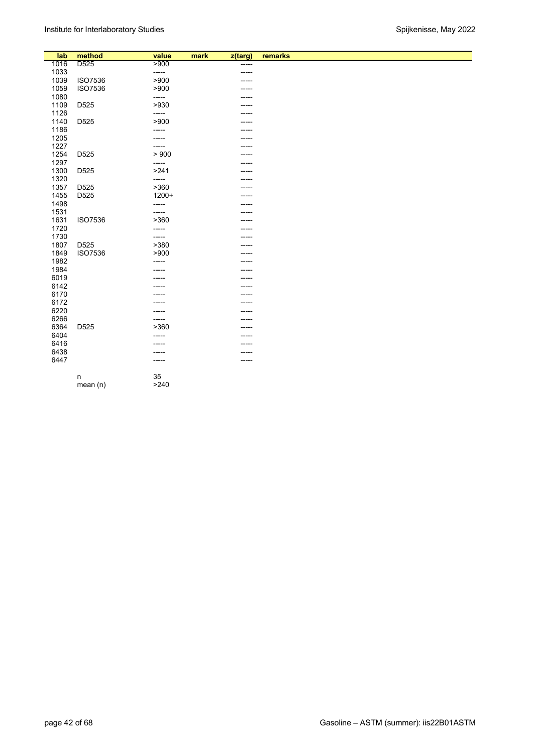| lab | method | value | mark | z(targ) | remarks |
|---|---|---|---|---|---|
| 1016 | D525 | >900 | | ----- | |
| 1033 | | ----- | | ----- | |
| 1039 | ISO7536 | >900 | | ----- | |
| 1059 | ISO7536 | >900 | | ----- | |
| 1080 | | ----- | | ----- | |
| 1109 | D525 | >930 | | ----- | |
| 1126 | | ----- | | ----- | |
| 1140 | D525 | >900 | | ----- | |
| 1186 | | ----- | | ----- | |
| 1205 | | ----- | | ----- | |
| 1227 | | ----- | | ----- | |
| 1254 | D525 | > 900 | | ----- | |
| 1297 | | ----- | | ----- | |
| 1300 | D525 | >241 | | ----- | |
| 1320 | | ----- | | ----- | |
| 1357 | D525 | >360 | | ----- | |
| 1455 | D525 | 1200+ | | ----- | |
| 1498 | | ----- | | ----- | |
| 1531 | | ----- | | ----- | |
| 1631 | ISO7536 | >360 | | ----- | |
| 1720 | | ----- | | ----- | |
| 1730 | | ----- | | ----- | |
| 1807 | D525 | >380 | | ----- | |
| 1849 | ISO7536 | >900 | | ----- | |
| 1982 | | ----- | | ----- | |
| 1984 | | ----- | | ----- | |
| 6019 | | ----- | | ----- | |
| 6142 | | ----- | | ----- | |
| 6170 | | ----- | | ----- | |
| 6172 | | ----- | | ----- | |
| 6220 | | ----- | | ----- | |
| 6266 | | ----- | | ----- | |
| 6364 | D525 | >360 | | ----- | |
| 6404 | | ----- | | ----- | |
| 6416 | | ----- | | ----- | |
| 6438 | | ----- | | ----- | |
| 6447 | | ----- | | ----- | |
| | n | 35 | | | |
| | mean (n) | >240 | | | |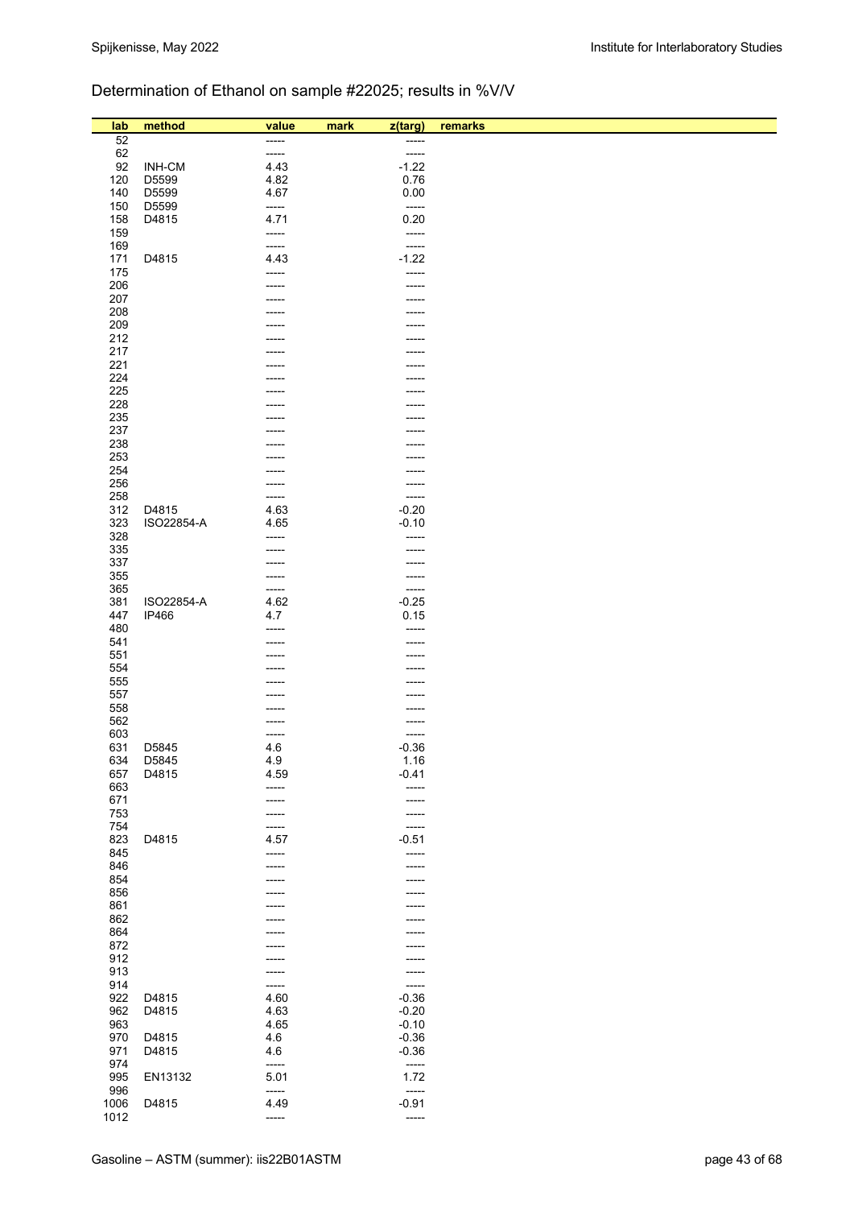## Determination of Ethanol on sample #22025; results in %V/V

| lab | method | value | mark | z(targ) | remarks |
|---|---|---|---|---|---|
| 52 | | ----- | | ----- | |
| 62 | | ----- | | ----- | |
| 92 | INH-CM | 4.43 | | -1.22 | |
| 120 | D5599 | 4.82 | | 0.76 | |
| 140 | D5599 | 4.67 | | 0.00 | |
| 150 | D5599 | ----- | | ----- | |
| 158 | D4815 | 4.71 | | 0.20 | |
| 159 | | ----- | | ----- | |
| 169 | | ----- | | ----- | |
| 171 | D4815 | 4.43 | | -1.22 | |
| 175 | | ----- | | ----- | |
| 206 | | ----- | | ----- | |
| 207 | | ----- | | ----- | |
| 208 | | ----- | | ----- | |
| 209 | | ----- | | ----- | |
| 212 | | ----- | | ----- | |
| 217 | | ----- | | ----- | |
| 221 | | ----- | | ----- | |
| 224 | | ----- | | ----- | |
| 225 | | ----- | | ----- | |
| 228 | | ----- | | ----- | |
| 235 | | ----- | | ----- | |
| 237 | | ----- | | ----- | |
| 238 | | ----- | | ----- | |
| 253 | | ----- | | ----- | |
| 254 | | ----- | | ----- | |
| 256 | | ----- | | ----- | |
| 258 | | ----- | | ----- | |
| 312 | D4815 | 4.63 | | -0.20 | |
| 323 | ISO22854-A | 4.65 | | -0.10 | |
| 328 | | ----- | | ----- | |
| 335 | | ----- | | ----- | |
| 337 | | ----- | | ----- | |
| 355 | | ----- | | ----- | |
| 365 | | ----- | | ----- | |
| 381 | ISO22854-A | 4.62 | | -0.25 | |
| 447 | IP466 | 4.7 | | 0.15 | |
| 480 | | ----- | | ----- | |
| 541 | | ----- | | ----- | |
| 551 | | ----- | | ----- | |
| 554 | | ----- | | ----- | |
| 555 | | ----- | | ----- | |
| 557 | | ----- | | ----- | |
| 558 | | ----- | | ----- | |
| 562 | | ----- | | ----- | |
| 603 | | ----- | | ----- | |
| 631 | D5845 | 4.6 | | -0.36 | |
| 634 | D5845 | 4.9 | | 1.16 | |
| 657 | D4815 | 4.59 | | -0.41 | |
| 663 | | ----- | | ----- | |
| 671 | | ----- | | ----- | |
| 753 | | ----- | | ----- | |
| 754 | | ----- | | ----- | |
| 823 | D4815 | 4.57 | | -0.51 | |
| 845 | | ----- | | ----- | |
| 846 | | ----- | | ----- | |
| 854 | | ----- | | ----- | |
| 856 | | ----- | | ----- | |
| 861 | | ----- | | ----- | |
| 862 | | ----- | | ----- | |
| 864 | | ----- | | ----- | |
| 872 | | ----- | | ----- | |
| 912 | | ----- | | ----- | |
| 913 | | ----- | | ----- | |
| 914 | | ----- | | ----- | |
| 922 | D4815 | 4.60 | | -0.36 | |
| 962 | D4815 | 4.63 | | -0.20 | |
| 963 | | 4.65 | | -0.10 | |
| 970 | D4815 | 4.6 | | -0.36 | |
| 971 | D4815 | 4.6 | | -0.36 | |
| 974 | | ----- | | ----- | |
| 995 | EN13132 | 5.01 | | 1.72 | |
| 996 | | ----- | | ----- | |
| 1006 | D4815 | 4.49 | | -0.91 | |
| 1012 | | ----- | | ----- | |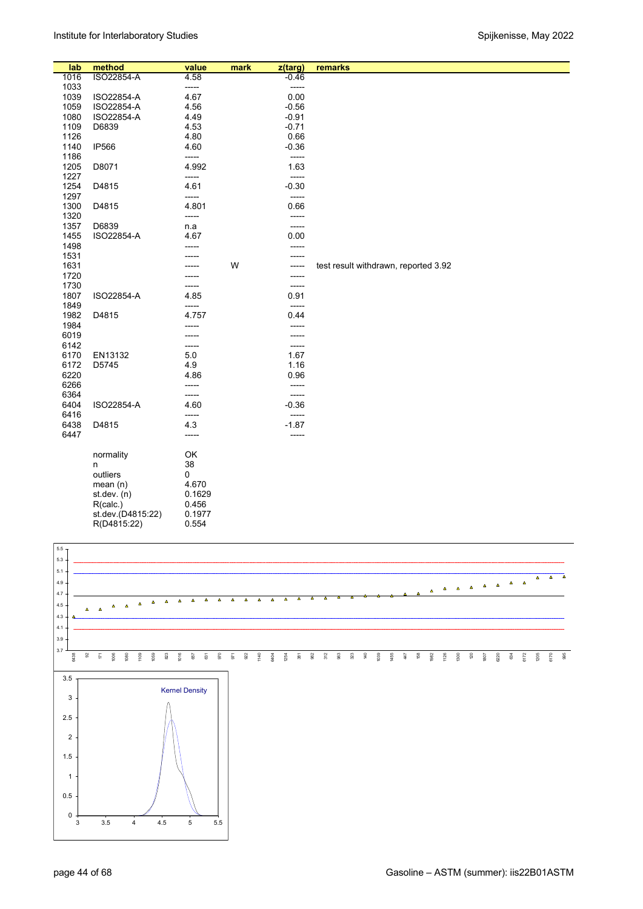| lab | method | value | mark | z(targ) | remarks |
|---|---|---|---|---|---|
| 1016 | ISO22854-A | 4.58 | | -0.46 | |
| 1033 | | ----- | | ----- | |
| 1039 | ISO22854-A | 4.67 | | 0.00 | |
| 1059 | ISO22854-A | 4.56 | | -0.56 | |
| 1080 | ISO22854-A | 4.49 | | -0.91 | |
| 1109 | D6839 | 4.53 | | -0.71 | |
| 1126 | | 4.80 | | 0.66 | |
| 1140 | IP566 | 4.60 | | -0.36 | |
| 1186 | | ----- | | ----- | |
| 1205 | D8071 | 4.992 | | 1.63 | |
| 1227 | | ----- | | ----- | |
| 1254 | D4815 | 4.61 | | -0.30 | |
| 1297 | | ----- | | ----- | |
| 1300 | D4815 | 4.801 | | 0.66 | |
| 1320 | | ----- | | ----- | |
| 1357 | D6839 | n.a | | ----- | |
| 1455 | ISO22854-A | 4.67 | | 0.00 | |
| 1498 | | ----- | | ----- | |
| 1531 | | ----- | | ----- | |
| 1631 | | ----- | W | ----- | test result withdrawn, reported 3.92 |
| 1720 | | ----- | | ----- | |
| 1730 | | ----- | | ----- | |
| 1807 | ISO22854-A | 4.85 | | 0.91 | |
| 1849 | | ----- | | ----- | |
| 1982 | D4815 | 4.757 | | 0.44 | |
| 1984 | | ----- | | ----- | |
| 6019 | | ----- | | ----- | |
| 6142 | | ----- | | ----- | |
| 6170 | EN13132 | 5.0 | | 1.67 | |
| 6172 | D5745 | 4.9 | | 1.16 | |
| 6220 | | 4.86 | | 0.96 | |
| 6266 | | ----- | | ----- | |
| 6364 | | ----- | | ----- | |
| 6404 | ISO22854-A | 4.60 | | -0.36 | |
| 6416 | | ----- | | ----- | |
| 6438 | D4815 | 4.3 | | -1.87 | |
| 6447 | | ----- | | ----- | |

| | |
|---|---|
| normality | OK |
| n | 38 |
| outliers | 0 |
| mean (n) | 4.670 |
| st.dev. (n) | 0.1629 |
| R(calc.) | 0.456 |
| st.dev.(D4815:22) | 0.1977 |
| R(D4815:22) | 0.554 |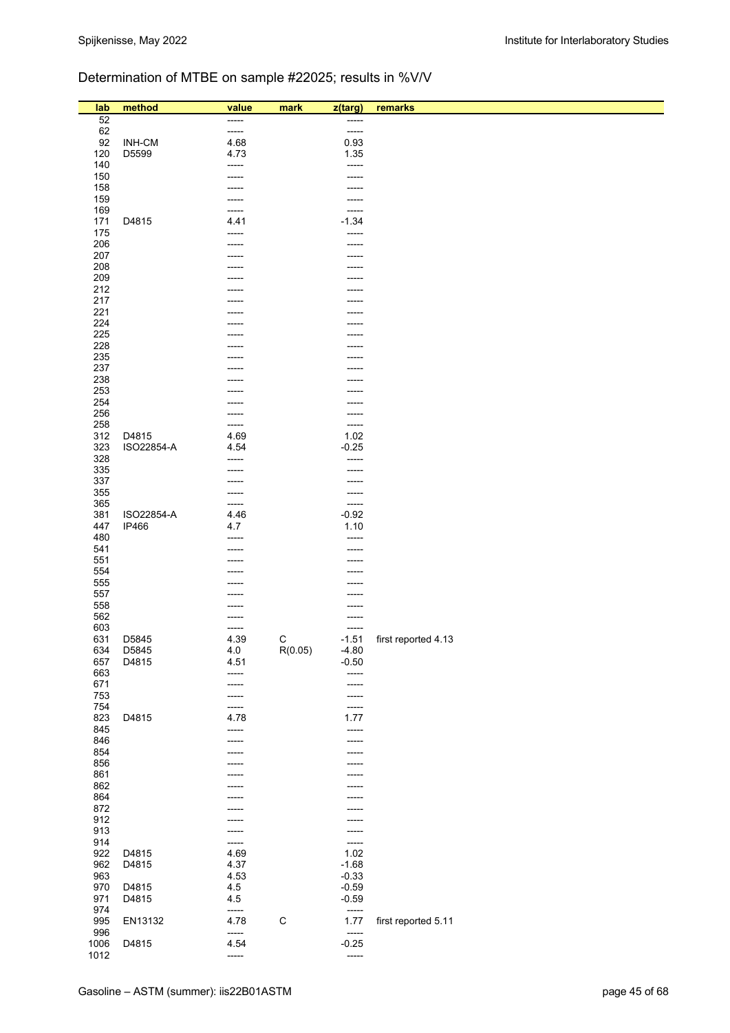Determination of MTBE on sample #22025; results in %V/V

| lab | method | value | mark | z(targ) | remarks |
|---|---|---|---|---|---|
| 52 | | ----- | | ----- | |
| 62 | | ----- | | ----- | |
| 92 | INH-CM | 4.68 | | 0.93 | |
| 120 | D5599 | 4.73 | | 1.35 | |
| 140 | | ----- | | ----- | |
| 150 | | ----- | | ----- | |
| 158 | | ----- | | ----- | |
| 159 | | ----- | | ----- | |
| 169 | | ----- | | ----- | |
| 171 | D4815 | 4.41 | | -1.34 | |
| 175 | | ----- | | ----- | |
| 206 | | ----- | | ----- | |
| 207 | | ----- | | ----- | |
| 208 | | ----- | | ----- | |
| 209 | | ----- | | ----- | |
| 212 | | ----- | | ----- | |
| 217 | | ----- | | ----- | |
| 221 | | ----- | | ----- | |
| 224 | | ----- | | ----- | |
| 225 | | ----- | | ----- | |
| 228 | | ----- | | ----- | |
| 235 | | ----- | | ----- | |
| 237 | | ----- | | ----- | |
| 238 | | ----- | | ----- | |
| 253 | | ----- | | ----- | |
| 254 | | ----- | | ----- | |
| 256 | | ----- | | ----- | |
| 258 | | ----- | | ----- | |
| 312 | D4815 | 4.69 | | 1.02 | |
| 323 | ISO22854-A | 4.54 | | -0.25 | |
| 328 | | ----- | | ----- | |
| 335 | | ----- | | ----- | |
| 337 | | ----- | | ----- | |
| 355 | | ----- | | ----- | |
| 365 | | ----- | | ----- | |
| 381 | ISO22854-A | 4.46 | | -0.92 | |
| 447 | IP466 | 4.7 | | 1.10 | |
| 480 | | ----- | | ----- | |
| 541 | | ----- | | ----- | |
| 551 | | ----- | | ----- | |
| 554 | | ----- | | ----- | |
| 555 | | ----- | | ----- | |
| 557 | | ----- | | ----- | |
| 558 | | ----- | | ----- | |
| 562 | | ----- | | ----- | |
| 603 | | ----- | | ----- | |
| 631 | D5845 | 4.39 | C | -1.51 | first reported 4.13 |
| 634 | D5845 | 4.0 | R(0.05) | -4.80 | |
| 657 | D4815 | 4.51 | | -0.50 | |
| 663 | | ----- | | ----- | |
| 671 | | ----- | | ----- | |
| 753 | | ----- | | ----- | |
| 754 | | ----- | | ----- | |
| 823 | D4815 | 4.78 | | 1.77 | |
| 845 | | ----- | | ----- | |
| 846 | | ----- | | ----- | |
| 854 | | ----- | | ----- | |
| 856 | | ----- | | ----- | |
| 861 | | ----- | | ----- | |
| 862 | | ----- | | ----- | |
| 864 | | ----- | | ----- | |
| 872 | | ----- | | ----- | |
| 912 | | ----- | | ----- | |
| 913 | | ----- | | ----- | |
| 914 | | ----- | | ----- | |
| 922 | D4815 | 4.69 | | 1.02 | |
| 962 | D4815 | 4.37 | | -1.68 | |
| 963 | | 4.53 | | -0.33 | |
| 970 | D4815 | 4.5 | | -0.59 | |
| 971 | D4815 | 4.5 | | -0.59 | |
| 974 | | ----- | | ----- | |
| 995 | EN13132 | 4.78 | C | 1.77 | first reported 5.11 |
| 996 | | ----- | | ----- | |
| 1006 | D4815 | 4.54 | | -0.25 | |
| 1012 | | ----- | | ----- | |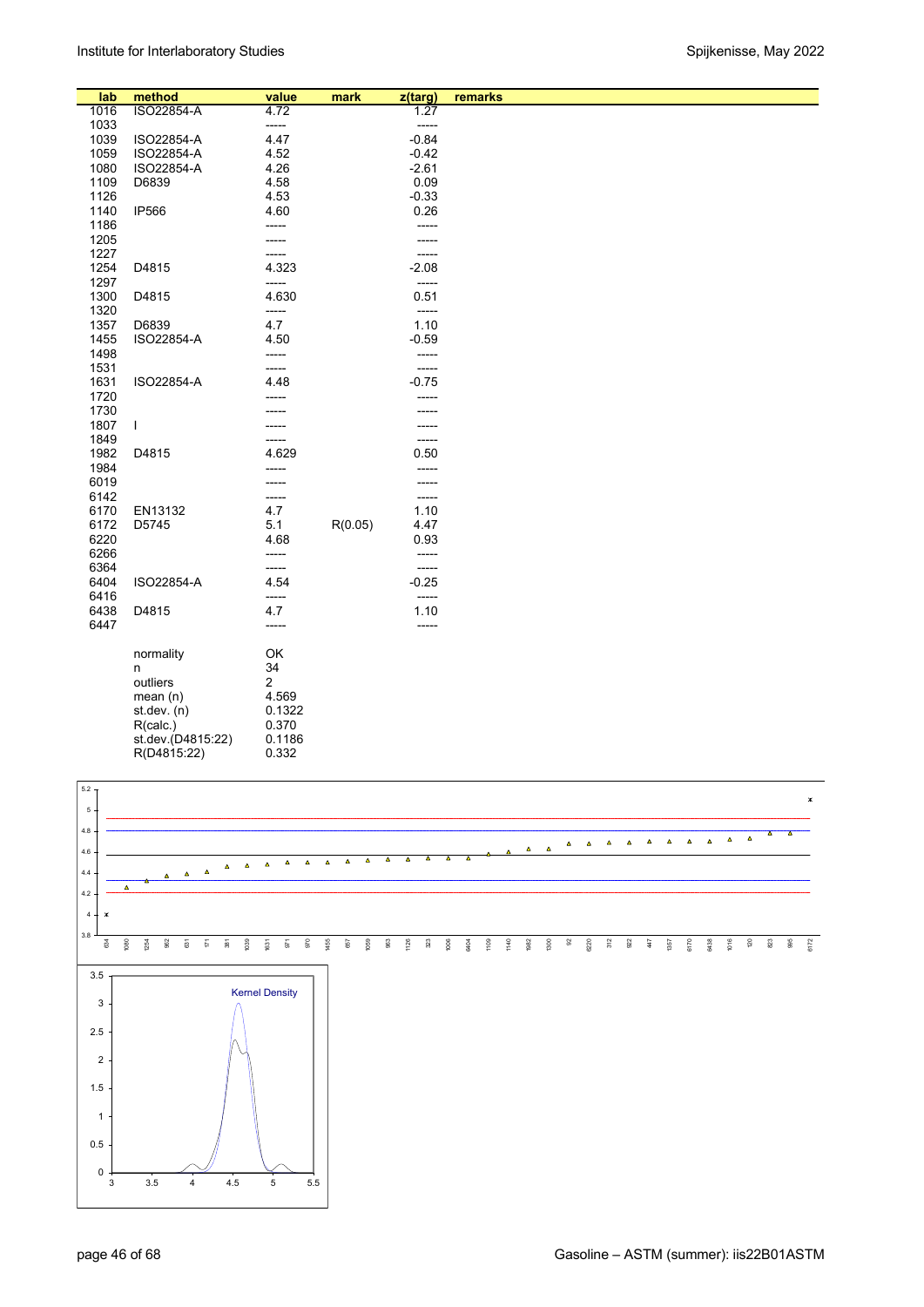| lab | method | value | mark | z(targ) | remarks |
|---|---|---|---|---|---|
| 1016 | ISO22854-A | 4.72 | | 1.27 | |
| 1033 | | ----- | | ----- | |
| 1039 | ISO22854-A | 4.47 | | -0.84 | |
| 1059 | ISO22854-A | 4.52 | | -0.42 | |
| 1080 | ISO22854-A | 4.26 | | -2.61 | |
| 1109 | D6839 | 4.58 | | 0.09 | |
| 1126 | | 4.53 | | -0.33 | |
| 1140 | IP566 | 4.60 | | 0.26 | |
| 1186 | | ----- | | ----- | |
| 1205 | | ----- | | ----- | |
| 1227 | | ----- | | ----- | |
| 1254 | D4815 | 4.323 | | -2.08 | |
| 1297 | | ----- | | ----- | |
| 1300 | D4815 | 4.630 | | 0.51 | |
| 1320 | | ----- | | ----- | |
| 1357 | D6839 | 4.7 | | 1.10 | |
| 1455 | ISO22854-A | 4.50 | | -0.59 | |
| 1498 | | ----- | | ----- | |
| 1531 | | ----- | | ----- | |
| 1631 | ISO22854-A | 4.48 | | -0.75 | |
| 1720 | | ----- | | ----- | |
| 1730 | | ----- | | ----- | |
| 1807 | I | ----- | | ----- | |
| 1849 | | ----- | | ----- | |
| 1982 | D4815 | 4.629 | | 0.50 | |
| 1984 | | ----- | | ----- | |
| 6019 | | ----- | | ----- | |
| 6142 | | ----- | | ----- | |
| 6170 | EN13132 | 4.7 | | 1.10 | |
| 6172 | D5745 | 5.1 | R(0.05) | 4.47 | |
| 6220 | | 4.68 | | 0.93 | |
| 6266 | | ----- | | ----- | |
| 6364 | | ----- | | ----- | |
| 6404 | ISO22854-A | 4.54 | | -0.25 | |
| 6416 | | ----- | | ----- | |
| 6438 | D4815 | 4.7 | | 1.10 | |
| 6447 | | ----- | | ----- | |

| | |
|---|---|
| normality | OK |
| n | 34 |
| outliers | 2 |
| mean (n) | 4.569 |
| st.dev. (n) | 0.1322 |
| R(calc.) | 0.370 |
| st.dev.(D4815:22) | 0.1186 |
| R(D4815:22) | 0.332 |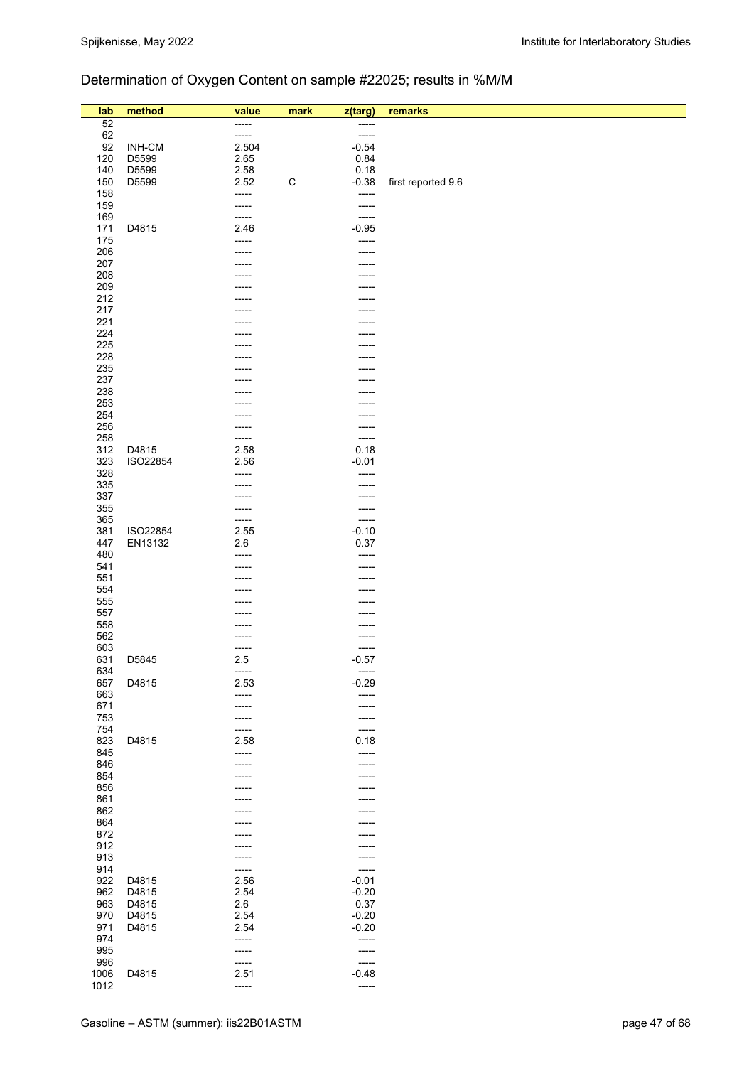## Determination of Oxygen Content on sample #22025; results in %M/M

| lab | method | value | mark | z(targ) | remarks |
|---|---|---|---|---|---|
| 52 | | ----- | | ----- | |
| 62 | | ----- | | ----- | |
| 92 | INH-CM | 2.504 | | -0.54 | |
| 120 | D5599 | 2.65 | | 0.84 | |
| 140 | D5599 | 2.58 | | 0.18 | |
| 150 | D5599 | 2.52 | C | -0.38 | first reported 9.6 |
| 158 | | ----- | | ----- | |
| 159 | | ----- | | ----- | |
| 169 | | ----- | | ----- | |
| 171 | D4815 | 2.46 | | -0.95 | |
| 175 | | ----- | | ----- | |
| 206 | | ----- | | ----- | |
| 207 | | ----- | | ----- | |
| 208 | | ----- | | ----- | |
| 209 | | ----- | | ----- | |
| 212 | | ----- | | ----- | |
| 217 | | ----- | | ----- | |
| 221 | | ----- | | ----- | |
| 224 | | ----- | | ----- | |
| 225 | | ----- | | ----- | |
| 228 | | ----- | | ----- | |
| 235 | | ----- | | ----- | |
| 237 | | ----- | | ----- | |
| 238 | | ----- | | ----- | |
| 253 | | ----- | | ----- | |
| 254 | | ----- | | ----- | |
| 256 | | ----- | | ----- | |
| 258 | | ----- | | ----- | |
| 312 | D4815 | 2.58 | | 0.18 | |
| 323 | ISO22854 | 2.56 | | -0.01 | |
| 328 | | ----- | | ----- | |
| 335 | | ----- | | ----- | |
| 337 | | ----- | | ----- | |
| 355 | | ----- | | ----- | |
| 365 | | ----- | | ----- | |
| 381 | ISO22854 | 2.55 | | -0.10 | |
| 447 | EN13132 | 2.6 | | 0.37 | |
| 480 | | ----- | | ----- | |
| 541 | | ----- | | ----- | |
| 551 | | ----- | | ----- | |
| 554 | | ----- | | ----- | |
| 555 | | ----- | | ----- | |
| 557 | | ----- | | ----- | |
| 558 | | ----- | | ----- | |
| 562 | | ----- | | ----- | |
| 603 | | ----- | | ----- | |
| 631 | D5845 | 2.5 | | -0.57 | |
| 634 | | ----- | | ----- | |
| 657 | D4815 | 2.53 | | -0.29 | |
| 663 | | ----- | | ----- | |
| 671 | | ----- | | ----- | |
| 753 | | ----- | | ----- | |
| 754 | | ----- | | ----- | |
| 823 | D4815 | 2.58 | | 0.18 | |
| 845 | | ----- | | ----- | |
| 846 | | ----- | | ----- | |
| 854 | | ----- | | ----- | |
| 856 | | ----- | | ----- | |
| 861 | | ----- | | ----- | |
| 862 | | ----- | | ----- | |
| 864 | | ----- | | ----- | |
| 872 | | ----- | | ----- | |
| 912 | | ----- | | ----- | |
| 913 | | ----- | | ----- | |
| 914 | | ----- | | ----- | |
| 922 | D4815 | 2.56 | | -0.01 | |
| 962 | D4815 | 2.54 | | -0.20 | |
| 963 | D4815 | 2.6 | | 0.37 | |
| 970 | D4815 | 2.54 | | -0.20 | |
| 971 | D4815 | 2.54 | | -0.20 | |
| 974 | | ----- | | ----- | |
| 995 | | ----- | | ----- | |
| 996 | | ----- | | ----- | |
| 1006 | D4815 | 2.51 | | -0.48 | |
| 1012 | | ----- | | ----- | |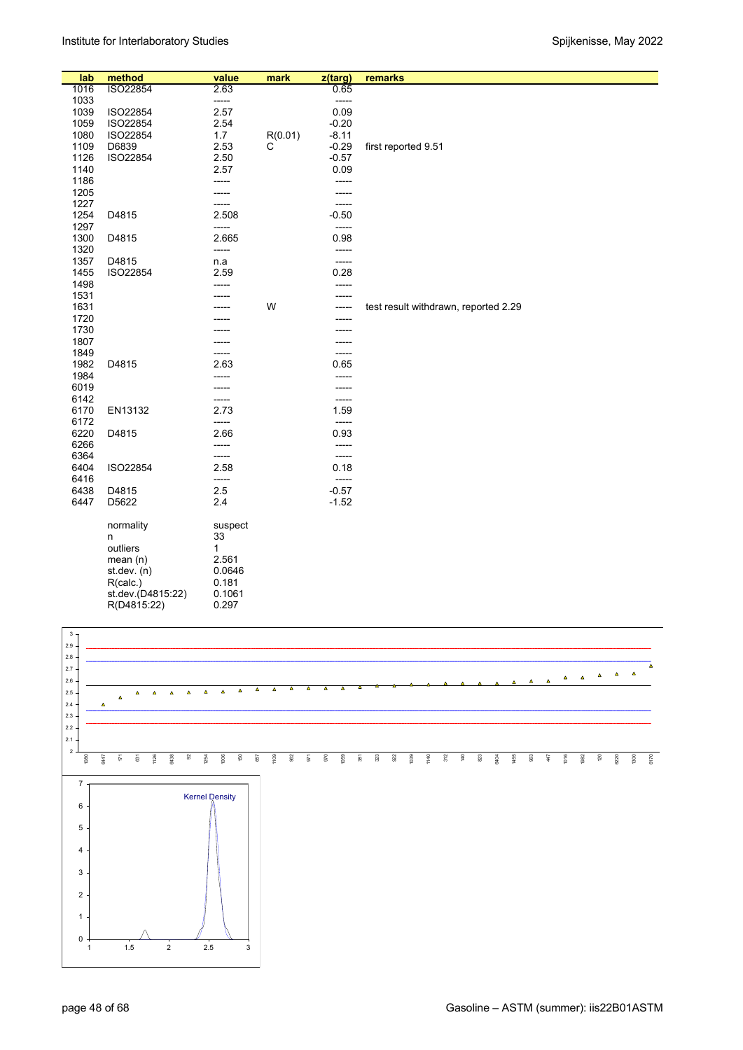| lab | method | value | mark | z(targ) | remarks |
|---|---|---|---|---|---|
| 1016 | ISO22854 | 2.63 | | 0.65 | |
| 1033 | | ----- | | ----- | |
| 1039 | ISO22854 | 2.57 | | 0.09 | |
| 1059 | ISO22854 | 2.54 | | -0.20 | |
| 1080 | ISO22854 | 1.7 | R(0.01) | -8.11 | |
| 1109 | D6839 | 2.53 | C | -0.29 | first reported 9.51 |
| 1126 | ISO22854 | 2.50 | | -0.57 | |
| 1140 | | 2.57 | | 0.09 | |
| 1186 | | ----- | | ----- | |
| 1205 | | ----- | | ----- | |
| 1227 | | ----- | | ----- | |
| 1254 | D4815 | 2.508 | | -0.50 | |
| 1297 | | ----- | | ----- | |
| 1300 | D4815 | 2.665 | | 0.98 | |
| 1320 | | ----- | | ----- | |
| 1357 | D4815 | n.a | | ----- | |
| 1455 | ISO22854 | 2.59 | | 0.28 | |
| 1498 | | ----- | | ----- | |
| 1531 | | ----- | | ----- | |
| 1631 | | ----- | W | ----- | test result withdrawn, reported 2.29 |
| 1720 | | ----- | | ----- | |
| 1730 | | ----- | | ----- | |
| 1807 | | ----- | | ----- | |
| 1849 | | ----- | | ----- | |
| 1982 | D4815 | 2.63 | | 0.65 | |
| 1984 | | ----- | | ----- | |
| 6019 | | ----- | | ----- | |
| 6142 | | ----- | | ----- | |
| 6170 | EN13132 | 2.73 | | 1.59 | |
| 6172 | | ----- | | ----- | |
| 6220 | D4815 | 2.66 | | 0.93 | |
| 6266 | | ----- | | ----- | |
| 6364 | | ----- | | ----- | |
| 6404 | ISO22854 | 2.58 | | 0.18 | |
| 6416 | | ----- | | ----- | |
| 6438 | D4815 | 2.5 | | -0.57 | |
| 6447 | D5622 | 2.4 | | -1.52 | |

| | |
|---|---|
| normality | suspect |
| n | 33 |
| outliers | 1 |
| mean (n) | 2.561 |
| st.dev. (n) | 0.0646 |
| R(calc.) | 0.181 |
| st.dev.(D4815:22) | 0.1061 |
| R(D4815:22) | 0.297 |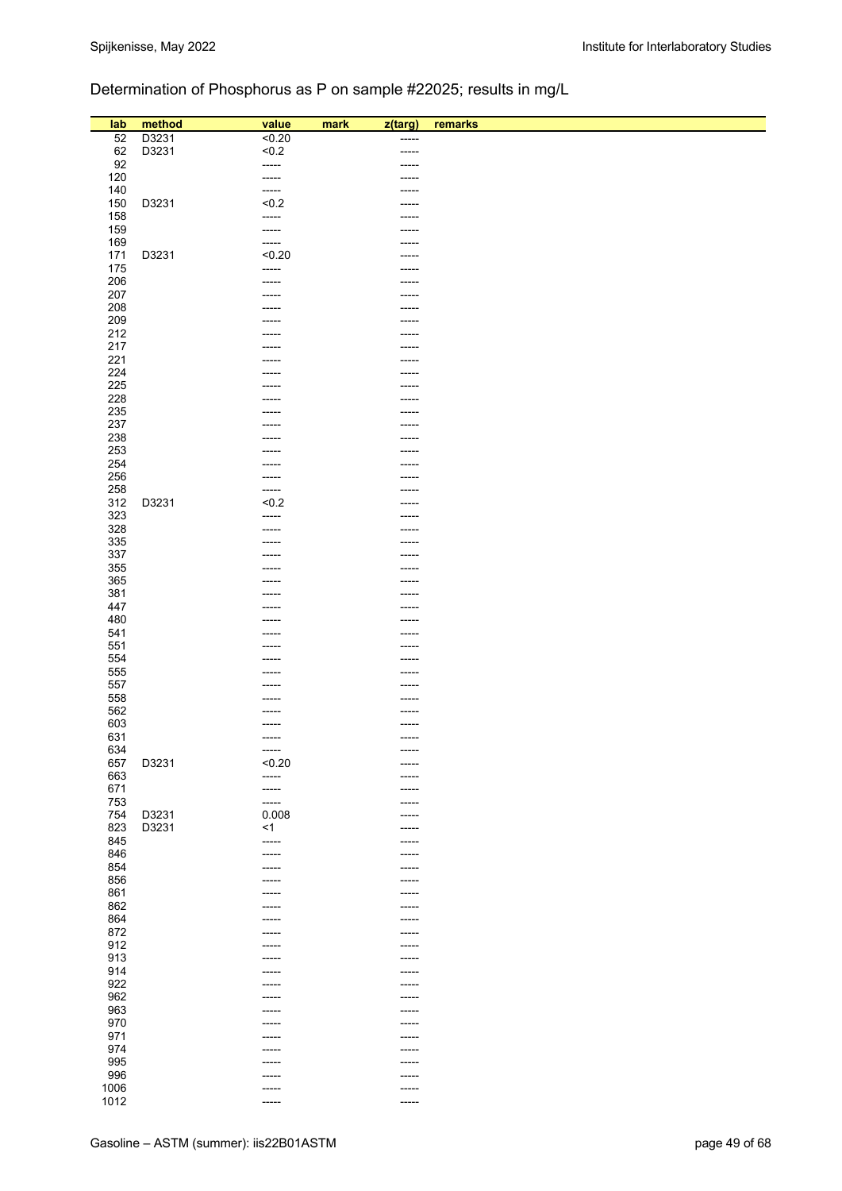Determination of Phosphorus as P on sample #22025; results in mg/L

| lab | method | value | mark | z(targ) | remarks |
|---|---|---|---|---|---|
| 52 | D3231 | <0.20 | | ----- | |
| 62 | D3231 | <0.2 | | ----- | |
| 92 | | ----- | | ----- | |
| 120 | | ----- | | ----- | |
| 140 | | ----- | | ----- | |
| 150 | D3231 | <0.2 | | ----- | |
| 158 | | ----- | | ----- | |
| 159 | | ----- | | ----- | |
| 169 | | ----- | | ----- | |
| 171 | D3231 | <0.20 | | ----- | |
| 175 | | ----- | | ----- | |
| 206 | | ----- | | ----- | |
| 207 | | ----- | | ----- | |
| 208 | | ----- | | ----- | |
| 209 | | ----- | | ----- | |
| 212 | | ----- | | ----- | |
| 217 | | ----- | | ----- | |
| 221 | | ----- | | ----- | |
| 224 | | ----- | | ----- | |
| 225 | | ----- | | ----- | |
| 228 | | ----- | | ----- | |
| 235 | | ----- | | ----- | |
| 237 | | ----- | | ----- | |
| 238 | | ----- | | ----- | |
| 253 | | ----- | | ----- | |
| 254 | | ----- | | ----- | |
| 256 | | ----- | | ----- | |
| 258 | | ----- | | ----- | |
| 312 | D3231 | <0.2 | | ----- | |
| 323 | | ----- | | ----- | |
| 328 | | ----- | | ----- | |
| 335 | | ----- | | ----- | |
| 337 | | ----- | | ----- | |
| 355 | | ----- | | ----- | |
| 365 | | ----- | | ----- | |
| 381 | | ----- | | ----- | |
| 447 | | ----- | | ----- | |
| 480 | | ----- | | ----- | |
| 541 | | ----- | | ----- | |
| 551 | | ----- | | ----- | |
| 554 | | ----- | | ----- | |
| 555 | | ----- | | ----- | |
| 557 | | ----- | | ----- | |
| 558 | | ----- | | ----- | |
| 562 | | ----- | | ----- | |
| 603 | | ----- | | ----- | |
| 631 | | ----- | | ----- | |
| 634 | | ----- | | ----- | |
| 657 | D3231 | <0.20 | | ----- | |
| 663 | | ----- | | ----- | |
| 671 | | ----- | | ----- | |
| 753 | | ----- | | ----- | |
| 754 | D3231 | 0.008 | | ----- | |
| 823 | D3231 | <1 | | ----- | |
| 845 | | ----- | | ----- | |
| 846 | | ----- | | ----- | |
| 854 | | ----- | | ----- | |
| 856 | | ----- | | ----- | |
| 861 | | ----- | | ----- | |
| 862 | | ----- | | ----- | |
| 864 | | ----- | | ----- | |
| 872 | | ----- | | ----- | |
| 912 | | ----- | | ----- | |
| 913 | | ----- | | ----- | |
| 914 | | ----- | | ----- | |
| 922 | | ----- | | ----- | |
| 962 | | ----- | | ----- | |
| 963 | | ----- | | ----- | |
| 970 | | ----- | | ----- | |
| 971 | | ----- | | ----- | |
| 974 | | ----- | | ----- | |
| 995 | | ----- | | ----- | |
| 996 | | ----- | | ----- | |
| 1006 | | ----- | | ----- | |
| 1012 | | ----- | | ----- | |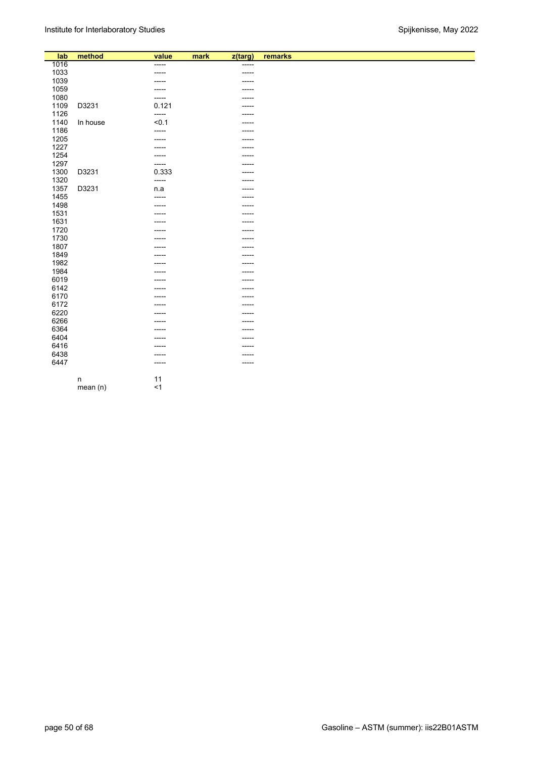| lab | method | value | mark | z(targ) | remarks |
|---|---|---|---|---|---|
| 1016 | | ----- | | ----- | |
| 1033 | | ----- | | ----- | |
| 1039 | | ----- | | ----- | |
| 1059 | | ----- | | ----- | |
| 1080 | | ----- | | ----- | |
| 1109 | D3231 | 0.121 | | ----- | |
| 1126 | | ----- | | ----- | |
| 1140 | In house | <0.1 | | ----- | |
| 1186 | | ----- | | ----- | |
| 1205 | | ----- | | ----- | |
| 1227 | | ----- | | ----- | |
| 1254 | | ----- | | ----- | |
| 1297 | | ----- | | ----- | |
| 1300 | D3231 | 0.333 | | ----- | |
| 1320 | | ----- | | ----- | |
| 1357 | D3231 | n.a | | ----- | |
| 1455 | | ----- | | ----- | |
| 1498 | | ----- | | ----- | |
| 1531 | | ----- | | ----- | |
| 1631 | | ----- | | ----- | |
| 1720 | | ----- | | ----- | |
| 1730 | | ----- | | ----- | |
| 1807 | | ----- | | ----- | |
| 1849 | | ----- | | ----- | |
| 1982 | | ----- | | ----- | |
| 1984 | | ----- | | ----- | |
| 6019 | | ----- | | ----- | |
| 6142 | | ----- | | ----- | |
| 6170 | | ----- | | ----- | |
| 6172 | | ----- | | ----- | |
| 6220 | | ----- | | ----- | |
| 6266 | | ----- | | ----- | |
| 6364 | | ----- | | ----- | |
| 6404 | | ----- | | ----- | |
| 6416 | | ----- | | ----- | |
| 6438 | | ----- | | ----- | |
| 6447 | | ----- | | ----- | |
| | n | 11 | | | |
| | mean (n) | <1 | | | |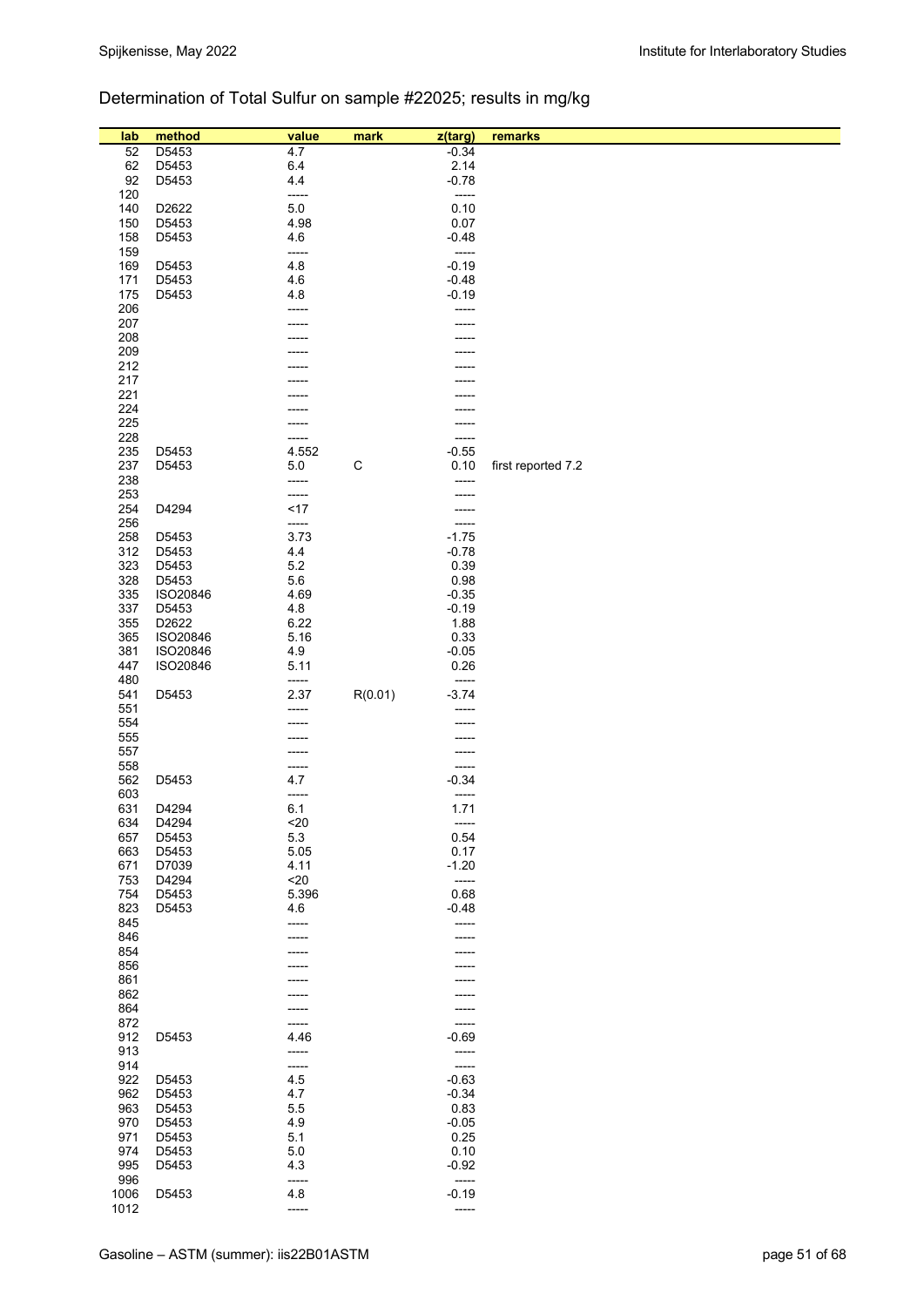## Determination of Total Sulfur on sample #22025; results in mg/kg

| lab | method | value | mark | z(targ) | remarks |
|---|---|---|---|---|---|
| 52 | D5453 | 4.7 | | -0.34 | |
| 62 | D5453 | 6.4 | | 2.14 | |
| 92 | D5453 | 4.4 | | -0.78 | |
| 120 | | ----- | | ----- | |
| 140 | D2622 | 5.0 | | 0.10 | |
| 150 | D5453 | 4.98 | | 0.07 | |
| 158 | D5453 | 4.6 | | -0.48 | |
| 159 | | ----- | | ----- | |
| 169 | D5453 | 4.8 | | -0.19 | |
| 171 | D5453 | 4.6 | | -0.48 | |
| 175 | D5453 | 4.8 | | -0.19 | |
| 206 | | ----- | | ----- | |
| 207 | | ----- | | ----- | |
| 208 | | ----- | | ----- | |
| 209 | | ----- | | ----- | |
| 212 | | ----- | | ----- | |
| 217 | | ----- | | ----- | |
| 221 | | ----- | | ----- | |
| 224 | | ----- | | ----- | |
| 225 | | ----- | | ----- | |
| 228 | | ----- | | ----- | |
| 235 | D5453 | 4.552 | | -0.55 | |
| 237 | D5453 | 5.0 | C | 0.10 | first reported 7.2 |
| 238 | | ----- | | ----- | |
| 253 | | ----- | | ----- | |
| 254 | D4294 | <17 | | ----- | |
| 256 | | ----- | | ----- | |
| 258 | D5453 | 3.73 | | -1.75 | |
| 312 | D5453 | 4.4 | | -0.78 | |
| 323 | D5453 | 5.2 | | 0.39 | |
| 328 | D5453 | 5.6 | | 0.98 | |
| 335 | ISO20846 | 4.69 | | -0.35 | |
| 337 | D5453 | 4.8 | | -0.19 | |
| 355 | D2622 | 6.22 | | 1.88 | |
| 365 | ISO20846 | 5.16 | | 0.33 | |
| 381 | ISO20846 | 4.9 | | -0.05 | |
| 447 | ISO20846 | 5.11 | | 0.26 | |
| 480 | | ----- | | ----- | |
| 541 | D5453 | 2.37 | R(0.01) | -3.74 | |
| 551 | | ----- | | ----- | |
| 554 | | ----- | | ----- | |
| 555 | | ----- | | ----- | |
| 557 | | ----- | | ----- | |
| 558 | | ----- | | ----- | |
| 562 | D5453 | 4.7 | | -0.34 | |
| 603 | | ----- | | ----- | |
| 631 | D4294 | 6.1 | | 1.71 | |
| 634 | D4294 | <20 | | ----- | |
| 657 | D5453 | 5.3 | | 0.54 | |
| 663 | D5453 | 5.05 | | 0.17 | |
| 671 | D7039 | 4.11 | | -1.20 | |
| 753 | D4294 | <20 | | ----- | |
| 754 | D5453 | 5.396 | | 0.68 | |
| 823 | D5453 | 4.6 | | -0.48 | |
| 845 | | ----- | | ----- | |
| 846 | | ----- | | ----- | |
| 854 | | ----- | | ----- | |
| 856 | | ----- | | ----- | |
| 861 | | ----- | | ----- | |
| 862 | | ----- | | ----- | |
| 864 | | ----- | | ----- | |
| 872 | | ----- | | ----- | |
| 912 | D5453 | 4.46 | | -0.69 | |
| 913 | | ----- | | ----- | |
| 914 | | ----- | | ----- | |
| 922 | D5453 | 4.5 | | -0.63 | |
| 962 | D5453 | 4.7 | | -0.34 | |
| 963 | D5453 | 5.5 | | 0.83 | |
| 970 | D5453 | 4.9 | | -0.05 | |
| 971 | D5453 | 5.1 | | 0.25 | |
| 974 | D5453 | 5.0 | | 0.10 | |
| 995 | D5453 | 4.3 | | -0.92 | |
| 996 | | ----- | | ----- | |
| 1006 | D5453 | 4.8 | | -0.19 | |
| 1012 | | ----- | | ----- | |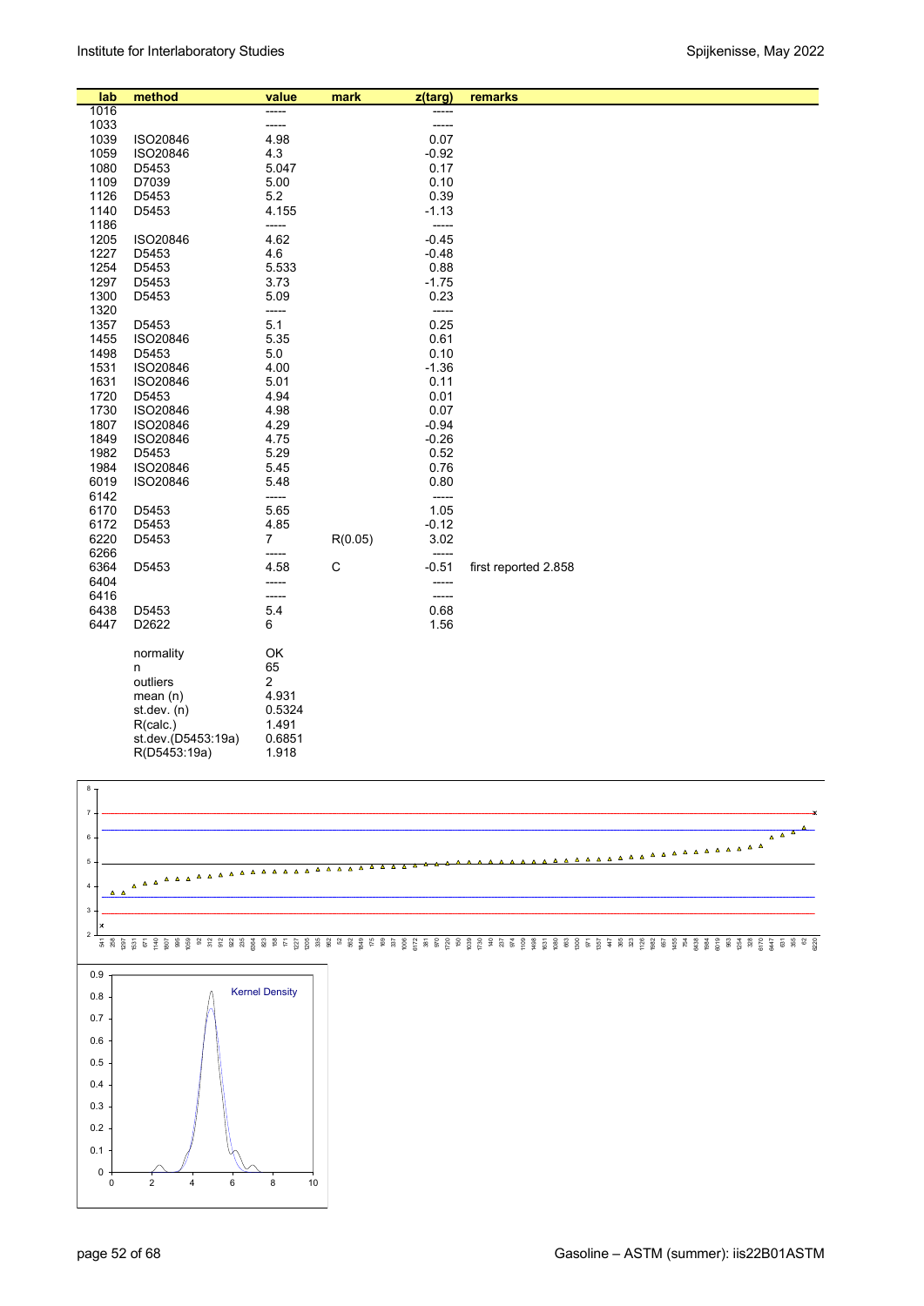| lab | method | value | mark | z(targ) | remarks |
|---|---|---|---|---|---|
| 1016 | | ----- | | ----- | |
| 1033 | | ----- | | ----- | |
| 1039 | ISO20846 | 4.98 | | 0.07 | |
| 1059 | ISO20846 | 4.3 | | -0.92 | |
| 1080 | D5453 | 5.047 | | 0.17 | |
| 1109 | D7039 | 5.00 | | 0.10 | |
| 1126 | D5453 | 5.2 | | 0.39 | |
| 1140 | D5453 | 4.155 | | -1.13 | |
| 1186 | | ----- | | ----- | |
| 1205 | ISO20846 | 4.62 | | -0.45 | |
| 1227 | D5453 | 4.6 | | -0.48 | |
| 1254 | D5453 | 5.533 | | 0.88 | |
| 1297 | D5453 | 3.73 | | -1.75 | |
| 1300 | D5453 | 5.09 | | 0.23 | |
| 1320 | | ----- | | ----- | |
| 1357 | D5453 | 5.1 | | 0.25 | |
| 1455 | ISO20846 | 5.35 | | 0.61 | |
| 1498 | D5453 | 5.0 | | 0.10 | |
| 1531 | ISO20846 | 4.00 | | -1.36 | |
| 1631 | ISO20846 | 5.01 | | 0.11 | |
| 1720 | D5453 | 4.94 | | 0.01 | |
| 1730 | ISO20846 | 4.98 | | 0.07 | |
| 1807 | ISO20846 | 4.29 | | -0.94 | |
| 1849 | ISO20846 | 4.75 | | -0.26 | |
| 1982 | D5453 | 5.29 | | 0.52 | |
| 1984 | ISO20846 | 5.45 | | 0.76 | |
| 6019 | ISO20846 | 5.48 | | 0.80 | |
| 6142 | | ----- | | ----- | |
| 6170 | D5453 | 5.65 | | 1.05 | |
| 6172 | D5453 | 4.85 | | -0.12 | |
| 6220 | D5453 | 7 | R(0.05) | 3.02 | |
| 6266 | | ----- | | ----- | |
| 6364 | D5453 | 4.58 | C | -0.51 | first reported 2.858 |
| 6404 | | ----- | | ----- | |
| 6416 | | ----- | | ----- | |
| 6438 | D5453 | 5.4 | | 0.68 | |
| 6447 | D2622 | 6 | | 1.56 | |

| | |
|---|---|
| normality | OK |
| n | 65 |
| outliers | 2 |
| mean (n) | 4.931 |
| st.dev. (n) | 0.5324 |
| R(calc.) | 1.491 |
| st.dev.(D5453:19a) | 0.6851 |
| R(D5453:19a) | 1.918 |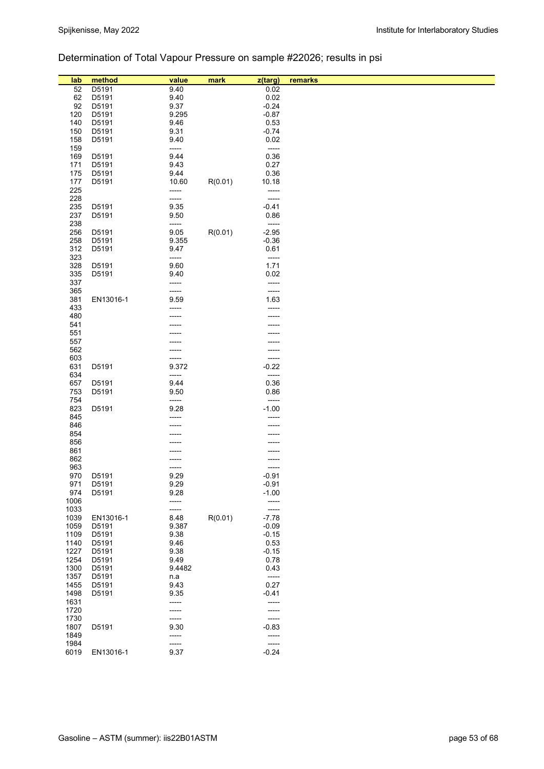Determination of Total Vapour Pressure on sample #22026; results in psi

| lab | method | value | mark | z(targ) | remarks |
|---|---|---|---|---|---|
| 52 | D5191 | 9.40 | | 0.02 | |
| 62 | D5191 | 9.40 | | 0.02 | |
| 92 | D5191 | 9.37 | | -0.24 | |
| 120 | D5191 | 9.295 | | -0.87 | |
| 140 | D5191 | 9.46 | | 0.53 | |
| 150 | D5191 | 9.31 | | -0.74 | |
| 158 | D5191 | 9.40 | | 0.02 | |
| 159 | | ----- | | ----- | |
| 169 | D5191 | 9.44 | | 0.36 | |
| 171 | D5191 | 9.43 | | 0.27 | |
| 175 | D5191 | 9.44 | | 0.36 | |
| 177 | D5191 | 10.60 | R(0.01) | 10.18 | |
| 225 | | ----- | | ----- | |
| 228 | | ----- | | ----- | |
| 235 | D5191 | 9.35 | | -0.41 | |
| 237 | D5191 | 9.50 | | 0.86 | |
| 238 | | ----- | | ----- | |
| 256 | D5191 | 9.05 | R(0.01) | -2.95 | |
| 258 | D5191 | 9.355 | | -0.36 | |
| 312 | D5191 | 9.47 | | 0.61 | |
| 323 | | ----- | | ----- | |
| 328 | D5191 | 9.60 | | 1.71 | |
| 335 | D5191 | 9.40 | | 0.02 | |
| 337 | | ----- | | ----- | |
| 365 | | ----- | | ----- | |
| 381 | EN13016-1 | 9.59 | | 1.63 | |
| 433 | | ----- | | ----- | |
| 480 | | ----- | | ----- | |
| 541 | | ----- | | ----- | |
| 551 | | ----- | | ----- | |
| 557 | | ----- | | ----- | |
| 562 | | ----- | | ----- | |
| 603 | | ----- | | ----- | |
| 631 | D5191 | 9.372 | | -0.22 | |
| 634 | | ----- | | ----- | |
| 657 | D5191 | 9.44 | | 0.36 | |
| 753 | D5191 | 9.50 | | 0.86 | |
| 754 | | ----- | | ----- | |
| 823 | D5191 | 9.28 | | -1.00 | |
| 845 | | ----- | | ----- | |
| 846 | | ----- | | ----- | |
| 854 | | ----- | | ----- | |
| 856 | | ----- | | ----- | |
| 861 | | ----- | | ----- | |
| 862 | | ----- | | ----- | |
| 963 | | ----- | | ----- | |
| 970 | D5191 | 9.29 | | -0.91 | |
| 971 | D5191 | 9.29 | | -0.91 | |
| 974 | D5191 | 9.28 | | -1.00 | |
| 1006 | | ----- | | ----- | |
| 1033 | | ----- | | ----- | |
| 1039 | EN13016-1 | 8.48 | R(0.01) | -7.78 | |
| 1059 | D5191 | 9.387 | | -0.09 | |
| 1109 | D5191 | 9.38 | | -0.15 | |
| 1140 | D5191 | 9.46 | | 0.53 | |
| 1227 | D5191 | 9.38 | | -0.15 | |
| 1254 | D5191 | 9.49 | | 0.78 | |
| 1300 | D5191 | 9.4482 | | 0.43 | |
| 1357 | D5191 | n.a | | ----- | |
| 1455 | D5191 | 9.43 | | 0.27 | |
| 1498 | D5191 | 9.35 | | -0.41 | |
| 1631 | | ----- | | ----- | |
| 1720 | | ----- | | ----- | |
| 1730 | | ----- | | ----- | |
| 1807 | D5191 | 9.30 | | -0.83 | |
| 1849 | | ----- | | ----- | |
| 1984 | | ----- | | ----- | |
| 6019 | EN13016-1 | 9.37 | | -0.24 | |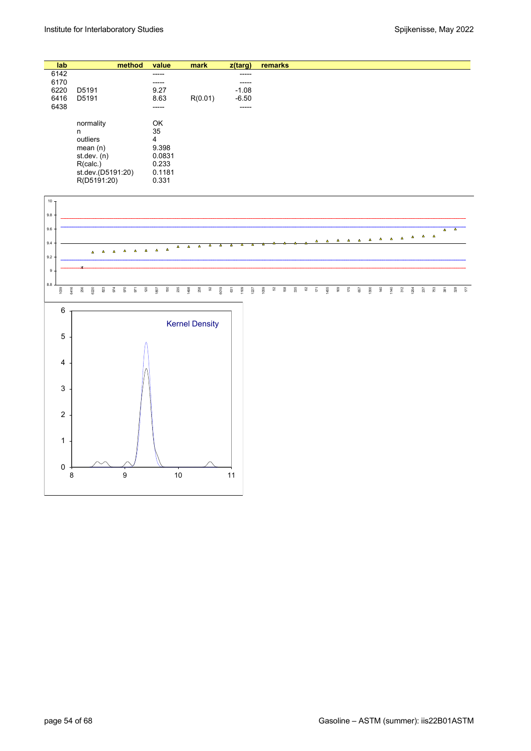| lab | method | value | mark | z(targ) | remarks |
|---|---|---|---|---|---|
| 6142 | | ----- | | ----- | |
| 6170 | | ----- | | ----- | |
| 6220 | D5191 | 9.27 | | -1.08 | |
| 6416 | D5191 | 8.63 | R(0.01) | -6.50 | |
| 6438 | | ----- | | ----- | |
| | normality | OK | | | |
| | n | 35 | | | |
| | outliers | 4 | | | |
| | mean (n) | 9.398 | | | |
| | st.dev. (n) | 0.0831 | | | |
| | R(calc.) | 0.233 | | | |
| | st.dev.(D5191:20) | 0.1181 | | | |
| | R(D5191:20) | 0.331 | | | |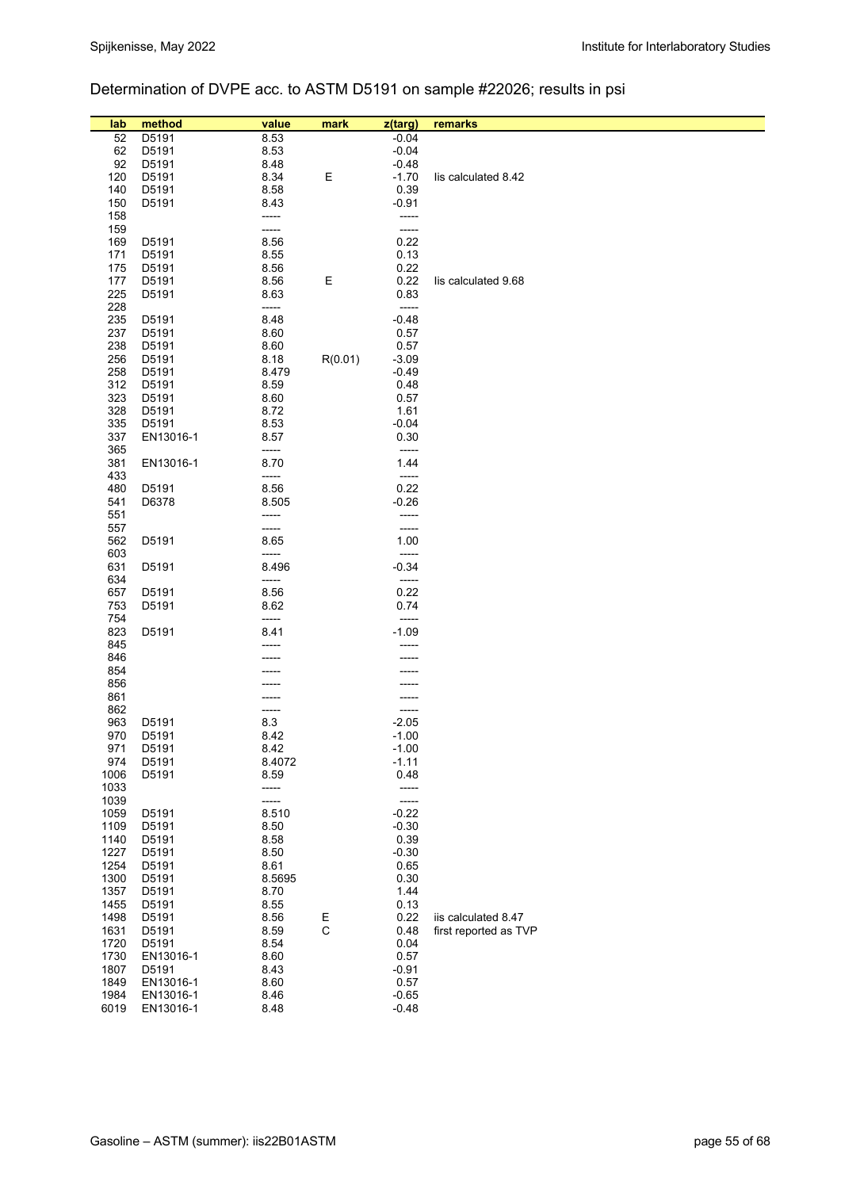## Determination of DVPE acc. to ASTM D5191 on sample #22026; results in psi

| lab | method | value | mark | z(targ) | remarks |
|---|---|---|---|---|---|
| 52 | D5191 | 8.53 | | -0.04 | |
| 62 | D5191 | 8.53 | | -0.04 | |
| 92 | D5191 | 8.48 | | -0.48 | |
| 120 | D5191 | 8.34 | E | -1.70 | Iis calculated 8.42 |
| 140 | D5191 | 8.58 | | 0.39 | |
| 150 | D5191 | 8.43 | | -0.91 | |
| 158 | | ----- | | ----- | |
| 159 | | ----- | | ----- | |
| 169 | D5191 | 8.56 | | 0.22 | |
| 171 | D5191 | 8.55 | | 0.13 | |
| 175 | D5191 | 8.56 | | 0.22 | |
| 177 | D5191 | 8.56 | E | 0.22 | Iis calculated 9.68 |
| 225 | D5191 | 8.63 | | 0.83 | |
| 228 | | ----- | | ----- | |
| 235 | D5191 | 8.48 | | -0.48 | |
| 237 | D5191 | 8.60 | | 0.57 | |
| 238 | D5191 | 8.60 | | 0.57 | |
| 256 | D5191 | 8.18 | R(0.01) | -3.09 | |
| 258 | D5191 | 8.479 | | -0.49 | |
| 312 | D5191 | 8.59 | | 0.48 | |
| 323 | D5191 | 8.60 | | 0.57 | |
| 328 | D5191 | 8.72 | | 1.61 | |
| 335 | D5191 | 8.53 | | -0.04 | |
| 337 | EN13016-1 | 8.57 | | 0.30 | |
| 365 | | ----- | | ----- | |
| 381 | EN13016-1 | 8.70 | | 1.44 | |
| 433 | | ----- | | ----- | |
| 480 | D5191 | 8.56 | | 0.22 | |
| 541 | D6378 | 8.505 | | -0.26 | |
| 551 | | ----- | | ----- | |
| 557 | | ----- | | ----- | |
| 562 | D5191 | 8.65 | | 1.00 | |
| 603 | | ----- | | ----- | |
| 631 | D5191 | 8.496 | | -0.34 | |
| 634 | | ----- | | ----- | |
| 657 | D5191 | 8.56 | | 0.22 | |
| 753 | D5191 | 8.62 | | 0.74 | |
| 754 | | ----- | | ----- | |
| 823 | D5191 | 8.41 | | -1.09 | |
| 845 | | ----- | | ----- | |
| 846 | | ----- | | ----- | |
| 854 | | ----- | | ----- | |
| 856 | | ----- | | ----- | |
| 861 | | ----- | | ----- | |
| 862 | | ----- | | ----- | |
| 963 | D5191 | 8.3 | | -2.05 | |
| 970 | D5191 | 8.42 | | -1.00 | |
| 971 | D5191 | 8.42 | | -1.00 | |
| 974 | D5191 | 8.4072 | | -1.11 | |
| 1006 | D5191 | 8.59 | | 0.48 | |
| 1033 | | ----- | | ----- | |
| 1039 | | ----- | | ----- | |
| 1059 | D5191 | 8.510 | | -0.22 | |
| 1109 | D5191 | 8.50 | | -0.30 | |
| 1140 | D5191 | 8.58 | | 0.39 | |
| 1227 | D5191 | 8.50 | | -0.30 | |
| 1254 | D5191 | 8.61 | | 0.65 | |
| 1300 | D5191 | 8.5695 | | 0.30 | |
| 1357 | D5191 | 8.70 | | 1.44 | |
| 1455 | D5191 | 8.55 | | 0.13 | |
| 1498 | D5191 | 8.56 | E | 0.22 | iis calculated 8.47 |
| 1631 | D5191 | 8.59 | C | 0.48 | first reported as TVP |
| 1720 | D5191 | 8.54 | | 0.04 | |
| 1730 | EN13016-1 | 8.60 | | 0.57 | |
| 1807 | D5191 | 8.43 | | -0.91 | |
| 1849 | EN13016-1 | 8.60 | | 0.57 | |
| 1984 | EN13016-1 | 8.46 | | -0.65 | |
| 6019 | EN13016-1 | 8.48 | | -0.48 | |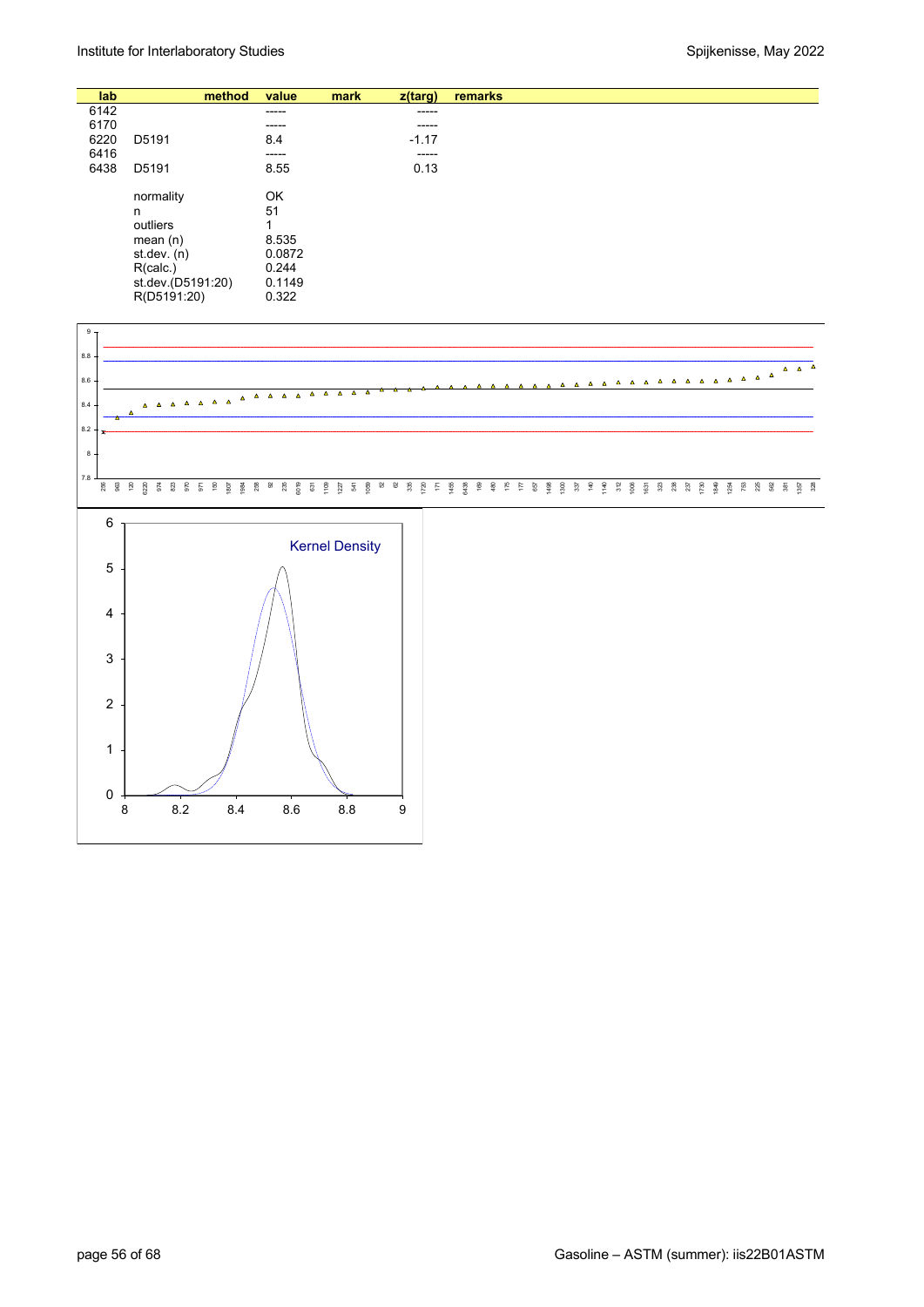| lab | method | value | mark | z(targ) | remarks |
|---|---|---|---|---|---|
| 6142 | | ----- | | ----- | |
| 6170 | | ----- | | ----- | |
| 6220 | D5191 | 8.4 | | -1.17 | |
| 6416 | | ----- | | ----- | |
| 6438 | D5191 | 8.55 | | 0.13 | |
| | normality | OK | | | |
| | n | 51 | | | |
| | outliers | 1 | | | |
| | mean (n) | 8.535 | | | |
| | st.dev. (n) | 0.0872 | | | |
| | R(calc.) | 0.244 | | | |
| | st.dev.(D5191:20) | 0.1149 | | | |
| | R(D5191:20) | 0.322 | | | |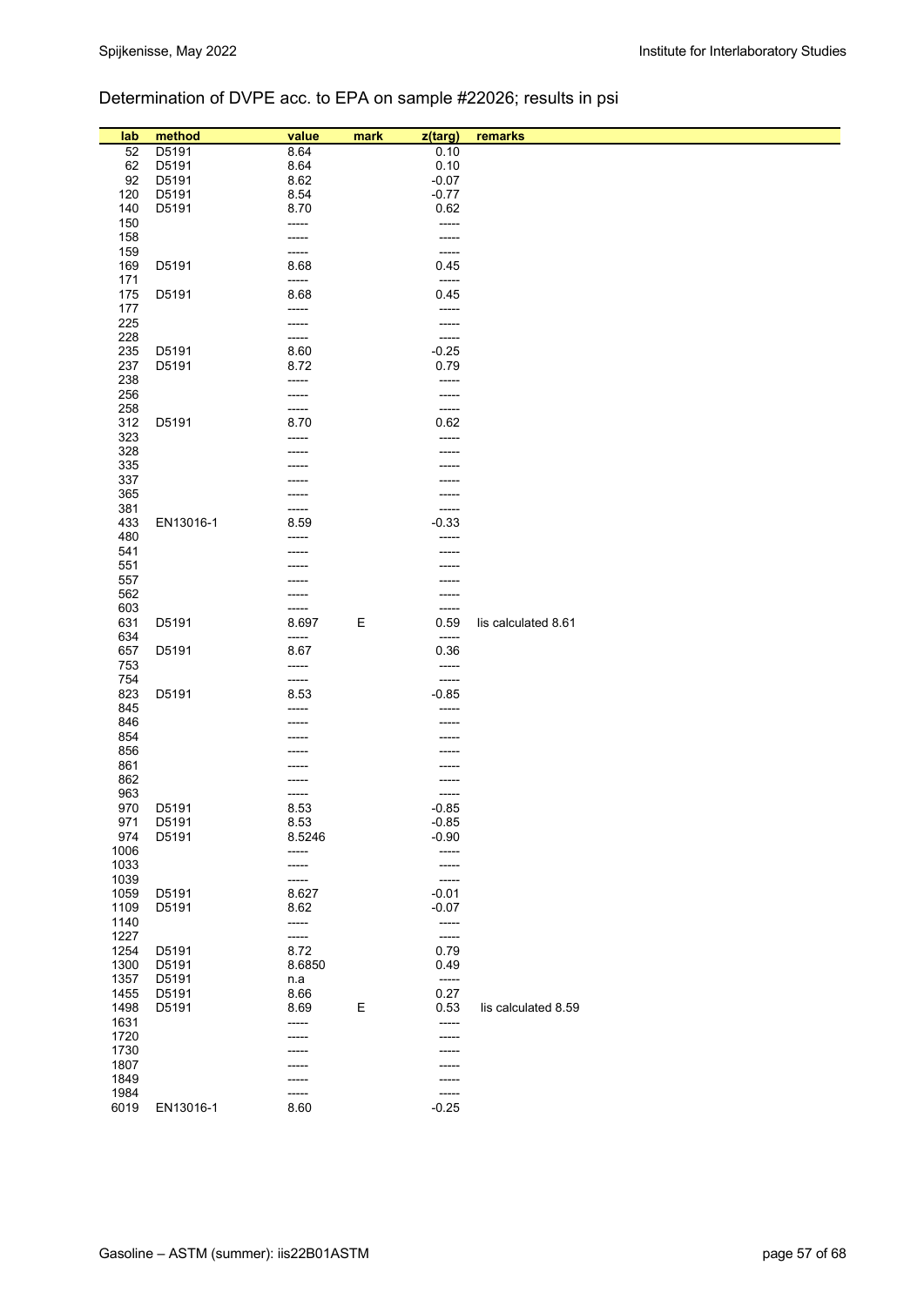Determination of DVPE acc. to EPA on sample #22026; results in psi

| lab | method | value | mark | z(targ) | remarks |
|---|---|---|---|---|---|
| 52 | D5191 | 8.64 | | 0.10 | |
| 62 | D5191 | 8.64 | | 0.10 | |
| 92 | D5191 | 8.62 | | -0.07 | |
| 120 | D5191 | 8.54 | | -0.77 | |
| 140 | D5191 | 8.70 | | 0.62 | |
| 150 | | ----- | | ----- | |
| 158 | | ----- | | ----- | |
| 159 | | ----- | | ----- | |
| 169 | D5191 | 8.68 | | 0.45 | |
| 171 | | ----- | | ----- | |
| 175 | D5191 | 8.68 | | 0.45 | |
| 177 | | ----- | | ----- | |
| 225 | | ----- | | ----- | |
| 228 | | ----- | | ----- | |
| 235 | D5191 | 8.60 | | -0.25 | |
| 237 | D5191 | 8.72 | | 0.79 | |
| 238 | | ----- | | ----- | |
| 256 | | ----- | | ----- | |
| 258 | | ----- | | ----- | |
| 312 | D5191 | 8.70 | | 0.62 | |
| 323 | | ----- | | ----- | |
| 328 | | ----- | | ----- | |
| 335 | | ----- | | ----- | |
| 337 | | ----- | | ----- | |
| 365 | | ----- | | ----- | |
| 381 | | ----- | | ----- | |
| 433 | EN13016-1 | 8.59 | | -0.33 | |
| 480 | | ----- | | ----- | |
| 541 | | ----- | | ----- | |
| 551 | | ----- | | ----- | |
| 557 | | ----- | | ----- | |
| 562 | | ----- | | ----- | |
| 603 | | ----- | | ----- | |
| 631 | D5191 | 8.697 | E | 0.59 | Iis calculated 8.61 |
| 634 | | ----- | | ----- | |
| 657 | D5191 | 8.67 | | 0.36 | |
| 753 | | ----- | | ----- | |
| 754 | | ----- | | ----- | |
| 823 | D5191 | 8.53 | | -0.85 | |
| 845 | | ----- | | ----- | |
| 846 | | ----- | | ----- | |
| 854 | | ----- | | ----- | |
| 856 | | ----- | | ----- | |
| 861 | | ----- | | ----- | |
| 862 | | ----- | | ----- | |
| 963 | | ----- | | ----- | |
| 970 | D5191 | 8.53 | | -0.85 | |
| 971 | D5191 | 8.53 | | -0.85 | |
| 974 | D5191 | 8.5246 | | -0.90 | |
| 1006 | | ----- | | ----- | |
| 1033 | | ----- | | ----- | |
| 1039 | | ----- | | ----- | |
| 1059 | D5191 | 8.627 | | -0.01 | |
| 1109 | D5191 | 8.62 | | -0.07 | |
| 1140 | | ----- | | ----- | |
| 1227 | | ----- | | ----- | |
| 1254 | D5191 | 8.72 | | 0.79 | |
| 1300 | D5191 | 8.6850 | | 0.49 | |
| 1357 | D5191 | n.a | | ----- | |
| 1455 | D5191 | 8.66 | | 0.27 | |
| 1498 | D5191 | 8.69 | E | 0.53 | Iis calculated 8.59 |
| 1631 | | ----- | | ----- | |
| 1720 | | ----- | | ----- | |
| 1730 | | ----- | | ----- | |
| 1807 | | ----- | | ----- | |
| 1849 | | ----- | | ----- | |
| 1984 | | ----- | | ----- | |
| 6019 | EN13016-1 | 8.60 | | -0.25 | |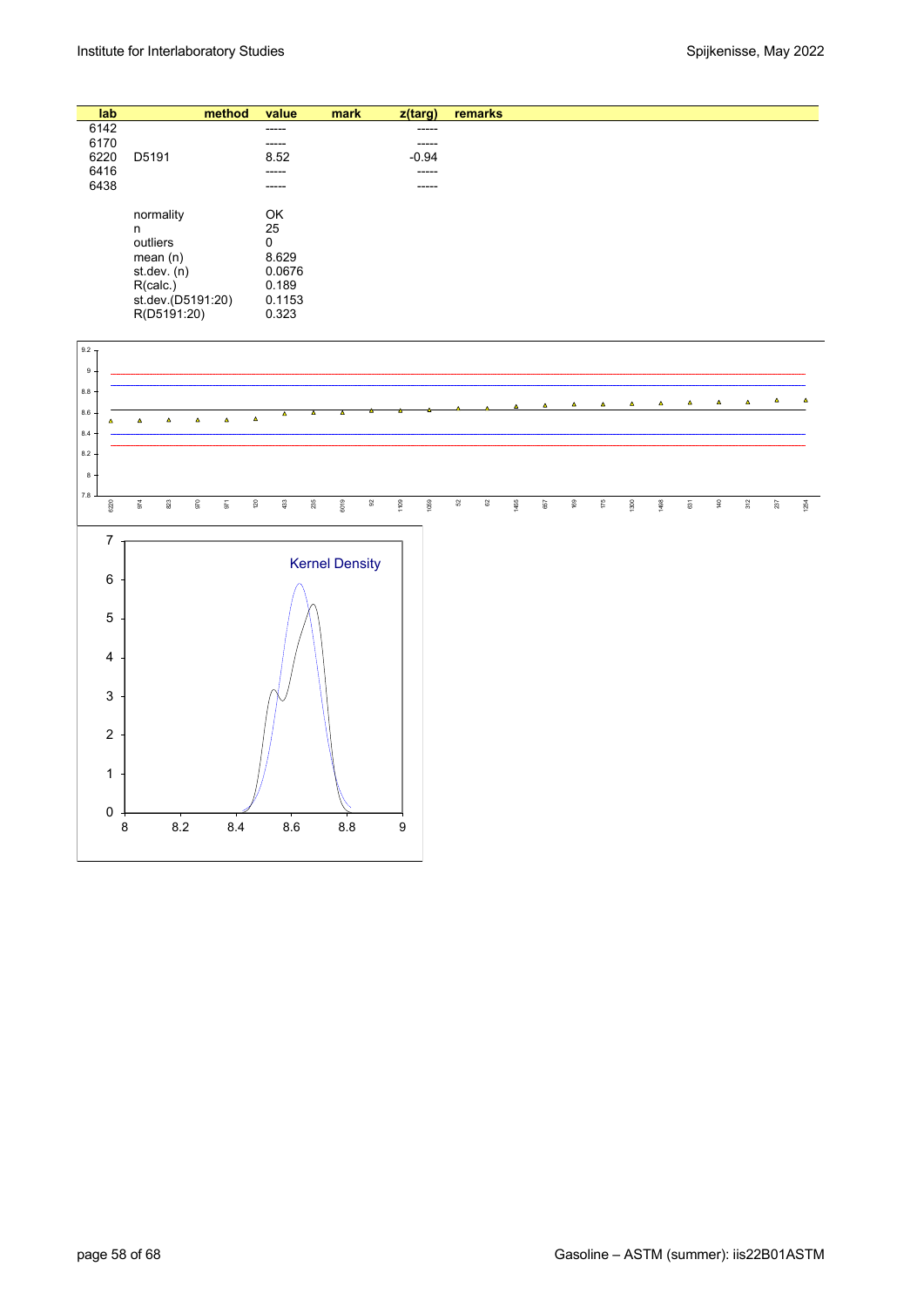| lab | method | value | mark | z(targ) | remarks |
|---|---|---|---|---|---|
| 6142 | | ----- | | ----- | |
| 6170 | | ----- | | ----- | |
| 6220 | D5191 | 8.52 | | -0.94 | |
| 6416 | | ----- | | ----- | |
| 6438 | | ----- | | ----- | |
| | | | | | |
| | normality | OK | | | |
| | n | 25 | | | |
| | outliers | 0 | | | |
| | mean (n) | 8.629 | | | |
| | st.dev. (n) | 0.0676 | | | |
| | R(calc.) | 0.189 | | | |
| | st.dev.(D5191:20) | 0.1153 | | | |
| | R(D5191:20) | 0.323 | | | |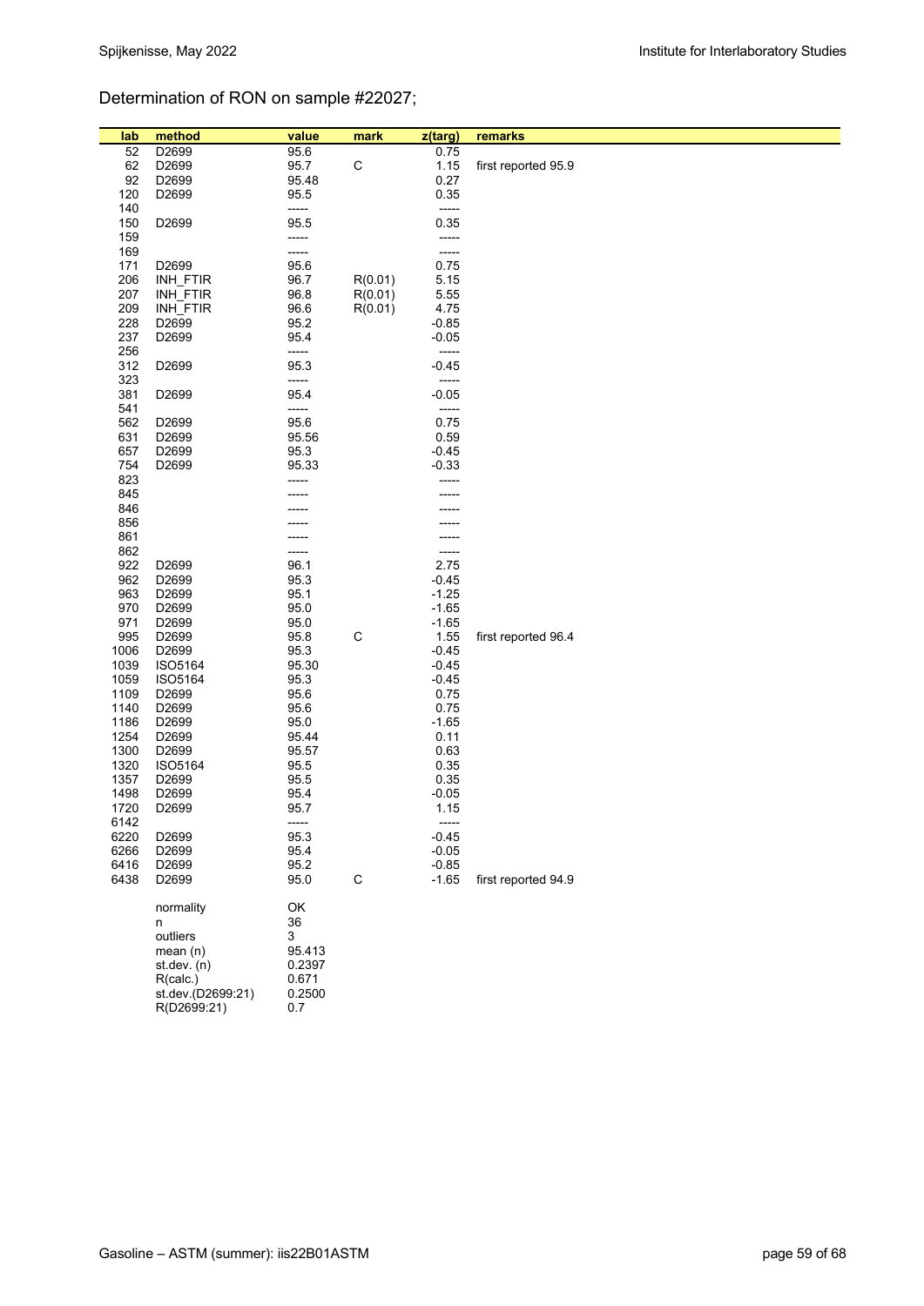Determination of RON on sample #22027;

| lab | method | value | mark | z(targ) | remarks |
|---|---|---|---|---|---|
| 52 | D2699 | 95.6 | | 0.75 | |
| 62 | D2699 | 95.7 | C | 1.15 | first reported 95.9 |
| 92 | D2699 | 95.48 | | 0.27 | |
| 120 | D2699 | 95.5 | | 0.35 | |
| 140 | | ----- | | ----- | |
| 150 | D2699 | 95.5 | | 0.35 | |
| 159 | | ----- | | ----- | |
| 169 | | ----- | | ----- | |
| 171 | D2699 | 95.6 | | 0.75 | |
| 206 | INH_FTIR | 96.7 | R(0.01) | 5.15 | |
| 207 | INH_FTIR | 96.8 | R(0.01) | 5.55 | |
| 209 | INH_FTIR | 96.6 | R(0.01) | 4.75 | |
| 228 | D2699 | 95.2 | | -0.85 | |
| 237 | D2699 | 95.4 | | -0.05 | |
| 256 | | ----- | | ----- | |
| 312 | D2699 | 95.3 | | -0.45 | |
| 323 | | ----- | | ----- | |
| 381 | D2699 | 95.4 | | -0.05 | |
| 541 | | ----- | | ----- | |
| 562 | D2699 | 95.6 | | 0.75 | |
| 631 | D2699 | 95.56 | | 0.59 | |
| 657 | D2699 | 95.3 | | -0.45 | |
| 754 | D2699 | 95.33 | | -0.33 | |
| 823 | | ----- | | ----- | |
| 845 | | ----- | | ----- | |
| 846 | | ----- | | ----- | |
| 856 | | ----- | | ----- | |
| 861 | | ----- | | ----- | |
| 862 | | ----- | | ----- | |
| 922 | D2699 | 96.1 | | 2.75 | |
| 962 | D2699 | 95.3 | | -0.45 | |
| 963 | D2699 | 95.1 | | -1.25 | |
| 970 | D2699 | 95.0 | | -1.65 | |
| 971 | D2699 | 95.0 | | -1.65 | |
| 995 | D2699 | 95.8 | C | 1.55 | first reported 96.4 |
| 1006 | D2699 | 95.3 | | -0.45 | |
| 1039 | ISO5164 | 95.30 | | -0.45 | |
| 1059 | ISO5164 | 95.3 | | -0.45 | |
| 1109 | D2699 | 95.6 | | 0.75 | |
| 1140 | D2699 | 95.6 | | 0.75 | |
| 1186 | D2699 | 95.0 | | -1.65 | |
| 1254 | D2699 | 95.44 | | 0.11 | |
| 1300 | D2699 | 95.57 | | 0.63 | |
| 1320 | ISO5164 | 95.5 | | 0.35 | |
| 1357 | D2699 | 95.5 | | 0.35 | |
| 1498 | D2699 | 95.4 | | -0.05 | |
| 1720 | D2699 | 95.7 | | 1.15 | |
| 6142 | | ----- | | ----- | |
| 6220 | D2699 | 95.3 | | -0.45 | |
| 6266 | D2699 | 95.4 | | -0.05 | |
| 6416 | D2699 | 95.2 | | -0.85 | |
| 6438 | D2699 | 95.0 | C | -1.65 | first reported 94.9 |
| | normality | OK | | | |
| | n | 36 | | | |
| | outliers | 3 | | | |
| | mean (n) | 95.413 | | | |
| | st.dev. (n) | 0.2397 | | | |
| | R(calc.) | 0.671 | | | |
| | st.dev.(D2699:21) | 0.2500 | | | |
| | R(D2699:21) | 0.7 | | | |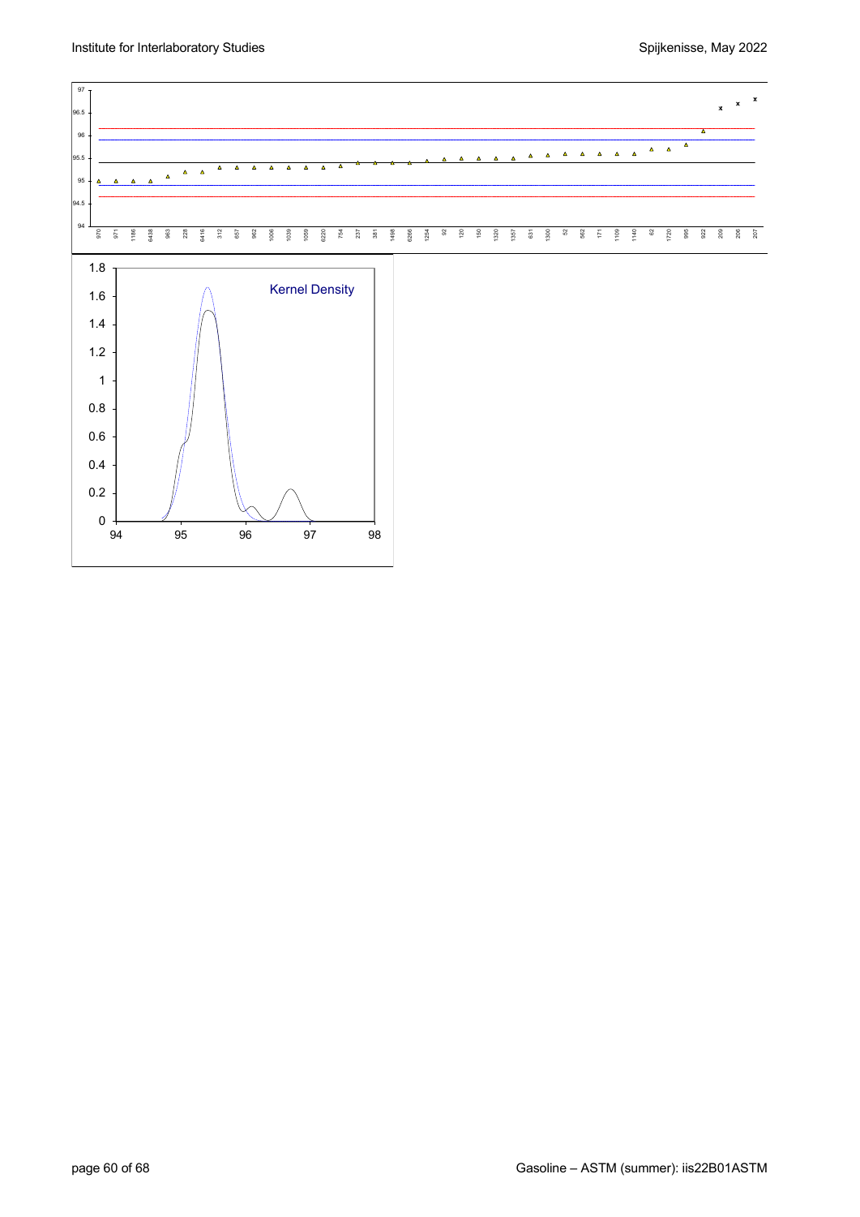Kernel Density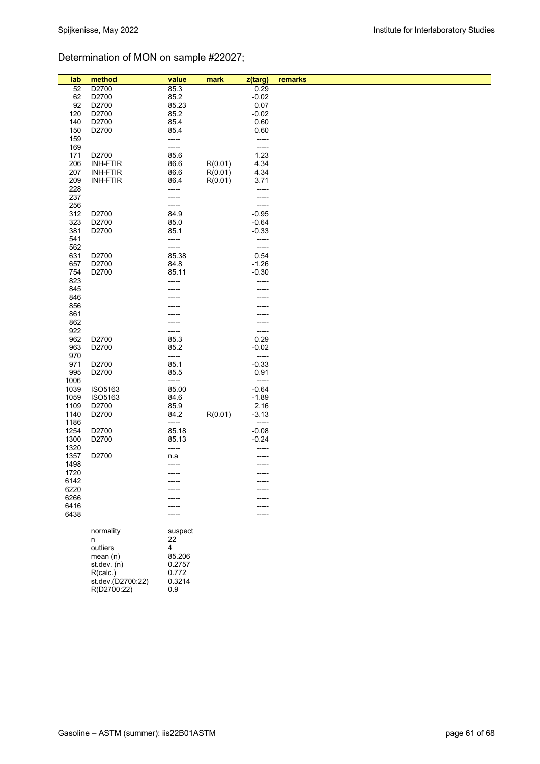## Determination of MON on sample #22027;

| lab | method | value | mark | z(targ) | remarks |
|---|---|---|---|---|---|
| 52 | D2700 | 85.3 | | 0.29 | |
| 62 | D2700 | 85.2 | | -0.02 | |
| 92 | D2700 | 85.23 | | 0.07 | |
| 120 | D2700 | 85.2 | | -0.02 | |
| 140 | D2700 | 85.4 | | 0.60 | |
| 150 | D2700 | 85.4 | | 0.60 | |
| 159 | | ----- | | ----- | |
| 169 | | ----- | | ----- | |
| 171 | D2700 | 85.6 | | 1.23 | |
| 206 | INH-FTIR | 86.6 | R(0.01) | 4.34 | |
| 207 | INH-FTIR | 86.6 | R(0.01) | 4.34 | |
| 209 | INH-FTIR | 86.4 | R(0.01) | 3.71 | |
| 228 | | ----- | | ----- | |
| 237 | | ----- | | ----- | |
| 256 | | ----- | | ----- | |
| 312 | D2700 | 84.9 | | -0.95 | |
| 323 | D2700 | 85.0 | | -0.64 | |
| 381 | D2700 | 85.1 | | -0.33 | |
| 541 | | ----- | | ----- | |
| 562 | | ----- | | ----- | |
| 631 | D2700 | 85.38 | | 0.54 | |
| 657 | D2700 | 84.8 | | -1.26 | |
| 754 | D2700 | 85.11 | | -0.30 | |
| 823 | | ----- | | ----- | |
| 845 | | ----- | | ----- | |
| 846 | | ----- | | ----- | |
| 856 | | ----- | | ----- | |
| 861 | | ----- | | ----- | |
| 862 | | ----- | | ----- | |
| 922 | | ----- | | ----- | |
| 962 | D2700 | 85.3 | | 0.29 | |
| 963 | D2700 | 85.2 | | -0.02 | |
| 970 | | ----- | | ----- | |
| 971 | D2700 | 85.1 | | -0.33 | |
| 995 | D2700 | 85.5 | | 0.91 | |
| 1006 | | ----- | | ----- | |
| 1039 | ISO5163 | 85.00 | | -0.64 | |
| 1059 | ISO5163 | 84.6 | | -1.89 | |
| 1109 | D2700 | 85.9 | | 2.16 | |
| 1140 | D2700 | 84.2 | R(0.01) | -3.13 | |
| 1186 | | ----- | | ----- | |
| 1254 | D2700 | 85.18 | | -0.08 | |
| 1300 | D2700 | 85.13 | | -0.24 | |
| 1320 | | ----- | | ----- | |
| 1357 | D2700 | n.a | | ----- | |
| 1498 | | ----- | | ----- | |
| 1720 | | ----- | | ----- | |
| 6142 | | ----- | | ----- | |
| 6220 | | ----- | | ----- | |
| 6266 | | ----- | | ----- | |
| 6416 | | ----- | | ----- | |
| 6438 | | ----- | | ----- | |

| | |
|---|---|
| normality | suspect |
| n | 22 |
| outliers | 4 |
| mean (n) | 85.206 |
| st.dev. (n) | 0.2757 |
| R(calc.) | 0.772 |
| st.dev.(D2700:22) | 0.3214 |
| R(D2700:22) | 0.9 |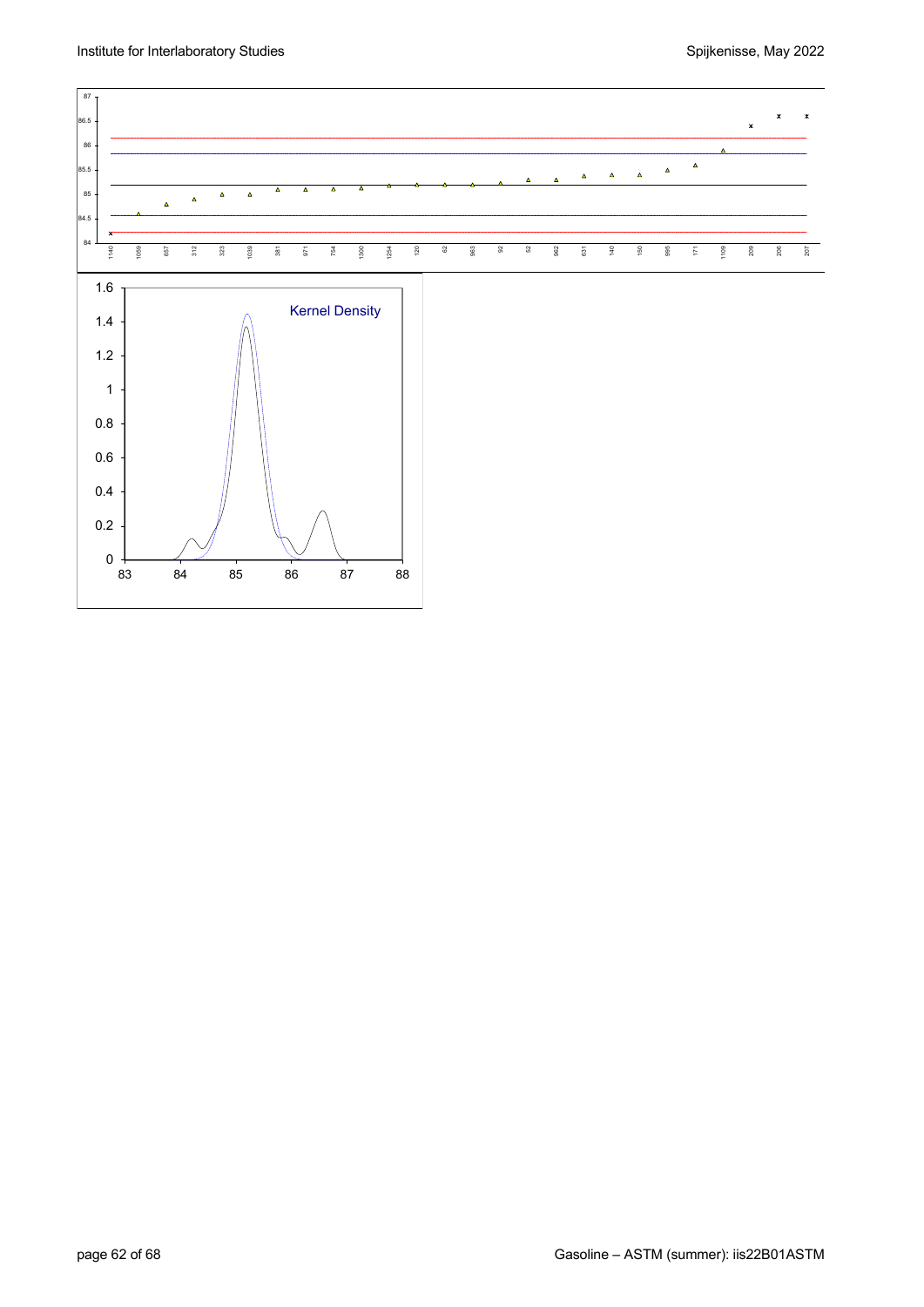Kernel Density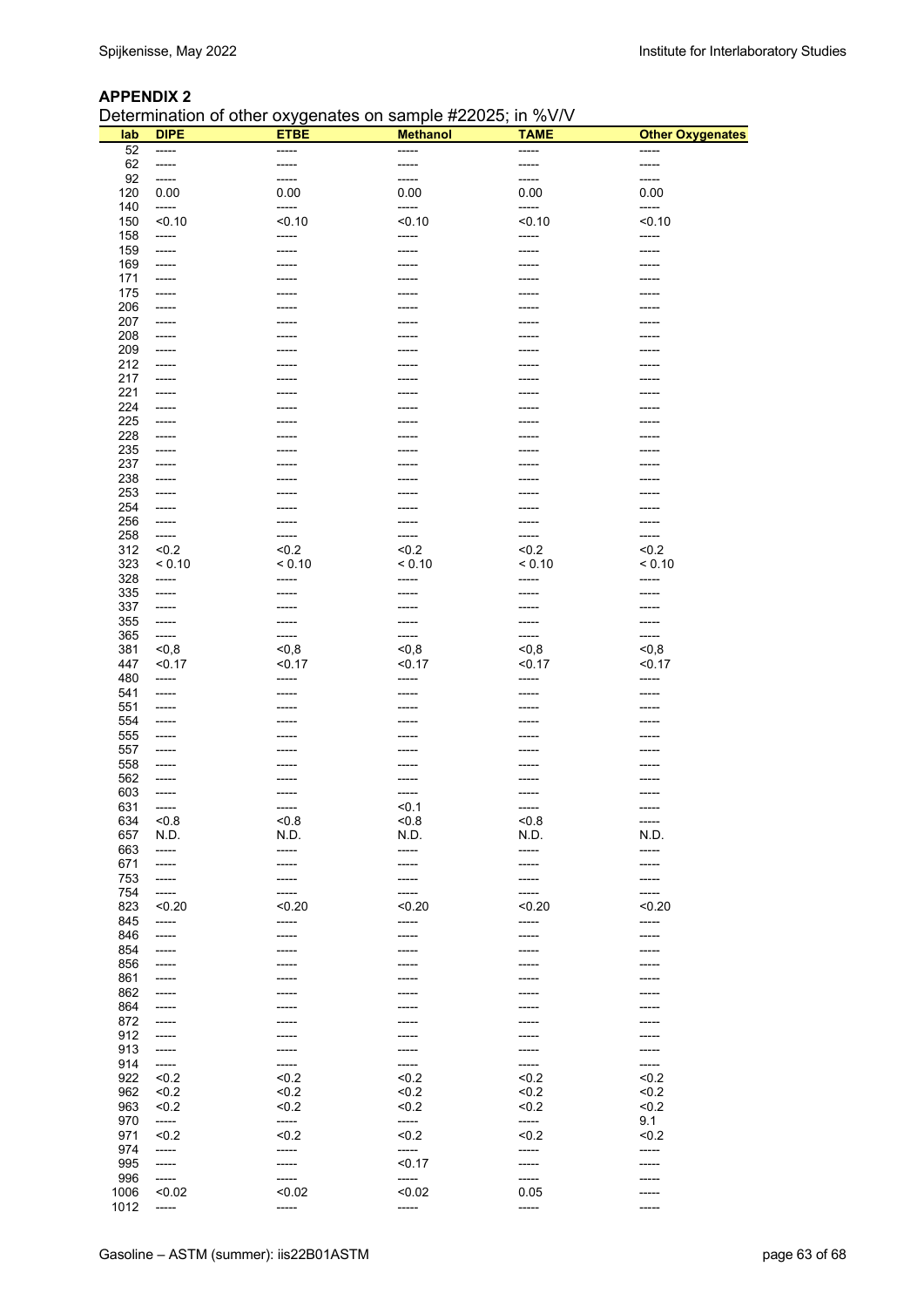## APPENDIX 2

Determination of other oxygenates on sample #22025; in %V/V

| lab | DIPE | ETBE | Methanol | TAME | Other Oxygenates |
|---|---|---|---|---|---|
| 52 | ----- | ----- | ----- | ----- | ----- |
| 62 | ----- | ----- | ----- | ----- | ----- |
| 92 | ----- | ----- | ----- | ----- | ----- |
| 120 | 0.00 | 0.00 | 0.00 | 0.00 | 0.00 |
| 140 | ----- | ----- | ----- | ----- | ----- |
| 150 | <0.10 | <0.10 | <0.10 | <0.10 | <0.10 |
| 158 | ----- | ----- | ----- | ----- | ----- |
| 159 | ----- | ----- | ----- | ----- | ----- |
| 169 | ----- | ----- | ----- | ----- | ----- |
| 171 | ----- | ----- | ----- | ----- | ----- |
| 175 | ----- | ----- | ----- | ----- | ----- |
| 206 | ----- | ----- | ----- | ----- | ----- |
| 207 | ----- | ----- | ----- | ----- | ----- |
| 208 | ----- | ----- | ----- | ----- | ----- |
| 209 | ----- | ----- | ----- | ----- | ----- |
| 212 | ----- | ----- | ----- | ----- | ----- |
| 217 | ----- | ----- | ----- | ----- | ----- |
| 221 | ----- | ----- | ----- | ----- | ----- |
| 224 | ----- | ----- | ----- | ----- | ----- |
| 225 | ----- | ----- | ----- | ----- | ----- |
| 228 | ----- | ----- | ----- | ----- | ----- |
| 235 | ----- | ----- | ----- | ----- | ----- |
| 237 | ----- | ----- | ----- | ----- | ----- |
| 238 | ----- | ----- | ----- | ----- | ----- |
| 253 | ----- | ----- | ----- | ----- | ----- |
| 254 | ----- | ----- | ----- | ----- | ----- |
| 256 | ----- | ----- | ----- | ----- | ----- |
| 258 | ----- | ----- | ----- | ----- | ----- |
| 312 | <0.2 | <0.2 | <0.2 | <0.2 | <0.2 |
| 323 | < 0.10 | < 0.10 | < 0.10 | < 0.10 | < 0.10 |
| 328 | ----- | ----- | ----- | ----- | ----- |
| 335 | ----- | ----- | ----- | ----- | ----- |
| 337 | ----- | ----- | ----- | ----- | ----- |
| 355 | ----- | ----- | ----- | ----- | ----- |
| 365 | ----- | ----- | ----- | ----- | ----- |
| 381 | <0,8 | <0,8 | <0,8 | <0,8 | <0,8 |
| 447 | <0.17 | <0.17 | <0.17 | <0.17 | <0.17 |
| 480 | ----- | ----- | ----- | ----- | ----- |
| 541 | ----- | ----- | ----- | ----- | ----- |
| 551 | ----- | ----- | ----- | ----- | ----- |
| 554 | ----- | ----- | ----- | ----- | ----- |
| 555 | ----- | ----- | ----- | ----- | ----- |
| 557 | ----- | ----- | ----- | ----- | ----- |
| 558 | ----- | ----- | ----- | ----- | ----- |
| 562 | ----- | ----- | ----- | ----- | ----- |
| 603 | ----- | ----- | ----- | ----- | ----- |
| 631 | ----- | ----- | <0.1 | ----- | ----- |
| 634 | <0.8 | <0.8 | <0.8 | <0.8 | ----- |
| 657 | N.D. | N.D. | N.D. | N.D. | N.D. |
| 663 | ----- | ----- | ----- | ----- | ----- |
| 671 | ----- | ----- | ----- | ----- | ----- |
| 753 | ----- | ----- | ----- | ----- | ----- |
| 754 | ----- | ----- | ----- | ----- | ----- |
| 823 | <0.20 | <0.20 | <0.20 | <0.20 | <0.20 |
| 845 | ----- | ----- | ----- | ----- | ----- |
| 846 | ----- | ----- | ----- | ----- | ----- |
| 854 | ----- | ----- | ----- | ----- | ----- |
| 856 | ----- | ----- | ----- | ----- | ----- |
| 861 | ----- | ----- | ----- | ----- | ----- |
| 862 | ----- | ----- | ----- | ----- | ----- |
| 864 | ----- | ----- | ----- | ----- | ----- |
| 872 | ----- | ----- | ----- | ----- | ----- |
| 912 | ----- | ----- | ----- | ----- | ----- |
| 913 | ----- | ----- | ----- | ----- | ----- |
| 914 | ----- | ----- | ----- | ----- | ----- |
| 922 | <0.2 | <0.2 | <0.2 | <0.2 | <0.2 |
| 962 | <0.2 | <0.2 | <0.2 | <0.2 | <0.2 |
| 963 | <0.2 | <0.2 | <0.2 | <0.2 | <0.2 |
| 970 | ----- | ----- | ----- | ----- | 9.1 |
| 971 | <0.2 | <0.2 | <0.2 | <0.2 | <0.2 |
| 974 | ----- | ----- | ----- | ----- | ----- |
| 995 | ----- | ----- | <0.17 | ----- | ----- |
| 996 | ----- | ----- | ----- | ----- | ----- |
| 1006 | <0.02 | <0.02 | <0.02 | 0.05 | ----- |
| 1012 | ----- | ----- | ----- | ----- | ----- |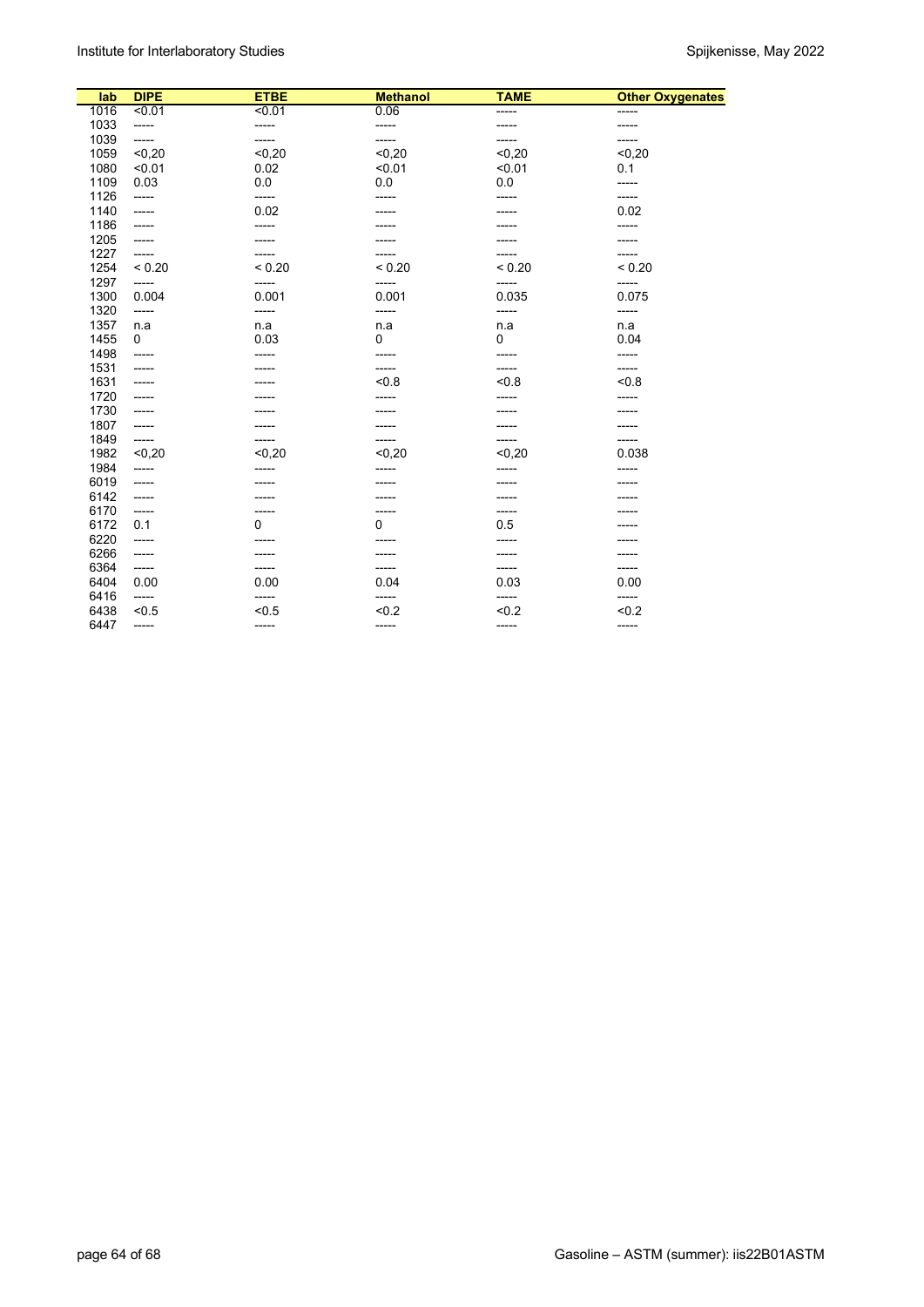| lab | DIPE | ETBE | Methanol | TAME | Other Oxygenates |
|---|---|---|---|---|---|
| 1016 | <0.01 | <0.01 | 0.06 | ----- | ----- |
| 1033 | ----- | ----- | ----- | ----- | ----- |
| 1039 | ----- | ----- | ----- | ----- | ----- |
| 1059 | <0,20 | <0,20 | <0,20 | <0,20 | <0,20 |
| 1080 | <0.01 | 0.02 | <0.01 | <0.01 | 0.1 |
| 1109 | 0.03 | 0.0 | 0.0 | 0.0 | ----- |
| 1126 | ----- | ----- | ----- | ----- | ----- |
| 1140 | ----- | 0.02 | ----- | ----- | 0.02 |
| 1186 | ----- | ----- | ----- | ----- | ----- |
| 1205 | ----- | ----- | ----- | ----- | ----- |
| 1227 | ----- | ----- | ----- | ----- | ----- |
| 1254 | < 0.20 | < 0.20 | < 0.20 | < 0.20 | < 0.20 |
| 1297 | ----- | ----- | ----- | ----- | ----- |
| 1300 | 0.004 | 0.001 | 0.001 | 0.035 | 0.075 |
| 1320 | ----- | ----- | ----- | ----- | ----- |
| 1357 | n.a | n.a | n.a | n.a | n.a |
| 1455 | 0 | 0.03 | 0 | 0 | 0.04 |
| 1498 | ----- | ----- | ----- | ----- | ----- |
| 1531 | ----- | ----- | ----- | ----- | ----- |
| 1631 | ----- | ----- | <0.8 | <0.8 | <0.8 |
| 1720 | ----- | ----- | ----- | ----- | ----- |
| 1730 | ----- | ----- | ----- | ----- | ----- |
| 1807 | ----- | ----- | ----- | ----- | ----- |
| 1849 | ----- | ----- | ----- | ----- | ----- |
| 1982 | <0,20 | <0,20 | <0,20 | <0,20 | 0.038 |
| 1984 | ----- | ----- | ----- | ----- | ----- |
| 6019 | ----- | ----- | ----- | ----- | ----- |
| 6142 | ----- | ----- | ----- | ----- | ----- |
| 6170 | ----- | ----- | ----- | ----- | ----- |
| 6172 | 0.1 | 0 | 0 | 0.5 | ----- |
| 6220 | ----- | ----- | ----- | ----- | ----- |
| 6266 | ----- | ----- | ----- | ----- | ----- |
| 6364 | ----- | ----- | ----- | ----- | ----- |
| 6404 | 0.00 | 0.00 | 0.04 | 0.03 | 0.00 |
| 6416 | ----- | ----- | ----- | ----- | ----- |
| 6438 | <0.5 | <0.5 | <0.2 | <0.2 | <0.2 |
| 6447 | ----- | ----- | ----- | ----- | ----- |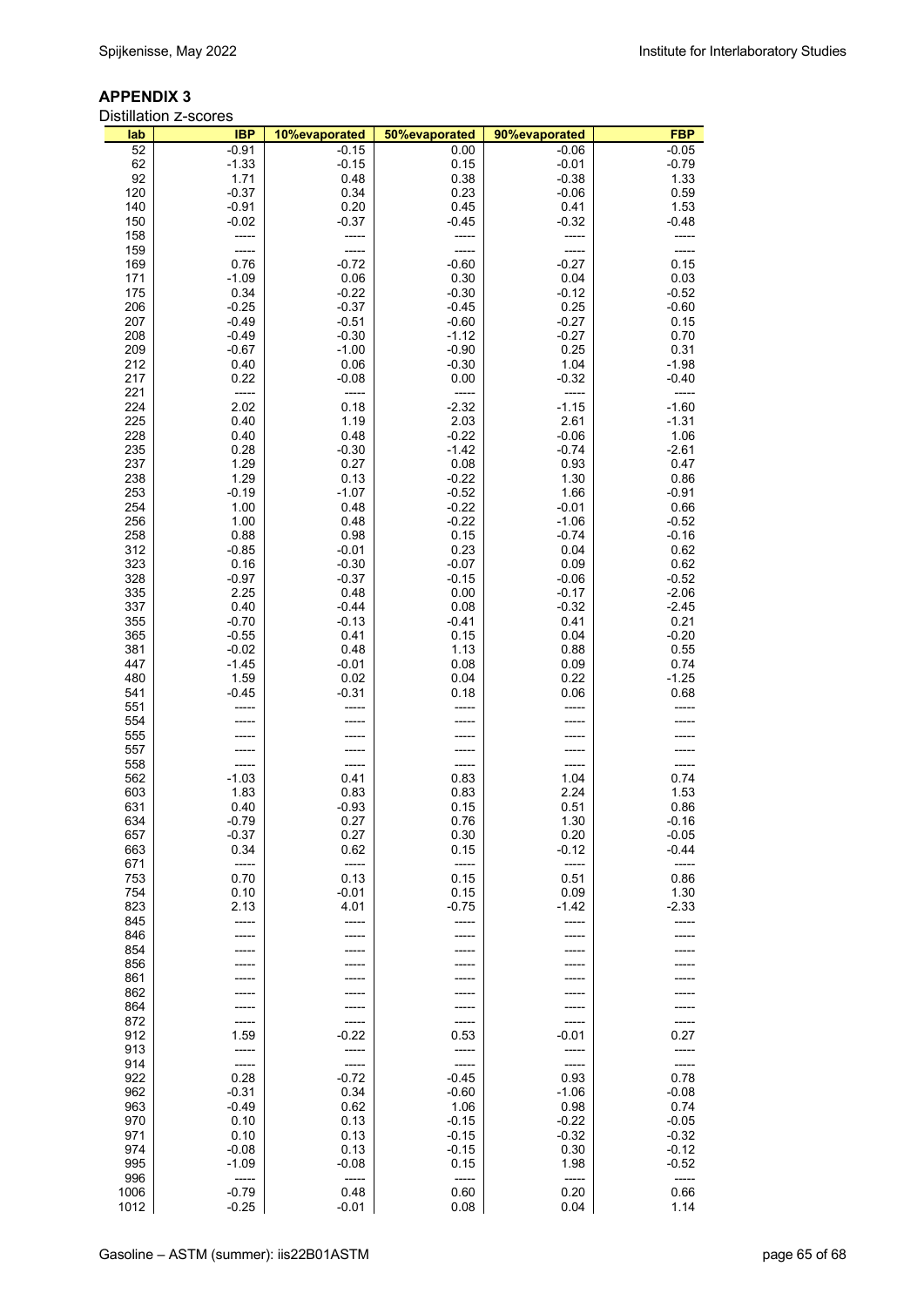## APPENDIX 3

Distillation z-scores

| lab | IBP | 10%evaporated | 50%evaporated | 90%evaporated | FBP |
|---|---|---|---|---|---|
| 52 | -0.91 | -0.15 | 0.00 | -0.06 | -0.05 |
| 62 | -1.33 | -0.15 | 0.15 | -0.01 | -0.79 |
| 92 | 1.71 | 0.48 | 0.38 | -0.38 | 1.33 |
| 120 | -0.37 | 0.34 | 0.23 | -0.06 | 0.59 |
| 140 | -0.91 | 0.20 | 0.45 | 0.41 | 1.53 |
| 150 | -0.02 | -0.37 | -0.45 | -0.32 | -0.48 |
| 158 | ----- | ----- | ----- | ----- | ----- |
| 159 | ----- | ----- | ----- | ----- | ----- |
| 169 | 0.76 | -0.72 | -0.60 | -0.27 | 0.15 |
| 171 | -1.09 | 0.06 | 0.30 | 0.04 | 0.03 |
| 175 | 0.34 | -0.22 | -0.30 | -0.12 | -0.52 |
| 206 | -0.25 | -0.37 | -0.45 | 0.25 | -0.60 |
| 207 | -0.49 | -0.51 | -0.60 | -0.27 | 0.15 |
| 208 | -0.49 | -0.30 | -1.12 | -0.27 | 0.70 |
| 209 | -0.67 | -1.00 | -0.90 | 0.25 | 0.31 |
| 212 | 0.40 | 0.06 | -0.30 | 1.04 | -1.98 |
| 217 | 0.22 | -0.08 | 0.00 | -0.32 | -0.40 |
| 221 | ----- | ----- | ----- | ----- | ----- |
| 224 | 2.02 | 0.18 | -2.32 | -1.15 | -1.60 |
| 225 | 0.40 | 1.19 | 2.03 | 2.61 | -1.31 |
| 228 | 0.40 | 0.48 | -0.22 | -0.06 | 1.06 |
| 235 | 0.28 | -0.30 | -1.42 | -0.74 | -2.61 |
| 237 | 1.29 | 0.27 | 0.08 | 0.93 | 0.47 |
| 238 | 1.29 | 0.13 | -0.22 | 1.30 | 0.86 |
| 253 | -0.19 | -1.07 | -0.52 | 1.66 | -0.91 |
| 254 | 1.00 | 0.48 | -0.22 | -0.01 | 0.66 |
| 256 | 1.00 | 0.48 | -0.22 | -1.06 | -0.52 |
| 258 | 0.88 | 0.98 | 0.15 | -0.74 | -0.16 |
| 312 | -0.85 | -0.01 | 0.23 | 0.04 | 0.62 |
| 323 | 0.16 | -0.30 | -0.07 | 0.09 | 0.62 |
| 328 | -0.97 | -0.37 | -0.15 | -0.06 | -0.52 |
| 335 | 2.25 | 0.48 | 0.00 | -0.17 | -2.06 |
| 337 | 0.40 | -0.44 | 0.08 | -0.32 | -2.45 |
| 355 | -0.70 | -0.13 | -0.41 | 0.41 | 0.21 |
| 365 | -0.55 | 0.41 | 0.15 | 0.04 | -0.20 |
| 381 | -0.02 | 0.48 | 1.13 | 0.88 | 0.55 |
| 447 | -1.45 | -0.01 | 0.08 | 0.09 | 0.74 |
| 480 | 1.59 | 0.02 | 0.04 | 0.22 | -1.25 |
| 541 | -0.45 | -0.31 | 0.18 | 0.06 | 0.68 |
| 551 | ----- | ----- | ----- | ----- | ----- |
| 554 | ----- | ----- | ----- | ----- | ----- |
| 555 | ----- | ----- | ----- | ----- | ----- |
| 557 | ----- | ----- | ----- | ----- | ----- |
| 558 | ----- | ----- | ----- | ----- | ----- |
| 562 | -1.03 | 0.41 | 0.83 | 1.04 | 0.74 |
| 603 | 1.83 | 0.83 | 0.83 | 2.24 | 1.53 |
| 631 | 0.40 | -0.93 | 0.15 | 0.51 | 0.86 |
| 634 | -0.79 | 0.27 | 0.76 | 1.30 | -0.16 |
| 657 | -0.37 | 0.27 | 0.30 | 0.20 | -0.05 |
| 663 | 0.34 | 0.62 | 0.15 | -0.12 | -0.44 |
| 671 | ----- | ----- | ----- | ----- | ----- |
| 753 | 0.70 | 0.13 | 0.15 | 0.51 | 0.86 |
| 754 | 0.10 | -0.01 | 0.15 | 0.09 | 1.30 |
| 823 | 2.13 | 4.01 | -0.75 | -1.42 | -2.33 |
| 845 | ----- | ----- | ----- | ----- | ----- |
| 846 | ----- | ----- | ----- | ----- | ----- |
| 854 | ----- | ----- | ----- | ----- | ----- |
| 856 | ----- | ----- | ----- | ----- | ----- |
| 861 | ----- | ----- | ----- | ----- | ----- |
| 862 | ----- | ----- | ----- | ----- | ----- |
| 864 | ----- | ----- | ----- | ----- | ----- |
| 872 | ----- | ----- | ----- | ----- | ----- |
| 912 | 1.59 | -0.22 | 0.53 | -0.01 | 0.27 |
| 913 | ----- | ----- | ----- | ----- | ----- |
| 914 | ----- | ----- | ----- | ----- | ----- |
| 922 | 0.28 | -0.72 | -0.45 | 0.93 | 0.78 |
| 962 | -0.31 | 0.34 | -0.60 | -1.06 | -0.08 |
| 963 | -0.49 | 0.62 | 1.06 | 0.98 | 0.74 |
| 970 | 0.10 | 0.13 | -0.15 | -0.22 | -0.05 |
| 971 | 0.10 | 0.13 | -0.15 | -0.32 | -0.32 |
| 974 | -0.08 | 0.13 | -0.15 | 0.30 | -0.12 |
| 995 | -1.09 | -0.08 | 0.15 | 1.98 | -0.52 |
| 996 | ----- | ----- | ----- | ----- | ----- |
| 1006 | -0.79 | 0.48 | 0.60 | 0.20 | 0.66 |
| 1012 | -0.25 | -0.01 | 0.08 | 0.04 | 1.14 |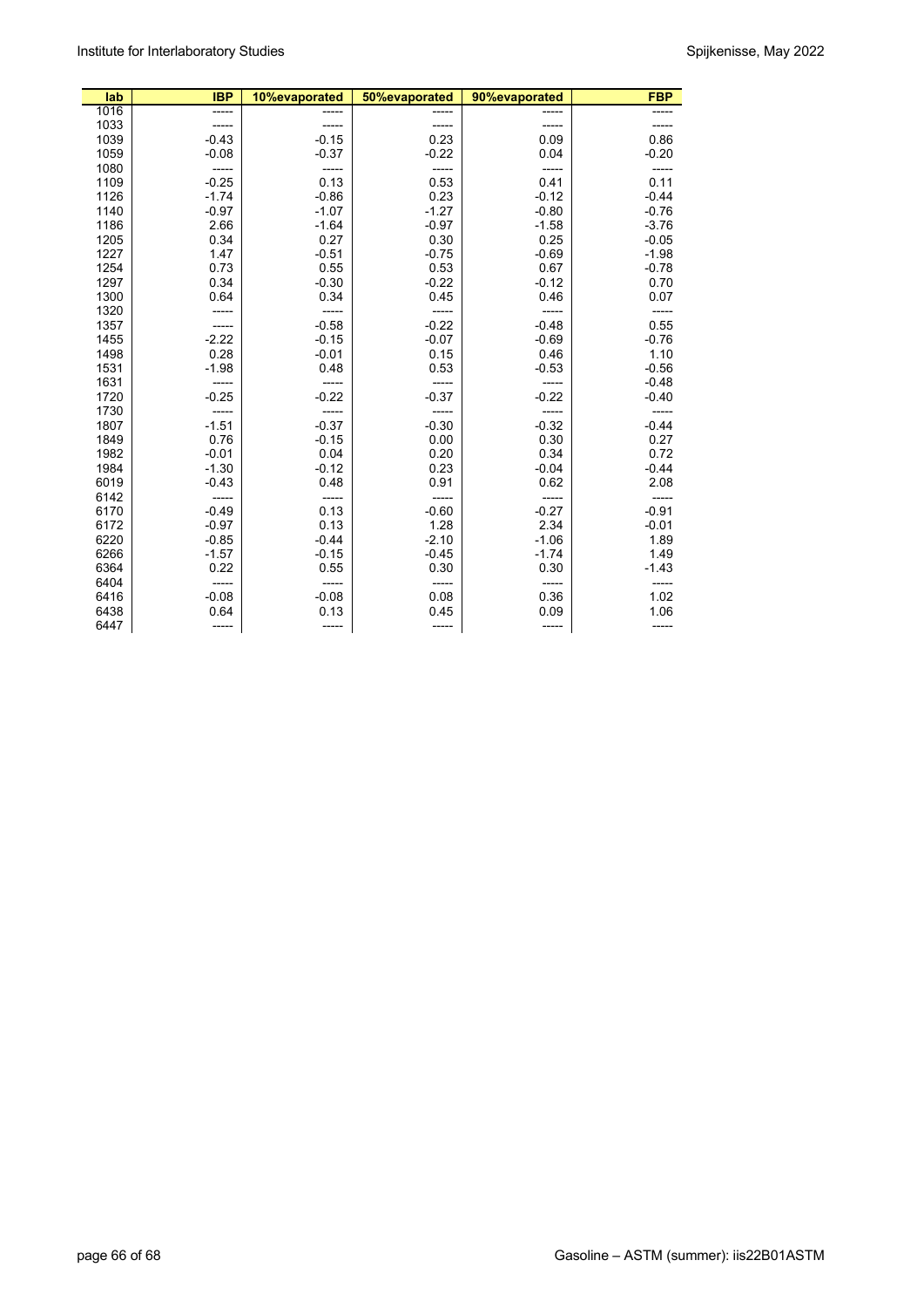| lab | IBP | 10%evaporated | 50%evaporated | 90%evaporated | FBP |
|---|---|---|---|---|---|
| 1016 | ----- | ----- | ----- | ----- | ----- |
| 1033 | ----- | ----- | ----- | ----- | ----- |
| 1039 | -0.43 | -0.15 | 0.23 | 0.09 | 0.86 |
| 1059 | -0.08 | -0.37 | -0.22 | 0.04 | -0.20 |
| 1080 | ----- | ----- | ----- | ----- | ----- |
| 1109 | -0.25 | 0.13 | 0.53 | 0.41 | 0.11 |
| 1126 | -1.74 | -0.86 | 0.23 | -0.12 | -0.44 |
| 1140 | -0.97 | -1.07 | -1.27 | -0.80 | -0.76 |
| 1186 | 2.66 | -1.64 | -0.97 | -1.58 | -3.76 |
| 1205 | 0.34 | 0.27 | 0.30 | 0.25 | -0.05 |
| 1227 | 1.47 | -0.51 | -0.75 | -0.69 | -1.98 |
| 1254 | 0.73 | 0.55 | 0.53 | 0.67 | -0.78 |
| 1297 | 0.34 | -0.30 | -0.22 | -0.12 | 0.70 |
| 1300 | 0.64 | 0.34 | 0.45 | 0.46 | 0.07 |
| 1320 | ----- | ----- | ----- | ----- | ----- |
| 1357 | ----- | -0.58 | -0.22 | -0.48 | 0.55 |
| 1455 | -2.22 | -0.15 | -0.07 | -0.69 | -0.76 |
| 1498 | 0.28 | -0.01 | 0.15 | 0.46 | 1.10 |
| 1531 | -1.98 | 0.48 | 0.53 | -0.53 | -0.56 |
| 1631 | ----- | ----- | ----- | ----- | -0.48 |
| 1720 | -0.25 | -0.22 | -0.37 | -0.22 | -0.40 |
| 1730 | ----- | ----- | ----- | ----- | ----- |
| 1807 | -1.51 | -0.37 | -0.30 | -0.32 | -0.44 |
| 1849 | 0.76 | -0.15 | 0.00 | 0.30 | 0.27 |
| 1982 | -0.01 | 0.04 | 0.20 | 0.34 | 0.72 |
| 1984 | -1.30 | -0.12 | 0.23 | -0.04 | -0.44 |
| 6019 | -0.43 | 0.48 | 0.91 | 0.62 | 2.08 |
| 6142 | ----- | ----- | ----- | ----- | ----- |
| 6170 | -0.49 | 0.13 | -0.60 | -0.27 | -0.91 |
| 6172 | -0.97 | 0.13 | 1.28 | 2.34 | -0.01 |
| 6220 | -0.85 | -0.44 | -2.10 | -1.06 | 1.89 |
| 6266 | -1.57 | -0.15 | -0.45 | -1.74 | 1.49 |
| 6364 | 0.22 | 0.55 | 0.30 | 0.30 | -1.43 |
| 6404 | ----- | ----- | ----- | ----- | ----- |
| 6416 | -0.08 | -0.08 | 0.08 | 0.36 | 1.02 |
| 6438 | 0.64 | 0.13 | 0.45 | 0.09 | 1.06 |
| 6447 | ----- | ----- | ----- | ----- | ----- |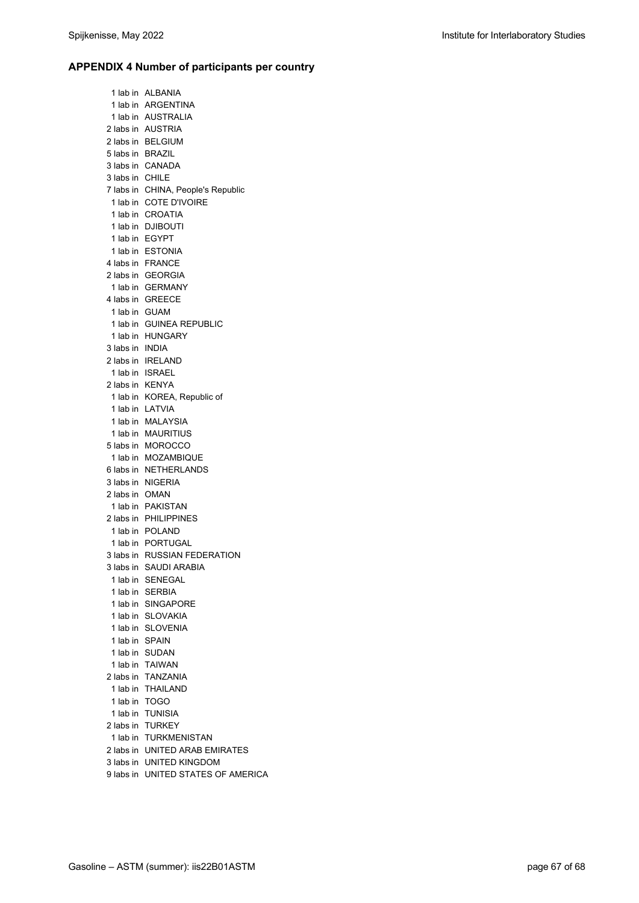## APPENDIX 4 Number of participants per country

1 lab in ALBANIA
1 lab in ARGENTINA
1 lab in AUSTRALIA
2 labs in AUSTRIA
2 labs in BELGIUM
5 labs in BRAZIL
3 labs in CANADA
3 labs in CHILE
7 labs in CHINA, People's Republic
1 lab in COTE D'IVOIRE
1 lab in CROATIA
1 lab in DJIBOUTI
1 lab in EGYPT
1 lab in ESTONIA
4 labs in FRANCE
2 labs in GEORGIA
1 lab in GERMANY
4 labs in GREECE
1 lab in GUAM
1 lab in GUINEA REPUBLIC
1 lab in HUNGARY
3 labs in INDIA
2 labs in IRELAND
1 lab in ISRAEL
2 labs in KENYA
1 lab in KOREA, Republic of
1 lab in LATVIA
1 lab in MALAYSIA
1 lab in MAURITIUS
5 labs in MOROCCO
1 lab in MOZAMBIQUE
6 labs in NETHERLANDS
3 labs in NIGERIA
2 labs in OMAN
1 lab in PAKISTAN
2 labs in PHILIPPINES
1 lab in POLAND
1 lab in PORTUGAL
3 labs in RUSSIAN FEDERATION
3 labs in SAUDI ARABIA
1 lab in SENEGAL
1 lab in SERBIA
1 lab in SINGAPORE
1 lab in SLOVAKIA
1 lab in SLOVENIA
1 lab in SPAIN
1 lab in SUDAN
1 lab in TAIWAN
2 labs in TANZANIA
1 lab in THAILAND
1 lab in TOGO
1 lab in TUNISIA
2 labs in TURKEY
1 lab in TURKMENISTAN
2 labs in UNITED ARAB EMIRATES
3 labs in UNITED KINGDOM
9 labs in UNITED STATES OF AMERICA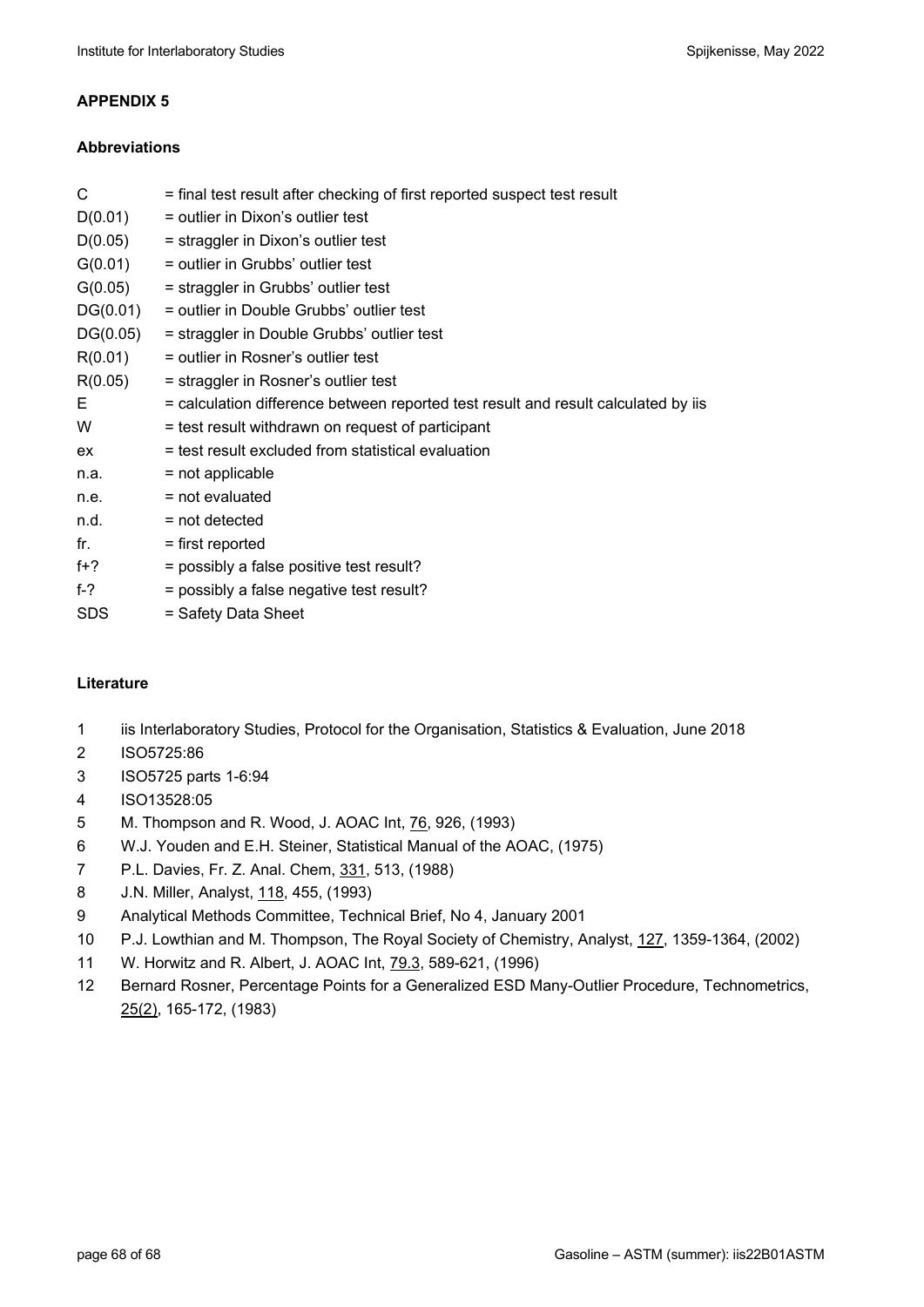**APPENDIX 5**

**Abbreviations**

| | |
|---|---|
| C | = final test result after checking of first reported suspect test result |
| D(0.01) | = outlier in Dixon's outlier test |
| D(0.05) | = straggler in Dixon's outlier test |
| G(0.01) | = outlier in Grubbs' outlier test |
| G(0.05) | = straggler in Grubbs' outlier test |
| DG(0.01) | = outlier in Double Grubbs' outlier test |
| DG(0.05) | = straggler in Double Grubbs' outlier test |
| R(0.01) | = outlier in Rosner's outlier test |
| R(0.05) | = straggler in Rosner's outlier test |
| E | = calculation difference between reported test result and result calculated by iis |
| W | = test result withdrawn on request of participant |
| ex | = test result excluded from statistical evaluation |
| n.a. | = not applicable |
| n.e. | = not evaluated |
| n.d. | = not detected |
| fr. | = first reported |
| f+? | = possibly a false positive test result? |
| f-? | = possibly a false negative test result? |
| SDS | = Safety Data Sheet |

**Literature**

1. iis Interlaboratory Studies, Protocol for the Organisation, Statistics & Evaluation, June 2018
2. ISO5725:86
3. ISO5725 parts 1-6:94
4. ISO13528:05
5. M. Thompson and R. Wood, J. AOAC Int, 76, 926, (1993)
6. W.J. Youden and E.H. Steiner, Statistical Manual of the AOAC, (1975)
7. P.L. Davies, Fr. Z. Anal. Chem, 331, 513, (1988)
8. J.N. Miller, Analyst, 118, 455, (1993)
9. Analytical Methods Committee, Technical Brief, No 4, January 2001
10. P.J. Lowthian and M. Thompson, The Royal Society of Chemistry, Analyst, 127, 1359-1364, (2002)
11. W. Horwitz and R. Albert, J. AOAC Int, 79.3, 589-621, (1996)
12. Bernard Rosner, Percentage Points for a Generalized ESD Many-Outlier Procedure, Technometrics, 25(2), 165-172, (1983)